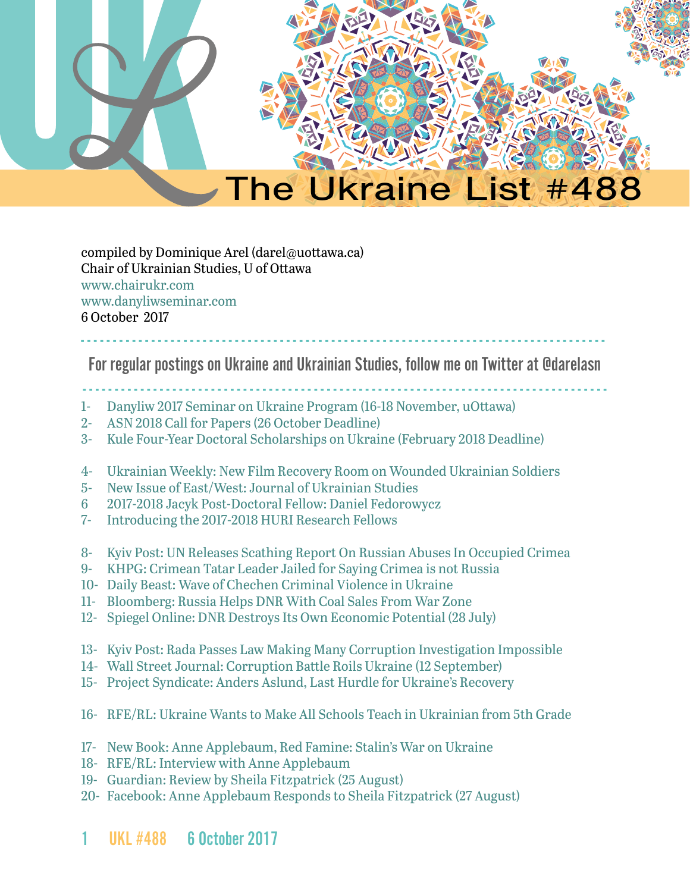# The Ukraine List #488

compiled by Dominique Arel (darel@uottawa.ca)
Chair of Ukrainian Studies, U of Ottawa
www.chairukr.com
www.danyliwseminar.com
6 October 2017

For regular postings on Ukraine and Ukrainian Studies, follow me on Twitter at @darelasn

1- Danyliw 2017 Seminar on Ukraine Program (16-18 November, uOttawa)
2- ASN 2018 Call for Papers (26 October Deadline)
3- Kule Four-Year Doctoral Scholarships on Ukraine (February 2018 Deadline)

4- Ukrainian Weekly: New Film Recovery Room on Wounded Ukrainian Soldiers
5- New Issue of East/West: Journal of Ukrainian Studies
6 2017-2018 Jacyk Post-Doctoral Fellow: Daniel Fedorowycz
7- Introducing the 2017-2018 HURI Research Fellows

8- Kyiv Post: UN Releases Scathing Report On Russian Abuses In Occupied Crimea
9- KHPG: Crimean Tatar Leader Jailed for Saying Crimea is not Russia
10- Daily Beast: Wave of Chechen Criminal Violence in Ukraine
11- Bloomberg: Russia Helps DNR With Coal Sales From War Zone
12- Spiegel Online: DNR Destroys Its Own Economic Potential (28 July)

13- Kyiv Post: Rada Passes Law Making Many Corruption Investigation Impossible
14- Wall Street Journal: Corruption Battle Roils Ukraine (12 September)
15- Project Syndicate: Anders Aslund, Last Hurdle for Ukraine's Recovery

16- RFE/RL: Ukraine Wants to Make All Schools Teach in Ukrainian from 5th Grade

17- New Book: Anne Applebaum, Red Famine: Stalin's War on Ukraine
18- RFE/RL: Interview with Anne Applebaum
19- Guardian: Review by Sheila Fitzpatrick (25 August)
20- Facebook: Anne Applebaum Responds to Sheila Fitzpatrick (27 August)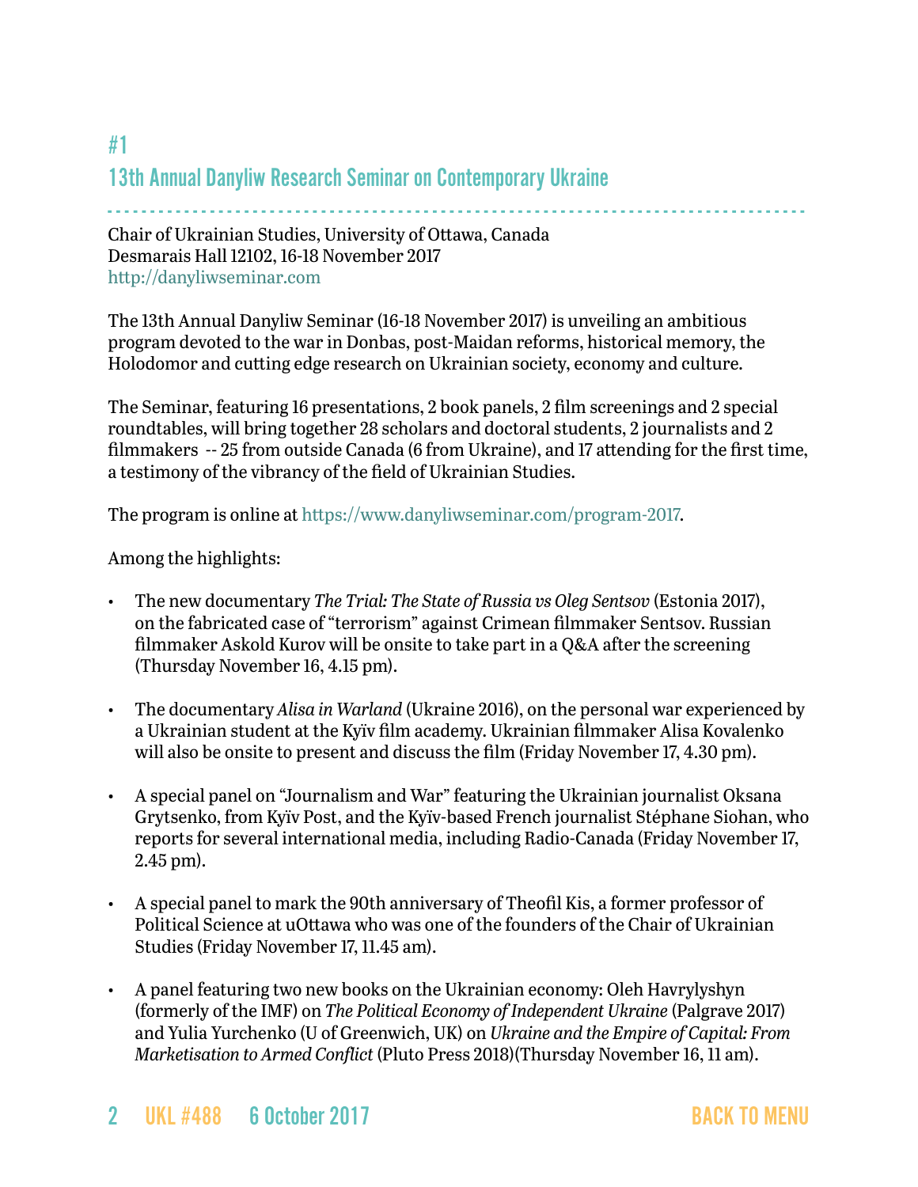## #1
## 13th Annual Danyliw Research Seminar on Contemporary Ukraine

Chair of Ukrainian Studies, University of Ottawa, Canada
Desmarais Hall 12102, 16-18 November 2017
http://danyliwseminar.com

The 13th Annual Danyliw Seminar (16-18 November 2017) is unveiling an ambitious program devoted to the war in Donbas, post-Maidan reforms, historical memory, the Holodomor and cutting edge research on Ukrainian society, economy and culture.

The Seminar, featuring 16 presentations, 2 book panels, 2 film screenings and 2 special roundtables, will bring together 28 scholars and doctoral students, 2 journalists and 2 filmmakers -- 25 from outside Canada (6 from Ukraine), and 17 attending for the first time, a testimony of the vibrancy of the field of Ukrainian Studies.

The program is online at https://www.danyliwseminar.com/program-2017.

Among the highlights:

- The new documentary *The Trial: The State of Russia vs Oleg Sentsov* (Estonia 2017), on the fabricated case of "terrorism" against Crimean filmmaker Sentsov. Russian filmmaker Askold Kurov will be onsite to take part in a Q&A after the screening (Thursday November 16, 4.15 pm).

- The documentary *Alisa in Warland* (Ukraine 2016), on the personal war experienced by a Ukrainian student at the Kyïv film academy. Ukrainian filmmaker Alisa Kovalenko will also be onsite to present and discuss the film (Friday November 17, 4.30 pm).

- A special panel on "Journalism and War" featuring the Ukrainian journalist Oksana Grytsenko, from Kyïv Post, and the Kyïv-based French journalist Stéphane Siohan, who reports for several international media, including Radio-Canada (Friday November 17, 2.45 pm).

- A special panel to mark the 90th anniversary of Theofil Kis, a former professor of Political Science at uOttawa who was one of the founders of the Chair of Ukrainian Studies (Friday November 17, 11.45 am).

- A panel featuring two new books on the Ukrainian economy: Oleh Havrylyshyn (formerly of the IMF) on *The Political Economy of Independent Ukraine* (Palgrave 2017) and Yulia Yurchenko (U of Greenwich, UK) on *Ukraine and the Empire of Capital: From Marketisation to Armed Conflict* (Pluto Press 2018)(Thursday November 16, 11 am).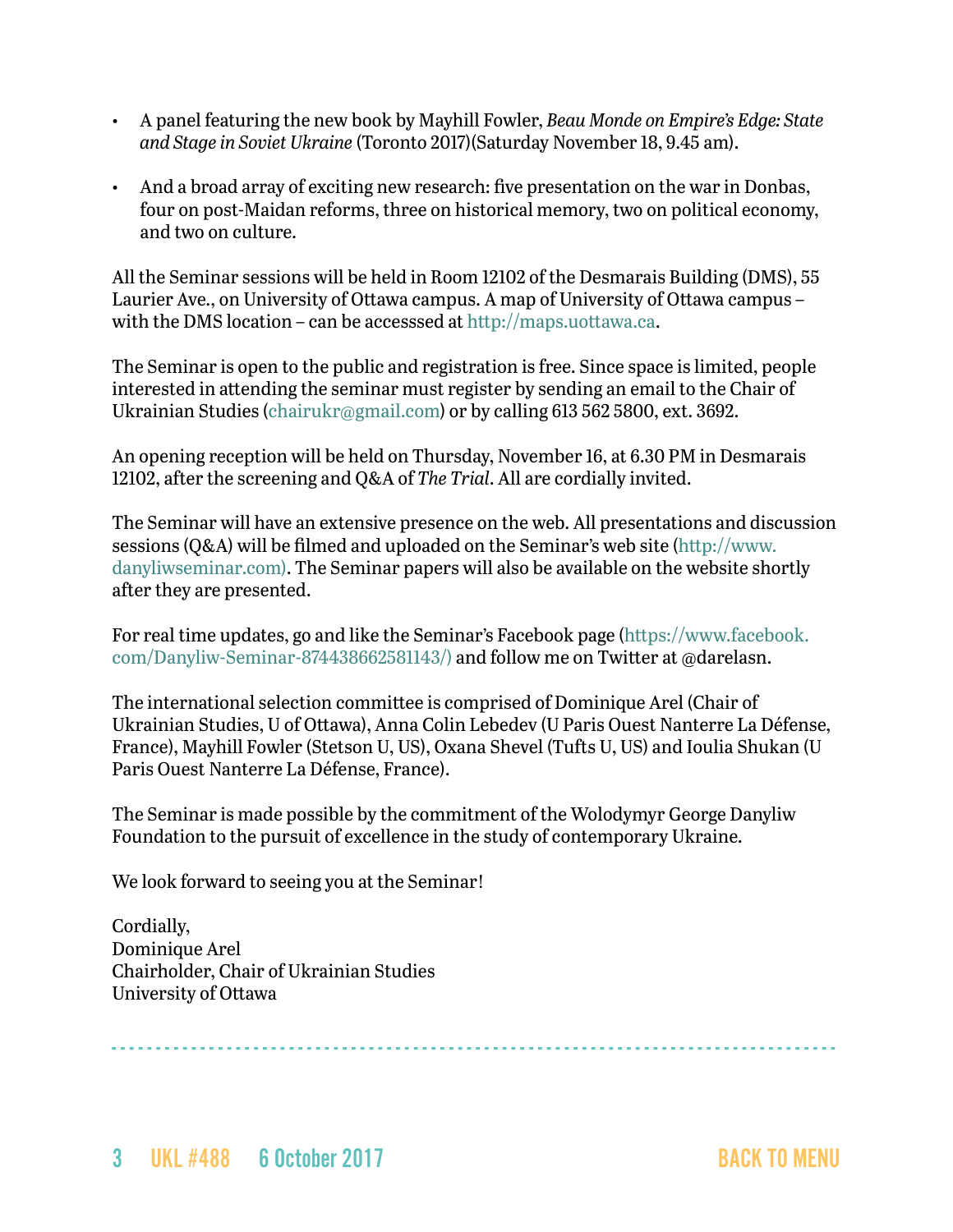- A panel featuring the new book by Mayhill Fowler, *Beau Monde on Empire's Edge: State and Stage in Soviet Ukraine* (Toronto 2017)(Saturday November 18, 9.45 am).
- And a broad array of exciting new research: five presentation on the war in Donbas, four on post-Maidan reforms, three on historical memory, two on political economy, and two on culture.

All the Seminar sessions will be held in Room 12102 of the Desmarais Building (DMS), 55 Laurier Ave., on University of Ottawa campus. A map of University of Ottawa campus – with the DMS location – can be accesssed at http://maps.uottawa.ca.

The Seminar is open to the public and registration is free. Since space is limited, people interested in attending the seminar must register by sending an email to the Chair of Ukrainian Studies (chairukr@gmail.com) or by calling 613 562 5800, ext. 3692.

An opening reception will be held on Thursday, November 16, at 6.30 PM in Desmarais 12102, after the screening and Q&A of *The Trial*. All are cordially invited.

The Seminar will have an extensive presence on the web. All presentations and discussion sessions (Q&A) will be filmed and uploaded on the Seminar's web site (http://www.danyliwseminar.com). The Seminar papers will also be available on the website shortly after they are presented.

For real time updates, go and like the Seminar's Facebook page (https://www.facebook.com/Danyliw-Seminar-874438662581143/) and follow me on Twitter at @darelasn.

The international selection committee is comprised of Dominique Arel (Chair of Ukrainian Studies, U of Ottawa), Anna Colin Lebedev (U Paris Ouest Nanterre La Défense, France), Mayhill Fowler (Stetson U, US), Oxana Shevel (Tufts U, US) and Ioulia Shukan (U Paris Ouest Nanterre La Défense, France).

The Seminar is made possible by the commitment of the Wolodymyr George Danyliw Foundation to the pursuit of excellence in the study of contemporary Ukraine.

We look forward to seeing you at the Seminar!

Cordially,
Dominique Arel
Chairholder, Chair of Ukrainian Studies
University of Ottawa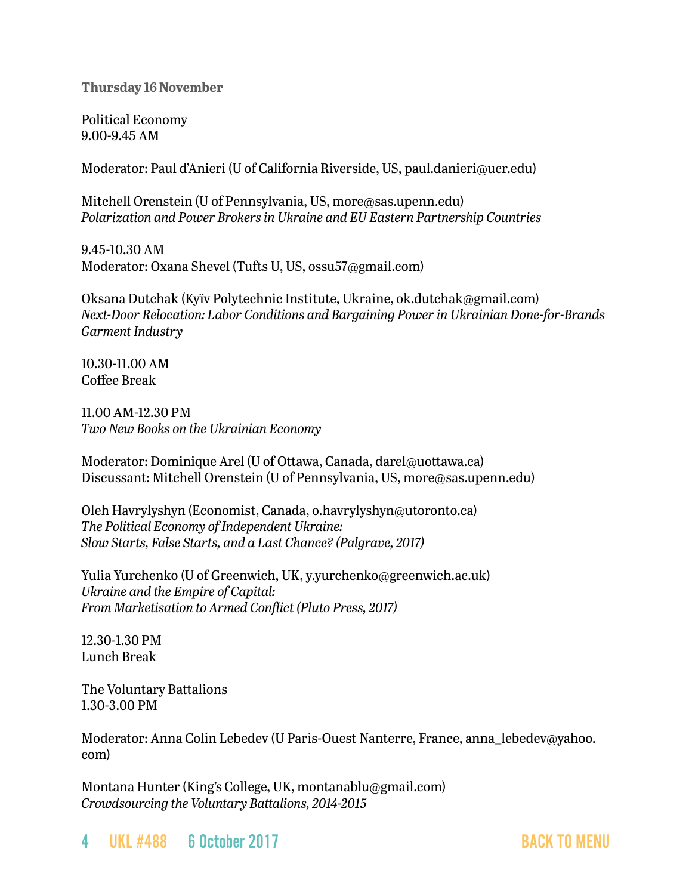**Thursday 16 November**

Political Economy
9.00-9.45 AM

Moderator: Paul d'Anieri (U of California Riverside, US, paul.danieri@ucr.edu)

Mitchell Orenstein (U of Pennsylvania, US, more@sas.upenn.edu)
*Polarization and Power Brokers in Ukraine and EU Eastern Partnership Countries*

9.45-10.30 AM
Moderator: Oxana Shevel (Tufts U, US, ossu57@gmail.com)

Oksana Dutchak (Kyïv Polytechnic Institute, Ukraine, ok.dutchak@gmail.com)
*Next-Door Relocation: Labor Conditions and Bargaining Power in Ukrainian Done-for-Brands Garment Industry*

10.30-11.00 AM
Coffee Break

11.00 AM-12.30 PM
*Two New Books on the Ukrainian Economy*

Moderator: Dominique Arel (U of Ottawa, Canada, darel@uottawa.ca)
Discussant: Mitchell Orenstein (U of Pennsylvania, US, more@sas.upenn.edu)

Oleh Havrylyshyn (Economist, Canada, o.havrylyshyn@utoronto.ca)
*The Political Economy of Independent Ukraine:*
*Slow Starts, False Starts, and a Last Chance? (Palgrave, 2017)*

Yulia Yurchenko (U of Greenwich, UK, y.yurchenko@greenwich.ac.uk)
*Ukraine and the Empire of Capital:*
*From Marketisation to Armed Conflict (Pluto Press, 2017)*

12.30-1.30 PM
Lunch Break

The Voluntary Battalions
1.30-3.00 PM

Moderator: Anna Colin Lebedev (U Paris-Ouest Nanterre, France, anna_lebedev@yahoo.com)

Montana Hunter (King's College, UK, montanablu@gmail.com)
*Crowdsourcing the Voluntary Battalions, 2014-2015*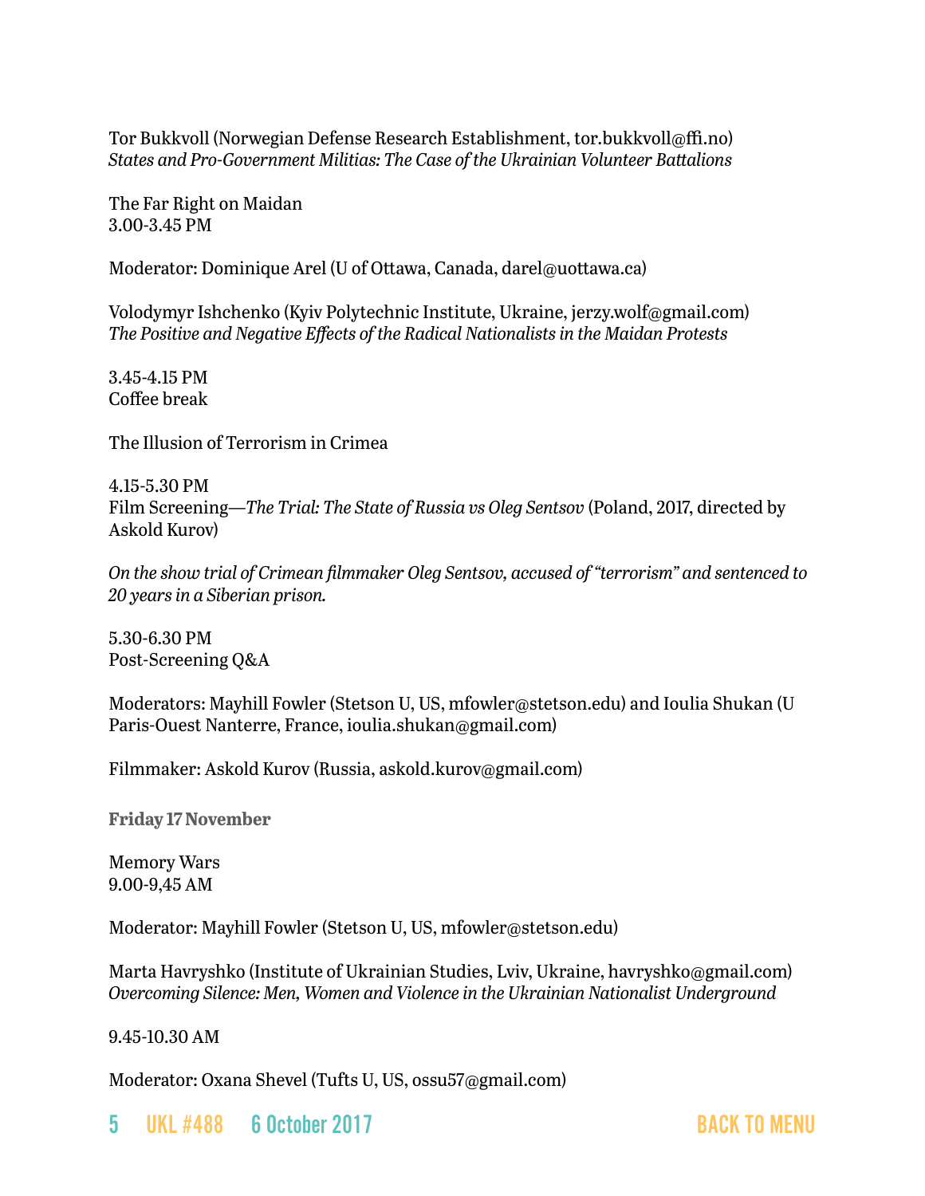Tor Bukkvoll (Norwegian Defense Research Establishment, tor.bukkvoll@ffi.no)
*States and Pro-Government Militias: The Case of the Ukrainian Volunteer Battalions*

The Far Right on Maidan
3.00-3.45 PM

Moderator: Dominique Arel (U of Ottawa, Canada, darel@uottawa.ca)

Volodymyr Ishchenko (Kyiv Polytechnic Institute, Ukraine, jerzy.wolf@gmail.com)
*The Positive and Negative Effects of the Radical Nationalists in the Maidan Protests*

3.45-4.15 PM
Coffee break

The Illusion of Terrorism in Crimea

4.15-5.30 PM
Film Screening—*The Trial: The State of Russia vs Oleg Sentsov* (Poland, 2017, directed by Askold Kurov)

*On the show trial of Crimean filmmaker Oleg Sentsov, accused of "terrorism" and sentenced to 20 years in a Siberian prison.*

5.30-6.30 PM
Post-Screening Q&A

Moderators: Mayhill Fowler (Stetson U, US, mfowler@stetson.edu) and Ioulia Shukan (U Paris-Ouest Nanterre, France, ioulia.shukan@gmail.com)

Filmmaker: Askold Kurov (Russia, askold.kurov@gmail.com)

**Friday 17 November**

Memory Wars
9.00-9,45 AM

Moderator: Mayhill Fowler (Stetson U, US, mfowler@stetson.edu)

Marta Havryshko (Institute of Ukrainian Studies, Lviv, Ukraine, havryshko@gmail.com)
*Overcoming Silence: Men, Women and Violence in the Ukrainian Nationalist Underground*

9.45-10.30 AM

Moderator: Oxana Shevel (Tufts U, US, ossu57@gmail.com)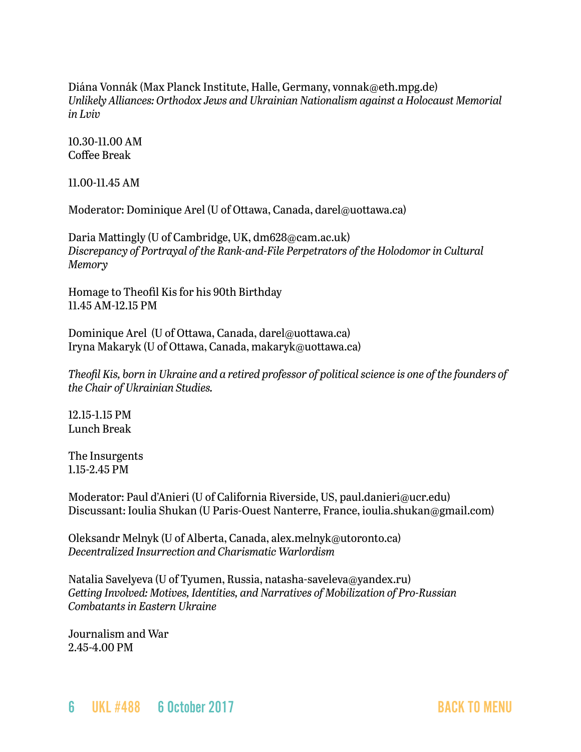Diána Vonnák (Max Planck Institute, Halle, Germany, vonnak@eth.mpg.de)
*Unlikely Alliances: Orthodox Jews and Ukrainian Nationalism against a Holocaust Memorial in Lviv*

10.30-11.00 AM
Coffee Break

11.00-11.45 AM

Moderator: Dominique Arel (U of Ottawa, Canada, darel@uottawa.ca)

Daria Mattingly (U of Cambridge, UK, dm628@cam.ac.uk)
*Discrepancy of Portrayal of the Rank-and-File Perpetrators of the Holodomor in Cultural Memory*

Homage to Theofil Kis for his 90th Birthday
11.45 AM-12.15 PM

Dominique Arel (U of Ottawa, Canada, darel@uottawa.ca)
Iryna Makaryk (U of Ottawa, Canada, makaryk@uottawa.ca)

*Theofil Kis, born in Ukraine and a retired professor of political science is one of the founders of the Chair of Ukrainian Studies.*

12.15-1.15 PM
Lunch Break

The Insurgents
1.15-2.45 PM

Moderator: Paul d'Anieri (U of California Riverside, US, paul.danieri@ucr.edu)
Discussant: Ioulia Shukan (U Paris-Ouest Nanterre, France, ioulia.shukan@gmail.com)

Oleksandr Melnyk (U of Alberta, Canada, alex.melnyk@utoronto.ca)
*Decentralized Insurrection and Charismatic Warlordism*

Natalia Savelyeva (U of Tyumen, Russia, natasha-saveleva@yandex.ru)
*Getting Involved: Motives, Identities, and Narratives of Mobilization of Pro-Russian Combatants in Eastern Ukraine*

Journalism and War
2.45-4.00 PM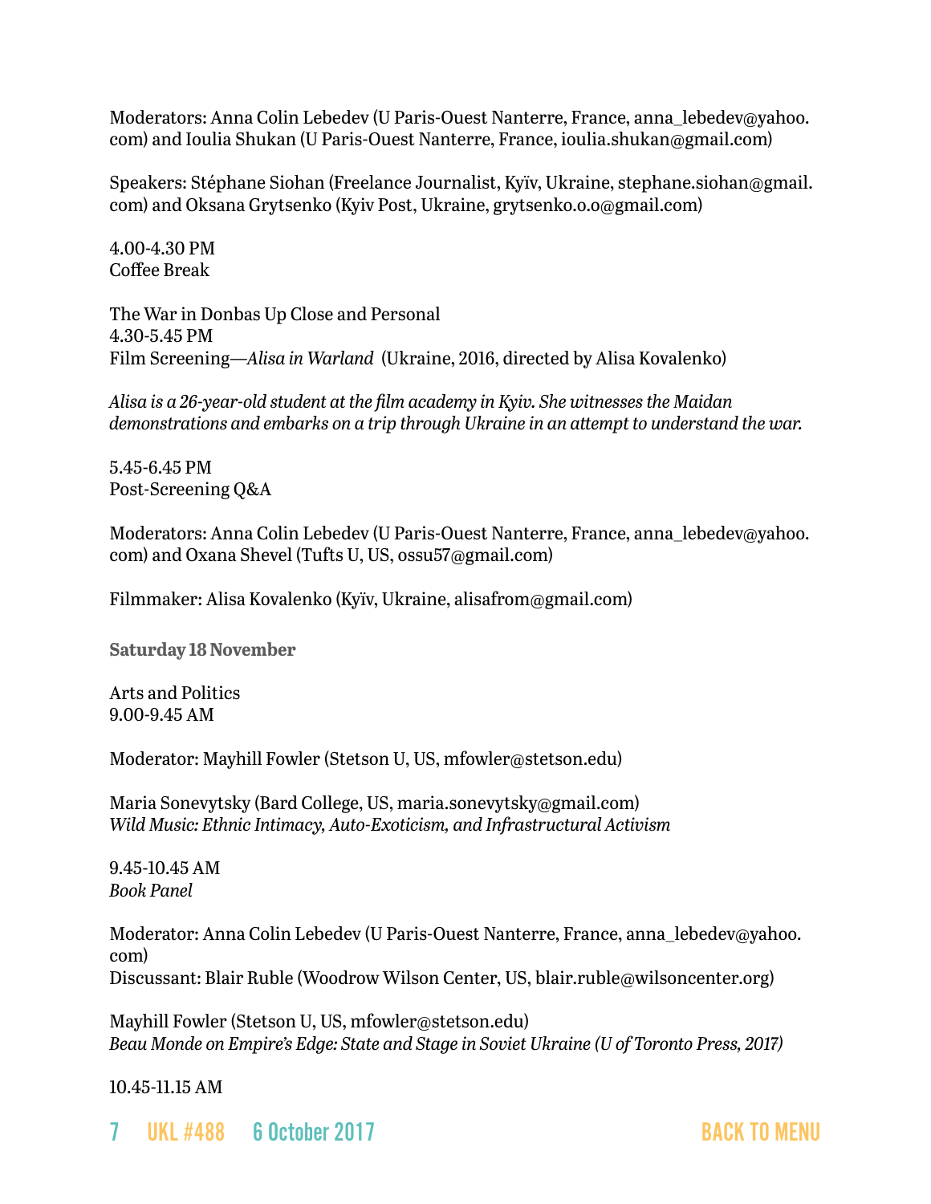Moderators: Anna Colin Lebedev (U Paris-Ouest Nanterre, France, anna_lebedev@yahoo.com) and Ioulia Shukan (U Paris-Ouest Nanterre, France, ioulia.shukan@gmail.com)

Speakers: Stéphane Siohan (Freelance Journalist, Kyïv, Ukraine, stephane.siohan@gmail.com) and Oksana Grytsenko (Kyiv Post, Ukraine, grytsenko.o.o@gmail.com)

4.00-4.30 PM
Coffee Break

The War in Donbas Up Close and Personal
4.30-5.45 PM
Film Screening—*Alisa in Warland* (Ukraine, 2016, directed by Alisa Kovalenko)

*Alisa is a 26-year-old student at the film academy in Kyiv. She witnesses the Maidan demonstrations and embarks on a trip through Ukraine in an attempt to understand the war.*

5.45-6.45 PM
Post-Screening Q&A

Moderators: Anna Colin Lebedev (U Paris-Ouest Nanterre, France, anna_lebedev@yahoo.com) and Oxana Shevel (Tufts U, US, ossu57@gmail.com)

Filmmaker: Alisa Kovalenko (Kyïv, Ukraine, alisafrom@gmail.com)

**Saturday 18 November**

Arts and Politics
9.00-9.45 AM

Moderator: Mayhill Fowler (Stetson U, US, mfowler@stetson.edu)

Maria Sonevytsky (Bard College, US, maria.sonevytsky@gmail.com)
*Wild Music: Ethnic Intimacy, Auto-Exoticism, and Infrastructural Activism*

9.45-10.45 AM
*Book Panel*

Moderator: Anna Colin Lebedev (U Paris-Ouest Nanterre, France, anna_lebedev@yahoo.com)
Discussant: Blair Ruble (Woodrow Wilson Center, US, blair.ruble@wilsoncenter.org)

Mayhill Fowler (Stetson U, US, mfowler@stetson.edu)
*Beau Monde on Empire's Edge: State and Stage in Soviet Ukraine (U of Toronto Press, 2017)*

10.45-11.15 AM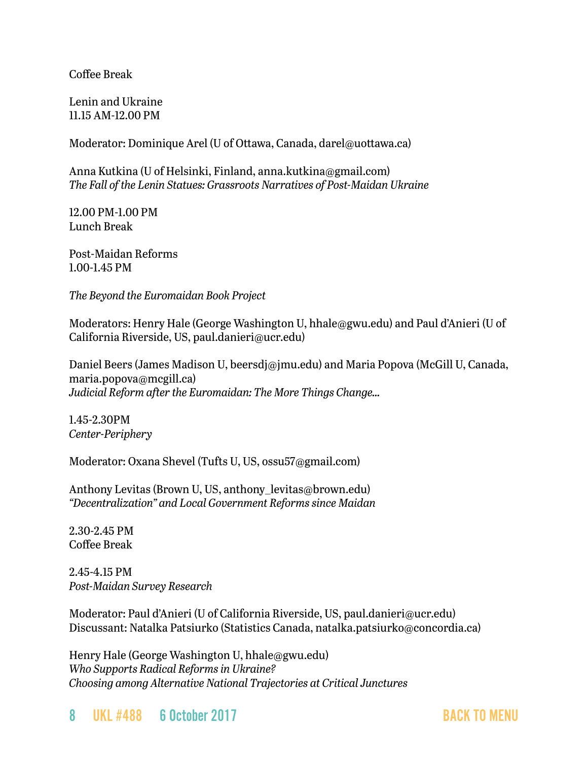Coffee Break

Lenin and Ukraine
11.15 AM-12.00 PM

Moderator: Dominique Arel (U of Ottawa, Canada, darel@uottawa.ca)

Anna Kutkina (U of Helsinki, Finland, anna.kutkina@gmail.com)
*The Fall of the Lenin Statues: Grassroots Narratives of Post-Maidan Ukraine*

12.00 PM-1.00 PM
Lunch Break

Post-Maidan Reforms
1.00-1.45 PM

*The Beyond the Euromaidan Book Project*

Moderators: Henry Hale (George Washington U, hhale@gwu.edu) and Paul d'Anieri (U of California Riverside, US, paul.danieri@ucr.edu)

Daniel Beers (James Madison U, beersdj@jmu.edu) and Maria Popova (McGill U, Canada, maria.popova@mcgill.ca)
*Judicial Reform after the Euromaidan: The More Things Change...*

1.45-2.30PM
*Center-Periphery*

Moderator: Oxana Shevel (Tufts U, US, ossu57@gmail.com)

Anthony Levitas (Brown U, US, anthony_levitas@brown.edu)
*"Decentralization" and Local Government Reforms since Maidan*

2.30-2.45 PM
Coffee Break

2.45-4.15 PM
*Post-Maidan Survey Research*

Moderator: Paul d'Anieri (U of California Riverside, US, paul.danieri@ucr.edu)
Discussant: Natalka Patsiurko (Statistics Canada, natalka.patsiurko@concordia.ca)

Henry Hale (George Washington U, hhale@gwu.edu)
*Who Supports Radical Reforms in Ukraine?*
*Choosing among Alternative National Trajectories at Critical Junctures*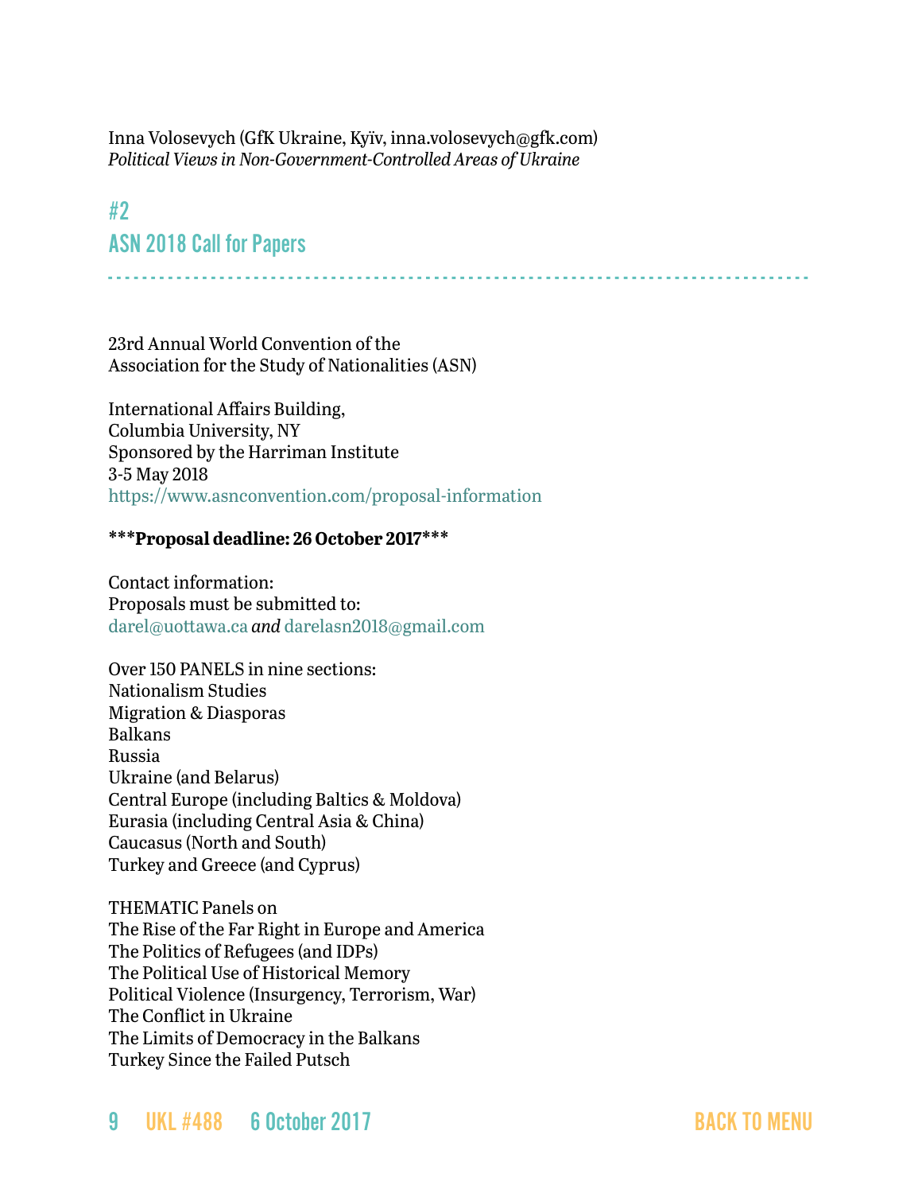Inna Volosevych (GfK Ukraine, Kyïv, inna.volosevych@gfk.com)
*Political Views in Non-Government-Controlled Areas of Ukraine*

## #2
## ASN 2018 Call for Papers

23rd Annual World Convention of the
Association for the Study of Nationalities (ASN)

International Affairs Building,
Columbia University, NY
Sponsored by the Harriman Institute
3-5 May 2018
https://www.asnconvention.com/proposal-information

**\*\*\*Proposal deadline: 26 October 2017\*\*\***

Contact information:
Proposals must be submitted to:
darel@uottawa.ca *and* darelasn2018@gmail.com

Over 150 PANELS in nine sections:
Nationalism Studies
Migration & Diasporas
Balkans
Russia
Ukraine (and Belarus)
Central Europe (including Baltics & Moldova)
Eurasia (including Central Asia & China)
Caucasus (North and South)
Turkey and Greece (and Cyprus)

THEMATIC Panels on
The Rise of the Far Right in Europe and America
The Politics of Refugees (and IDPs)
The Political Use of Historical Memory
Political Violence (Insurgency, Terrorism, War)
The Conflict in Ukraine
The Limits of Democracy in the Balkans
Turkey Since the Failed Putsch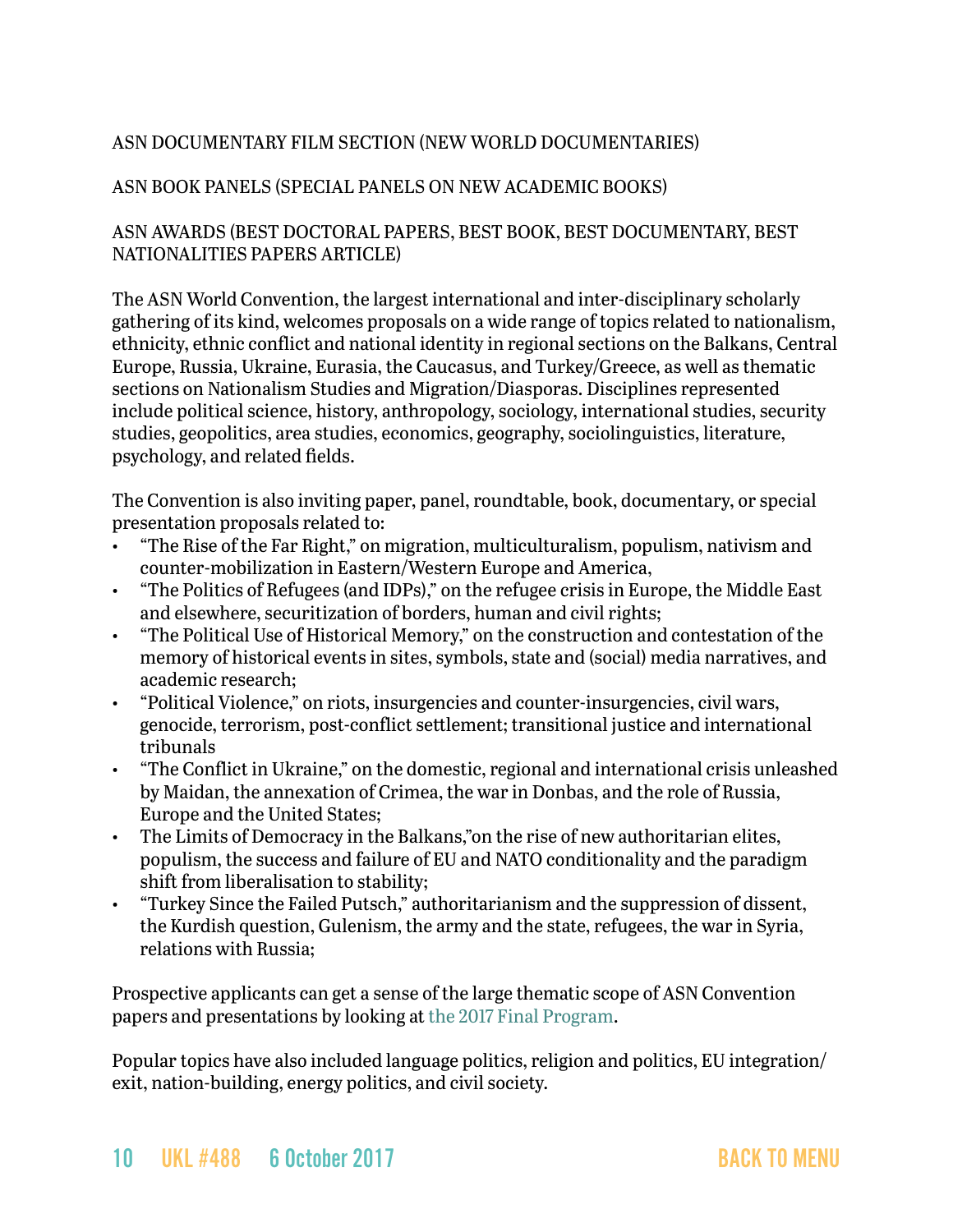ASN DOCUMENTARY FILM SECTION (NEW WORLD DOCUMENTARIES)

ASN BOOK PANELS (SPECIAL PANELS ON NEW ACADEMIC BOOKS)

ASN AWARDS (BEST DOCTORAL PAPERS, BEST BOOK, BEST DOCUMENTARY, BEST NATIONALITIES PAPERS ARTICLE)

The ASN World Convention, the largest international and inter-disciplinary scholarly gathering of its kind, welcomes proposals on a wide range of topics related to nationalism, ethnicity, ethnic conflict and national identity in regional sections on the Balkans, Central Europe, Russia, Ukraine, Eurasia, the Caucasus, and Turkey/Greece, as well as thematic sections on Nationalism Studies and Migration/Diasporas. Disciplines represented include political science, history, anthropology, sociology, international studies, security studies, geopolitics, area studies, economics, geography, sociolinguistics, literature, psychology, and related fields.

The Convention is also inviting paper, panel, roundtable, book, documentary, or special presentation proposals related to:

- "The Rise of the Far Right," on migration, multiculturalism, populism, nativism and counter-mobilization in Eastern/Western Europe and America,
- "The Politics of Refugees (and IDPs)," on the refugee crisis in Europe, the Middle East and elsewhere, securitization of borders, human and civil rights;
- "The Political Use of Historical Memory," on the construction and contestation of the memory of historical events in sites, symbols, state and (social) media narratives, and academic research;
- "Political Violence," on riots, insurgencies and counter-insurgencies, civil wars, genocide, terrorism, post-conflict settlement; transitional justice and international tribunals
- "The Conflict in Ukraine," on the domestic, regional and international crisis unleashed by Maidan, the annexation of Crimea, the war in Donbas, and the role of Russia, Europe and the United States;
- The Limits of Democracy in the Balkans,"on the rise of new authoritarian elites, populism, the success and failure of EU and NATO conditionality and the paradigm shift from liberalisation to stability;
- "Turkey Since the Failed Putsch," authoritarianism and the suppression of dissent, the Kurdish question, Gulenism, the army and the state, refugees, the war in Syria, relations with Russia;

Prospective applicants can get a sense of the large thematic scope of ASN Convention papers and presentations by looking at the 2017 Final Program.

Popular topics have also included language politics, religion and politics, EU integration/exit, nation-building, energy politics, and civil society.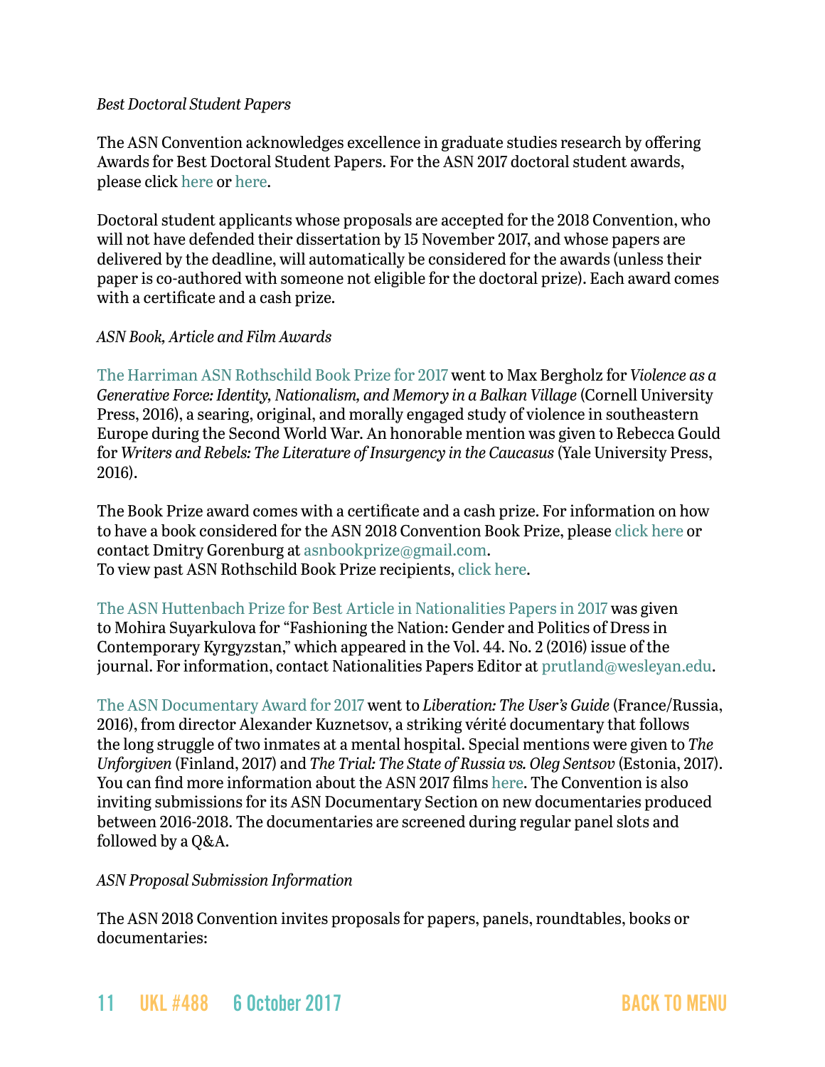*Best Doctoral Student Papers*

The ASN Convention acknowledges excellence in graduate studies research by offering Awards for Best Doctoral Student Papers. For the ASN 2017 doctoral student awards, please click here or here.

Doctoral student applicants whose proposals are accepted for the 2018 Convention, who will not have defended their dissertation by 15 November 2017, and whose papers are delivered by the deadline, will automatically be considered for the awards (unless their paper is co-authored with someone not eligible for the doctoral prize). Each award comes with a certificate and a cash prize.

*ASN Book, Article and Film Awards*

The Harriman ASN Rothschild Book Prize for 2017 went to Max Bergholz for *Violence as a Generative Force: Identity, Nationalism, and Memory in a Balkan Village* (Cornell University Press, 2016), a searing, original, and morally engaged study of violence in southeastern Europe during the Second World War. An honorable mention was given to Rebecca Gould for *Writers and Rebels: The Literature of Insurgency in the Caucasus* (Yale University Press, 2016).

The Book Prize award comes with a certificate and a cash prize. For information on how to have a book considered for the ASN 2018 Convention Book Prize, please click here or contact Dmitry Gorenburg at asnbookprize@gmail.com.
To view past ASN Rothschild Book Prize recipients, click here.

The ASN Huttenbach Prize for Best Article in Nationalities Papers in 2017 was given to Mohira Suyarkulova for "Fashioning the Nation: Gender and Politics of Dress in Contemporary Kyrgyzstan," which appeared in the Vol. 44. No. 2 (2016) issue of the journal. For information, contact Nationalities Papers Editor at prutland@wesleyan.edu.

The ASN Documentary Award for 2017 went to *Liberation: The User's Guide* (France/Russia, 2016), from director Alexander Kuznetsov, a striking vérité documentary that follows the long struggle of two inmates at a mental hospital. Special mentions were given to *The Unforgiven* (Finland, 2017) and *The Trial: The State of Russia vs. Oleg Sentsov* (Estonia, 2017). You can find more information about the ASN 2017 films here. The Convention is also inviting submissions for its ASN Documentary Section on new documentaries produced between 2016-2018. The documentaries are screened during regular panel slots and followed by a Q&A.

*ASN Proposal Submission Information*

The ASN 2018 Convention invites proposals for papers, panels, roundtables, books or documentaries: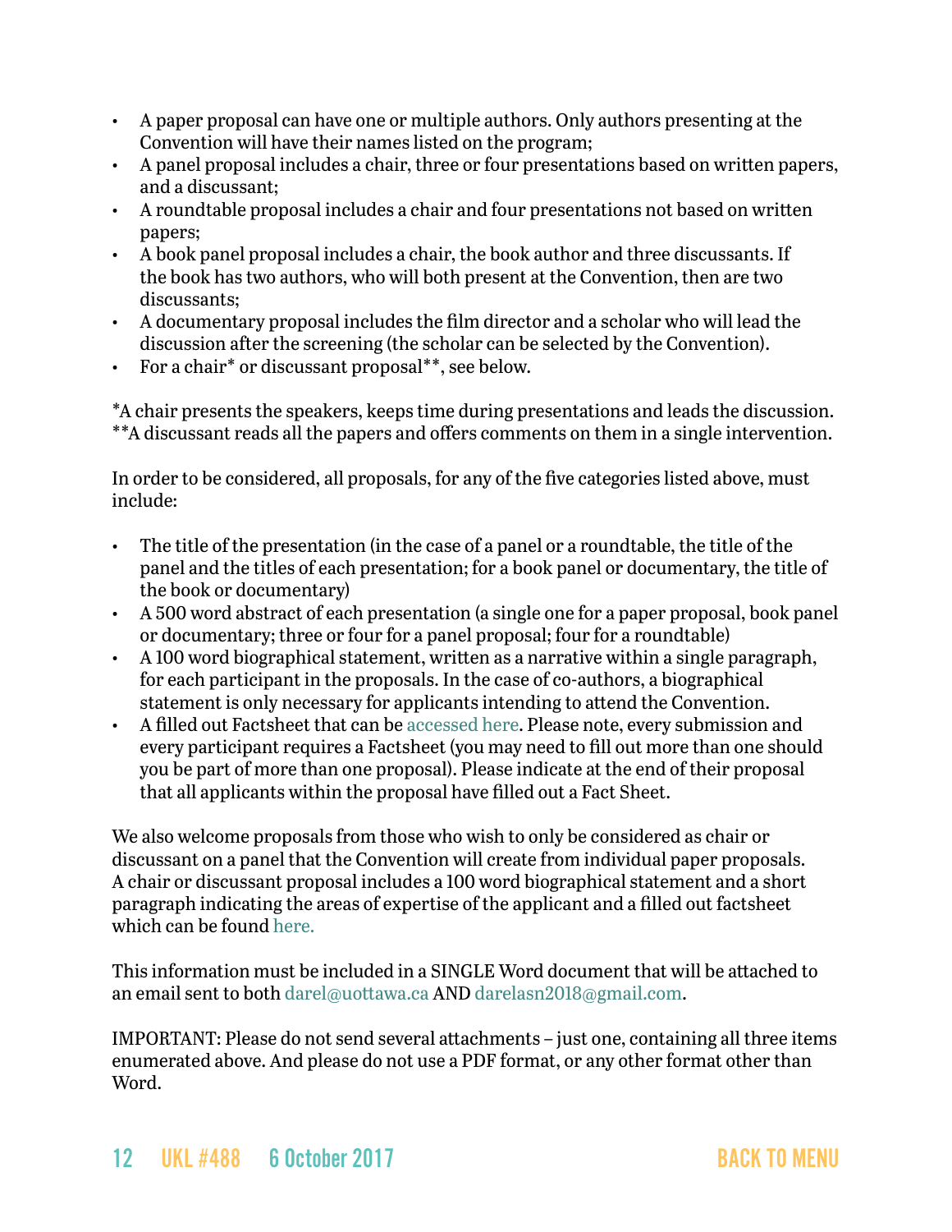- A paper proposal can have one or multiple authors. Only authors presenting at the Convention will have their names listed on the program;
- A panel proposal includes a chair, three or four presentations based on written papers, and a discussant;
- A roundtable proposal includes a chair and four presentations not based on written papers;
- A book panel proposal includes a chair, the book author and three discussants. If the book has two authors, who will both present at the Convention, then are two discussants;
- A documentary proposal includes the film director and a scholar who will lead the discussion after the screening (the scholar can be selected by the Convention).
- For a chair* or discussant proposal**, see below.

*A chair presents the speakers, keeps time during presentations and leads the discussion.
**A discussant reads all the papers and offers comments on them in a single intervention.

In order to be considered, all proposals, for any of the five categories listed above, must include:

- The title of the presentation (in the case of a panel or a roundtable, the title of the panel and the titles of each presentation; for a book panel or documentary, the title of the book or documentary)
- A 500 word abstract of each presentation (a single one for a paper proposal, book panel or documentary; three or four for a panel proposal; four for a roundtable)
- A 100 word biographical statement, written as a narrative within a single paragraph, for each participant in the proposals. In the case of co-authors, a biographical statement is only necessary for applicants intending to attend the Convention.
- A filled out Factsheet that can be accessed here. Please note, every submission and every participant requires a Factsheet (you may need to fill out more than one should you be part of more than one proposal). Please indicate at the end of their proposal that all applicants within the proposal have filled out a Fact Sheet.

We also welcome proposals from those who wish to only be considered as chair or discussant on a panel that the Convention will create from individual paper proposals. A chair or discussant proposal includes a 100 word biographical statement and a short paragraph indicating the areas of expertise of the applicant and a filled out factsheet which can be found here.

This information must be included in a SINGLE Word document that will be attached to an email sent to both darel@uottawa.ca AND darelasn2018@gmail.com.

IMPORTANT: Please do not send several attachments – just one, containing all three items enumerated above. And please do not use a PDF format, or any other format other than Word.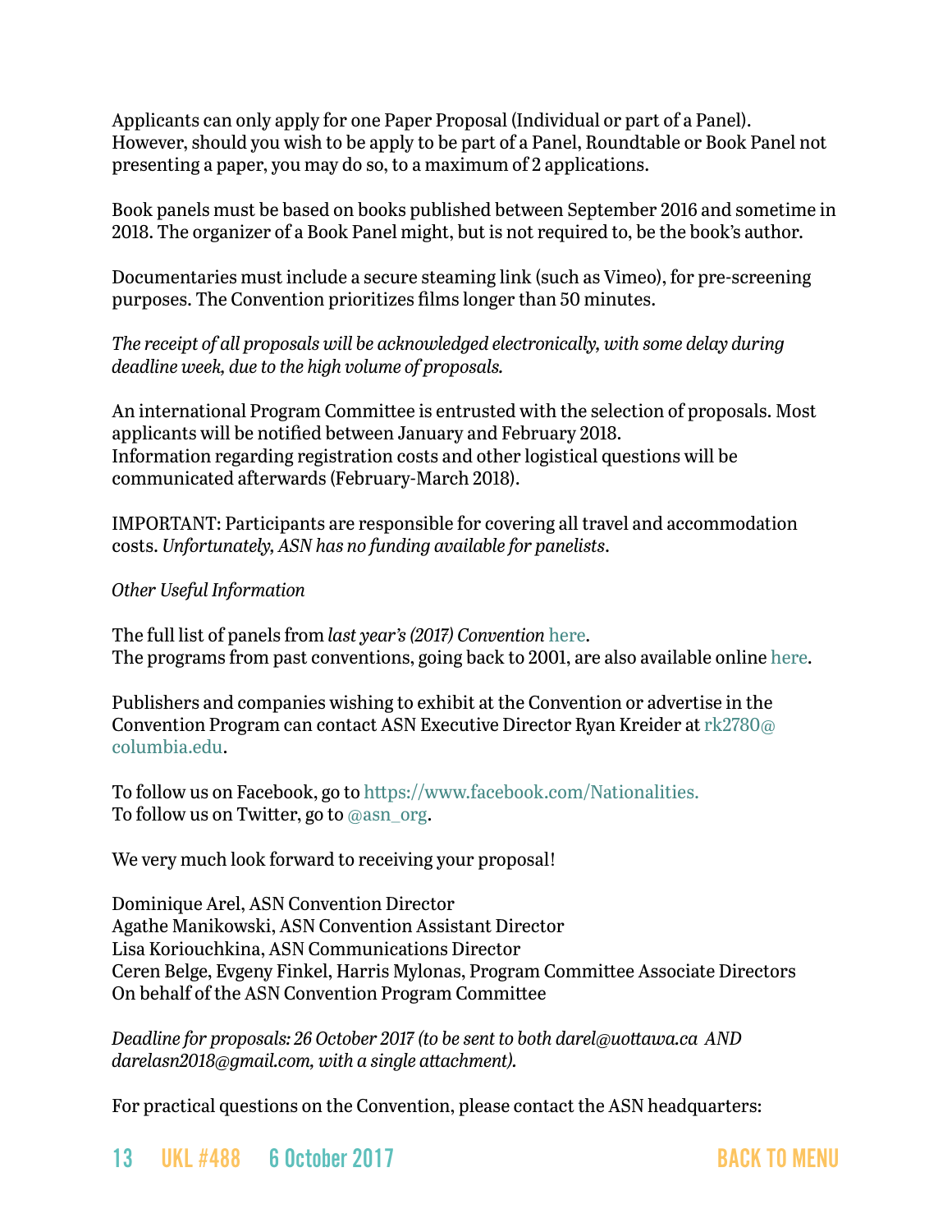Applicants can only apply for one Paper Proposal (Individual or part of a Panel). However, should you wish to be apply to be part of a Panel, Roundtable or Book Panel not presenting a paper, you may do so, to a maximum of 2 applications.

Book panels must be based on books published between September 2016 and sometime in 2018. The organizer of a Book Panel might, but is not required to, be the book's author.

Documentaries must include a secure steaming link (such as Vimeo), for pre-screening purposes. The Convention prioritizes films longer than 50 minutes.

*The receipt of all proposals will be acknowledged electronically, with some delay during deadline week, due to the high volume of proposals.*

An international Program Committee is entrusted with the selection of proposals. Most applicants will be notified between January and February 2018.
Information regarding registration costs and other logistical questions will be communicated afterwards (February-March 2018).

IMPORTANT: Participants are responsible for covering all travel and accommodation costs. *Unfortunately, ASN has no funding available for panelists*.

*Other Useful Information*

The full list of panels from *last year's (2017) Convention* here.
The programs from past conventions, going back to 2001, are also available online here.

Publishers and companies wishing to exhibit at the Convention or advertise in the Convention Program can contact ASN Executive Director Ryan Kreider at rk2780@columbia.edu.

To follow us on Facebook, go to https://www.facebook.com/Nationalities.
To follow us on Twitter, go to @asn_org.

We very much look forward to receiving your proposal!

Dominique Arel, ASN Convention Director
Agathe Manikowski, ASN Convention Assistant Director
Lisa Koriouchkina, ASN Communications Director
Ceren Belge, Evgeny Finkel, Harris Mylonas, Program Committee Associate Directors
On behalf of the ASN Convention Program Committee

*Deadline for proposals: 26 October 2017 (to be sent to both darel@uottawa.ca AND darelasn2018@gmail.com, with a single attachment).*

For practical questions on the Convention, please contact the ASN headquarters: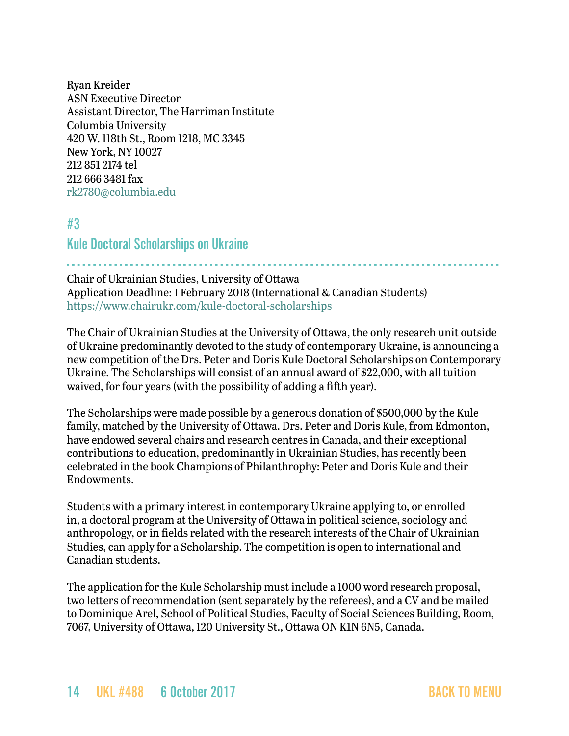Ryan Kreider
ASN Executive Director
Assistant Director, The Harriman Institute
Columbia University
420 W. 118th St., Room 1218, MC 3345
New York, NY 10027
212 851 2174 tel
212 666 3481 fax
rk2780@columbia.edu

## #3

## Kule Doctoral Scholarships on Ukraine

Chair of Ukrainian Studies, University of Ottawa
Application Deadline: 1 February 2018 (International & Canadian Students)
https://www.chairukr.com/kule-doctoral-scholarships

The Chair of Ukrainian Studies at the University of Ottawa, the only research unit outside of Ukraine predominantly devoted to the study of contemporary Ukraine, is announcing a new competition of the Drs. Peter and Doris Kule Doctoral Scholarships on Contemporary Ukraine. The Scholarships will consist of an annual award of $22,000, with all tuition waived, for four years (with the possibility of adding a fifth year).

The Scholarships were made possible by a generous donation of $500,000 by the Kule family, matched by the University of Ottawa. Drs. Peter and Doris Kule, from Edmonton, have endowed several chairs and research centres in Canada, and their exceptional contributions to education, predominantly in Ukrainian Studies, has recently been celebrated in the book Champions of Philanthrophy: Peter and Doris Kule and their Endowments.

Students with a primary interest in contemporary Ukraine applying to, or enrolled in, a doctoral program at the University of Ottawa in political science, sociology and anthropology, or in fields related with the research interests of the Chair of Ukrainian Studies, can apply for a Scholarship. The competition is open to international and Canadian students.

The application for the Kule Scholarship must include a 1000 word research proposal, two letters of recommendation (sent separately by the referees), and a CV and be mailed to Dominique Arel, School of Political Studies, Faculty of Social Sciences Building, Room, 7067, University of Ottawa, 120 University St., Ottawa ON K1N 6N5, Canada.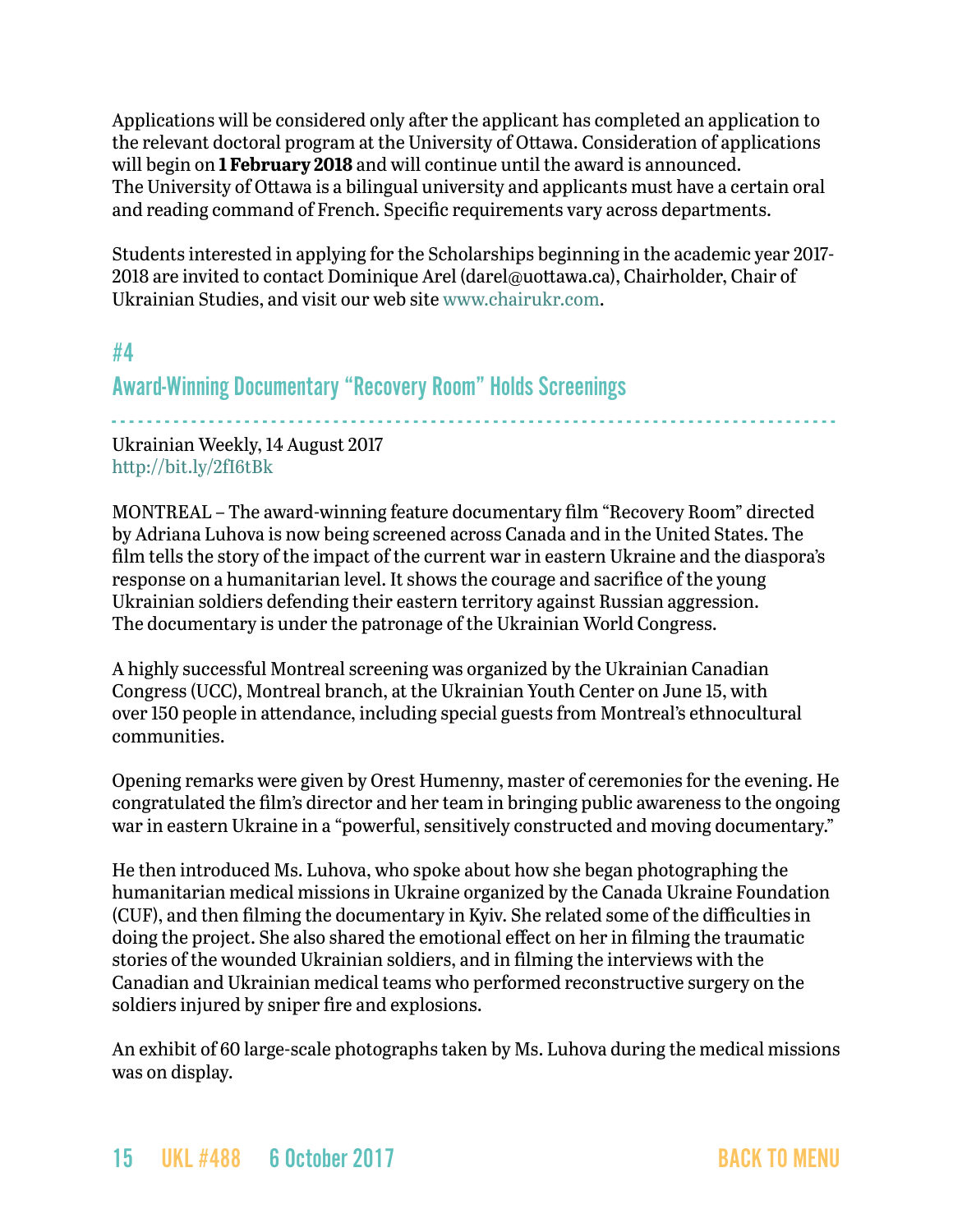Applications will be considered only after the applicant has completed an application to the relevant doctoral program at the University of Ottawa. Consideration of applications will begin on **1 February 2018** and will continue until the award is announced.
The University of Ottawa is a bilingual university and applicants must have a certain oral and reading command of French. Specific requirements vary across departments.

Students interested in applying for the Scholarships beginning in the academic year 2017-2018 are invited to contact Dominique Arel (darel@uottawa.ca), Chairholder, Chair of Ukrainian Studies, and visit our web site www.chairukr.com.

## #4

## Award-Winning Documentary "Recovery Room" Holds Screenings

Ukrainian Weekly, 14 August 2017
http://bit.ly/2fI6tBk

MONTREAL – The award-winning feature documentary film "Recovery Room" directed by Adriana Luhova is now being screened across Canada and in the United States. The film tells the story of the impact of the current war in eastern Ukraine and the diaspora's response on a humanitarian level. It shows the courage and sacrifice of the young Ukrainian soldiers defending their eastern territory against Russian aggression.
The documentary is under the patronage of the Ukrainian World Congress.

A highly successful Montreal screening was organized by the Ukrainian Canadian Congress (UCC), Montreal branch, at the Ukrainian Youth Center on June 15, with over 150 people in attendance, including special guests from Montreal's ethnocultural communities.

Opening remarks were given by Orest Humenny, master of ceremonies for the evening. He congratulated the film's director and her team in bringing public awareness to the ongoing war in eastern Ukraine in a "powerful, sensitively constructed and moving documentary."

He then introduced Ms. Luhova, who spoke about how she began photographing the humanitarian medical missions in Ukraine organized by the Canada Ukraine Foundation (CUF), and then filming the documentary in Kyiv. She related some of the difficulties in doing the project. She also shared the emotional effect on her in filming the traumatic stories of the wounded Ukrainian soldiers, and in filming the interviews with the Canadian and Ukrainian medical teams who performed reconstructive surgery on the soldiers injured by sniper fire and explosions.

An exhibit of 60 large-scale photographs taken by Ms. Luhova during the medical missions was on display.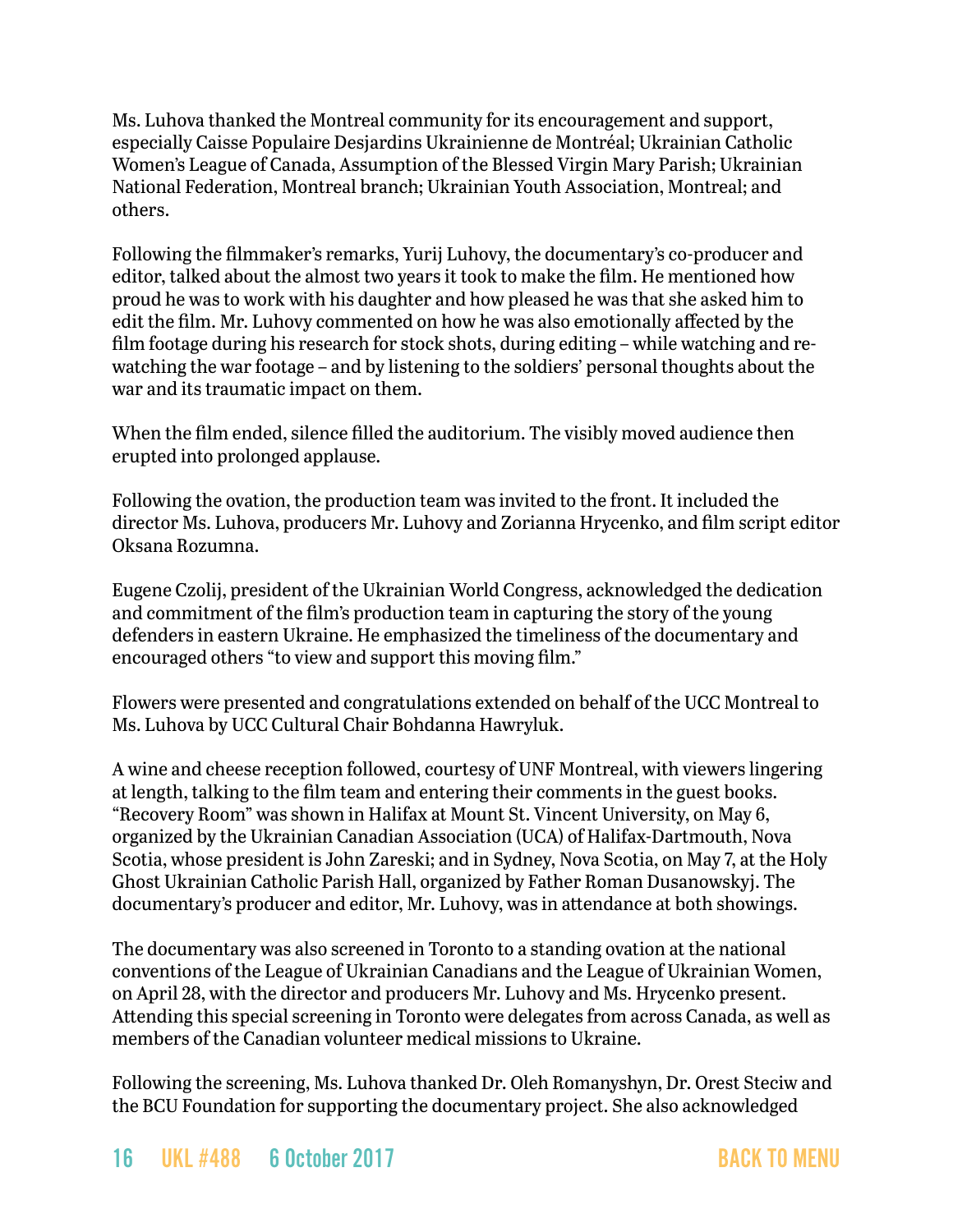Ms. Luhova thanked the Montreal community for its encouragement and support, especially Caisse Populaire Desjardins Ukrainienne de Montréal; Ukrainian Catholic Women's League of Canada, Assumption of the Blessed Virgin Mary Parish; Ukrainian National Federation, Montreal branch; Ukrainian Youth Association, Montreal; and others.

Following the filmmaker's remarks, Yurij Luhovy, the documentary's co-producer and editor, talked about the almost two years it took to make the film. He mentioned how proud he was to work with his daughter and how pleased he was that she asked him to edit the film. Mr. Luhovy commented on how he was also emotionally affected by the film footage during his research for stock shots, during editing – while watching and re-watching the war footage – and by listening to the soldiers' personal thoughts about the war and its traumatic impact on them.

When the film ended, silence filled the auditorium. The visibly moved audience then erupted into prolonged applause.

Following the ovation, the production team was invited to the front. It included the director Ms. Luhova, producers Mr. Luhovy and Zorianna Hrycenko, and film script editor Oksana Rozumna.

Eugene Czolij, president of the Ukrainian World Congress, acknowledged the dedication and commitment of the film's production team in capturing the story of the young defenders in eastern Ukraine. He emphasized the timeliness of the documentary and encouraged others "to view and support this moving film."

Flowers were presented and congratulations extended on behalf of the UCC Montreal to Ms. Luhova by UCC Cultural Chair Bohdanna Hawryluk.

A wine and cheese reception followed, courtesy of UNF Montreal, with viewers lingering at length, talking to the film team and entering their comments in the guest books. "Recovery Room" was shown in Halifax at Mount St. Vincent University, on May 6, organized by the Ukrainian Canadian Association (UCA) of Halifax-Dartmouth, Nova Scotia, whose president is John Zareski; and in Sydney, Nova Scotia, on May 7, at the Holy Ghost Ukrainian Catholic Parish Hall, organized by Father Roman Dusanowskyj. The documentary's producer and editor, Mr. Luhovy, was in attendance at both showings.

The documentary was also screened in Toronto to a standing ovation at the national conventions of the League of Ukrainian Canadians and the League of Ukrainian Women, on April 28, with the director and producers Mr. Luhovy and Ms. Hrycenko present. Attending this special screening in Toronto were delegates from across Canada, as well as members of the Canadian volunteer medical missions to Ukraine.

Following the screening, Ms. Luhova thanked Dr. Oleh Romanyshyn, Dr. Orest Steciw and the BCU Foundation for supporting the documentary project. She also acknowledged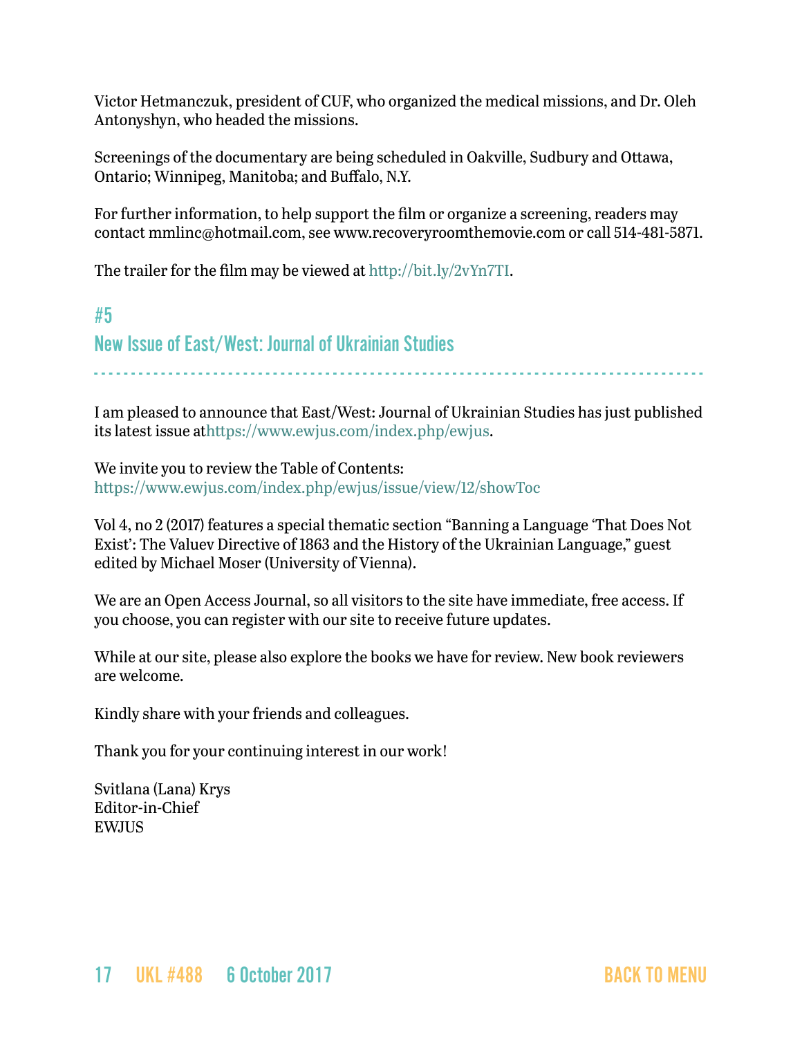Victor Hetmanczuk, president of CUF, who organized the medical missions, and Dr. Oleh Antonyshyn, who headed the missions.

Screenings of the documentary are being scheduled in Oakville, Sudbury and Ottawa, Ontario; Winnipeg, Manitoba; and Buffalo, N.Y.

For further information, to help support the film or organize a screening, readers may contact mmlinc@hotmail.com, see www.recoveryroomthemovie.com or call 514-481-5871.

The trailer for the film may be viewed at http://bit.ly/2vYn7TI.

## #5

## New Issue of East/West: Journal of Ukrainian Studies

I am pleased to announce that East/West: Journal of Ukrainian Studies has just published its latest issue athttps://www.ewjus.com/index.php/ewjus.

We invite you to review the Table of Contents:
https://www.ewjus.com/index.php/ewjus/issue/view/12/showToc

Vol 4, no 2 (2017) features a special thematic section "Banning a Language 'That Does Not Exist': The Valuev Directive of 1863 and the History of the Ukrainian Language," guest edited by Michael Moser (University of Vienna).

We are an Open Access Journal, so all visitors to the site have immediate, free access. If you choose, you can register with our site to receive future updates.

While at our site, please also explore the books we have for review. New book reviewers are welcome.

Kindly share with your friends and colleagues.

Thank you for your continuing interest in our work!

Svitlana (Lana) Krys
Editor-in-Chief
EWJUS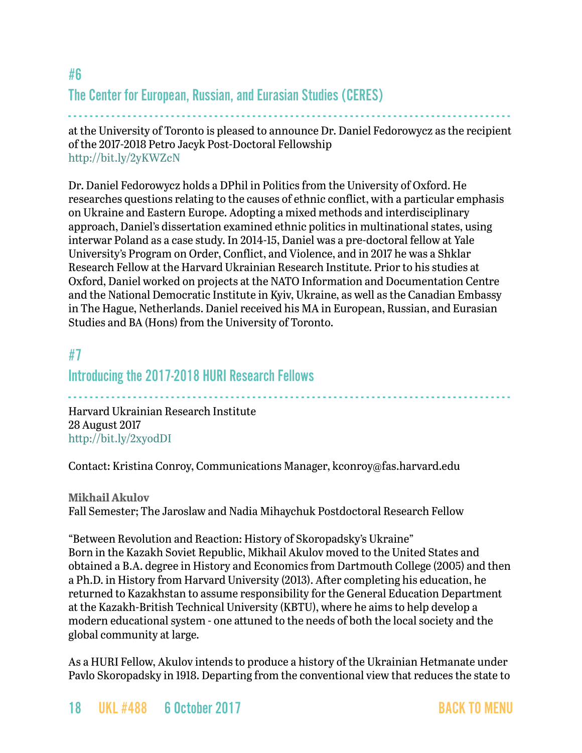## #6

## The Center for European, Russian, and Eurasian Studies (CERES)

at the University of Toronto is pleased to announce Dr. Daniel Fedorowycz as the recipient of the 2017-2018 Petro Jacyk Post-Doctoral Fellowship
http://bit.ly/2yKWZcN

Dr. Daniel Fedorowycz holds a DPhil in Politics from the University of Oxford. He researches questions relating to the causes of ethnic conflict, with a particular emphasis on Ukraine and Eastern Europe. Adopting a mixed methods and interdisciplinary approach, Daniel's dissertation examined ethnic politics in multinational states, using interwar Poland as a case study. In 2014-15, Daniel was a pre-doctoral fellow at Yale University's Program on Order, Conflict, and Violence, and in 2017 he was a Shklar Research Fellow at the Harvard Ukrainian Research Institute. Prior to his studies at Oxford, Daniel worked on projects at the NATO Information and Documentation Centre and the National Democratic Institute in Kyiv, Ukraine, as well as the Canadian Embassy in The Hague, Netherlands. Daniel received his MA in European, Russian, and Eurasian Studies and BA (Hons) from the University of Toronto.

## #7

## Introducing the 2017-2018 HURI Research Fellows

Harvard Ukrainian Research Institute
28 August 2017
http://bit.ly/2xyodDI

Contact: Kristina Conroy, Communications Manager, kconroy@fas.harvard.edu

**Mikhail Akulov**
Fall Semester; The Jaroslaw and Nadia Mihaychuk Postdoctoral Research Fellow

"Between Revolution and Reaction: History of Skoropadsky's Ukraine"
Born in the Kazakh Soviet Republic, Mikhail Akulov moved to the United States and obtained a B.A. degree in History and Economics from Dartmouth College (2005) and then a Ph.D. in History from Harvard University (2013). After completing his education, he returned to Kazakhstan to assume responsibility for the General Education Department at the Kazakh-British Technical University (KBTU), where he aims to help develop a modern educational system - one attuned to the needs of both the local society and the global community at large.

As a HURI Fellow, Akulov intends to produce a history of the Ukrainian Hetmanate under Pavlo Skoropadsky in 1918. Departing from the conventional view that reduces the state to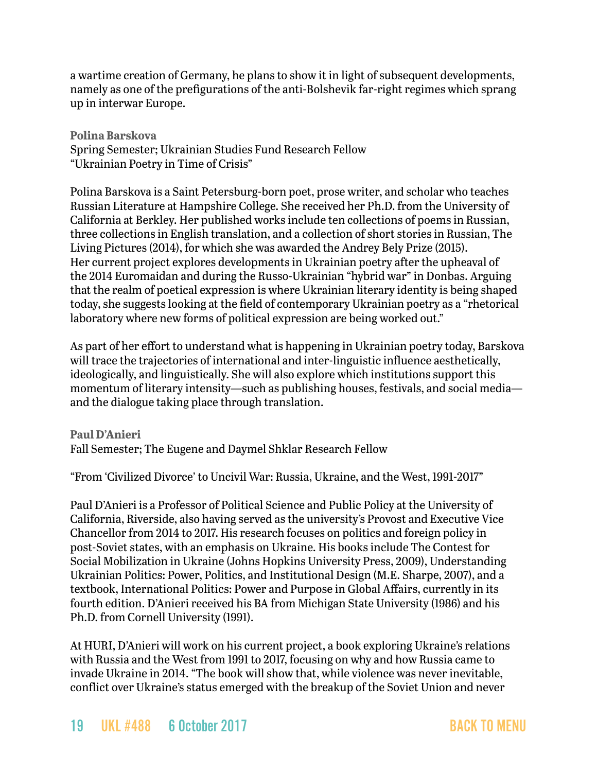a wartime creation of Germany, he plans to show it in light of subsequent developments, namely as one of the prefigurations of the anti-Bolshevik far-right regimes which sprang up in interwar Europe.

**Polina Barskova**
Spring Semester; Ukrainian Studies Fund Research Fellow
"Ukrainian Poetry in Time of Crisis"

Polina Barskova is a Saint Petersburg-born poet, prose writer, and scholar who teaches Russian Literature at Hampshire College. She received her Ph.D. from the University of California at Berkley. Her published works include ten collections of poems in Russian, three collections in English translation, and a collection of short stories in Russian, The Living Pictures (2014), for which she was awarded the Andrey Bely Prize (2015).
Her current project explores developments in Ukrainian poetry after the upheaval of the 2014 Euromaidan and during the Russo-Ukrainian "hybrid war" in Donbas. Arguing that the realm of poetical expression is where Ukrainian literary identity is being shaped today, she suggests looking at the field of contemporary Ukrainian poetry as a "rhetorical laboratory where new forms of political expression are being worked out."

As part of her effort to understand what is happening in Ukrainian poetry today, Barskova will trace the trajectories of international and inter-linguistic influence aesthetically, ideologically, and linguistically. She will also explore which institutions support this momentum of literary intensity—such as publishing houses, festivals, and social media—and the dialogue taking place through translation.

**Paul D'Anieri**
Fall Semester; The Eugene and Daymel Shklar Research Fellow

"From 'Civilized Divorce' to Uncivil War: Russia, Ukraine, and the West, 1991-2017"

Paul D'Anieri is a Professor of Political Science and Public Policy at the University of California, Riverside, also having served as the university's Provost and Executive Vice Chancellor from 2014 to 2017. His research focuses on politics and foreign policy in post-Soviet states, with an emphasis on Ukraine. His books include The Contest for Social Mobilization in Ukraine (Johns Hopkins University Press, 2009), Understanding Ukrainian Politics: Power, Politics, and Institutional Design (M.E. Sharpe, 2007), and a textbook, International Politics: Power and Purpose in Global Affairs, currently in its fourth edition. D'Anieri received his BA from Michigan State University (1986) and his Ph.D. from Cornell University (1991).

At HURI, D'Anieri will work on his current project, a book exploring Ukraine's relations with Russia and the West from 1991 to 2017, focusing on why and how Russia came to invade Ukraine in 2014. "The book will show that, while violence was never inevitable, conflict over Ukraine's status emerged with the breakup of the Soviet Union and never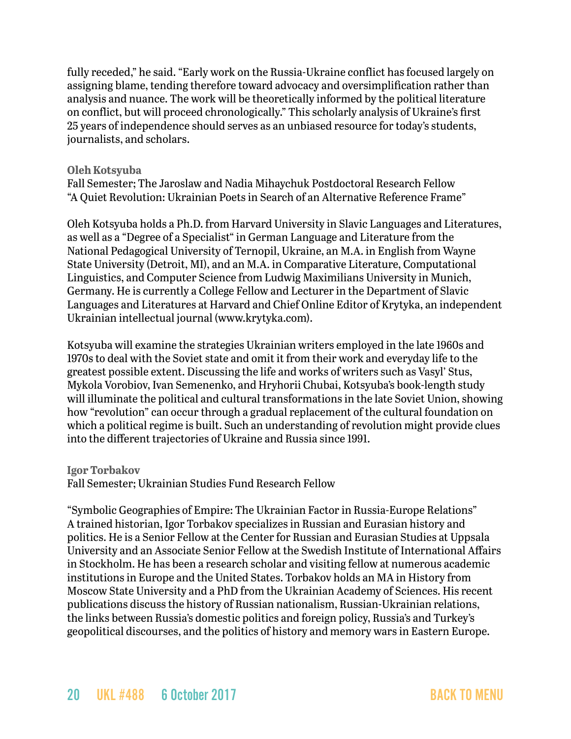fully receded," he said. "Early work on the Russia-Ukraine conflict has focused largely on assigning blame, tending therefore toward advocacy and oversimplification rather than analysis and nuance. The work will be theoretically informed by the political literature on conflict, but will proceed chronologically." This scholarly analysis of Ukraine's first 25 years of independence should serves as an unbiased resource for today's students, journalists, and scholars.

**Oleh Kotsyuba**
Fall Semester; The Jaroslaw and Nadia Mihaychuk Postdoctoral Research Fellow
"A Quiet Revolution: Ukrainian Poets in Search of an Alternative Reference Frame"

Oleh Kotsyuba holds a Ph.D. from Harvard University in Slavic Languages and Literatures, as well as a "Degree of a Specialist" in German Language and Literature from the National Pedagogical University of Ternopil, Ukraine, an M.A. in English from Wayne State University (Detroit, MI), and an M.A. in Comparative Literature, Computational Linguistics, and Computer Science from Ludwig Maximilians University in Munich, Germany. He is currently a College Fellow and Lecturer in the Department of Slavic Languages and Literatures at Harvard and Chief Online Editor of Krytyka, an independent Ukrainian intellectual journal (www.krytyka.com).

Kotsyuba will examine the strategies Ukrainian writers employed in the late 1960s and 1970s to deal with the Soviet state and omit it from their work and everyday life to the greatest possible extent. Discussing the life and works of writers such as Vasyl' Stus, Mykola Vorobiov, Ivan Semenenko, and Hryhorii Chubai, Kotsyuba's book-length study will illuminate the political and cultural transformations in the late Soviet Union, showing how "revolution" can occur through a gradual replacement of the cultural foundation on which a political regime is built. Such an understanding of revolution might provide clues into the different trajectories of Ukraine and Russia since 1991.

**Igor Torbakov**
Fall Semester; Ukrainian Studies Fund Research Fellow

"Symbolic Geographies of Empire: The Ukrainian Factor in Russia-Europe Relations"
A trained historian, Igor Torbakov specializes in Russian and Eurasian history and politics. He is a Senior Fellow at the Center for Russian and Eurasian Studies at Uppsala University and an Associate Senior Fellow at the Swedish Institute of International Affairs in Stockholm. He has been a research scholar and visiting fellow at numerous academic institutions in Europe and the United States. Torbakov holds an MA in History from Moscow State University and a PhD from the Ukrainian Academy of Sciences. His recent publications discuss the history of Russian nationalism, Russian-Ukrainian relations, the links between Russia's domestic politics and foreign policy, Russia's and Turkey's geopolitical discourses, and the politics of history and memory wars in Eastern Europe.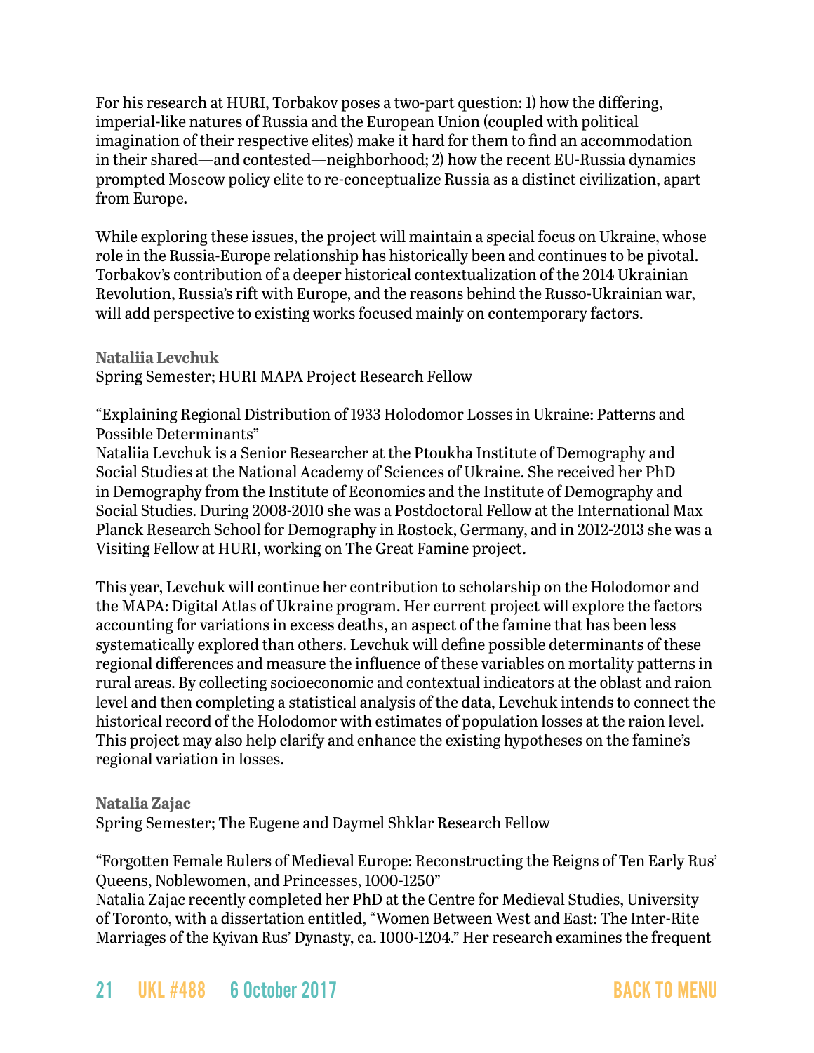For his research at HURI, Torbakov poses a two-part question: 1) how the differing, imperial-like natures of Russia and the European Union (coupled with political imagination of their respective elites) make it hard for them to find an accommodation in their shared—and contested—neighborhood; 2) how the recent EU-Russia dynamics prompted Moscow policy elite to re-conceptualize Russia as a distinct civilization, apart from Europe.

While exploring these issues, the project will maintain a special focus on Ukraine, whose role in the Russia-Europe relationship has historically been and continues to be pivotal. Torbakov's contribution of a deeper historical contextualization of the 2014 Ukrainian Revolution, Russia's rift with Europe, and the reasons behind the Russo-Ukrainian war, will add perspective to existing works focused mainly on contemporary factors.

**Nataliia Levchuk**
Spring Semester; HURI MAPA Project Research Fellow

"Explaining Regional Distribution of 1933 Holodomor Losses in Ukraine: Patterns and Possible Determinants"
Nataliia Levchuk is a Senior Researcher at the Ptoukha Institute of Demography and Social Studies at the National Academy of Sciences of Ukraine. She received her PhD in Demography from the Institute of Economics and the Institute of Demography and Social Studies. During 2008-2010 she was a Postdoctoral Fellow at the International Max Planck Research School for Demography in Rostock, Germany, and in 2012-2013 she was a Visiting Fellow at HURI, working on The Great Famine project.

This year, Levchuk will continue her contribution to scholarship on the Holodomor and the MAPA: Digital Atlas of Ukraine program. Her current project will explore the factors accounting for variations in excess deaths, an aspect of the famine that has been less systematically explored than others. Levchuk will define possible determinants of these regional differences and measure the influence of these variables on mortality patterns in rural areas. By collecting socioeconomic and contextual indicators at the oblast and raion level and then completing a statistical analysis of the data, Levchuk intends to connect the historical record of the Holodomor with estimates of population losses at the raion level. This project may also help clarify and enhance the existing hypotheses on the famine's regional variation in losses.

**Natalia Zajac**
Spring Semester; The Eugene and Daymel Shklar Research Fellow

"Forgotten Female Rulers of Medieval Europe: Reconstructing the Reigns of Ten Early Rus' Queens, Noblewomen, and Princesses, 1000-1250"
Natalia Zajac recently completed her PhD at the Centre for Medieval Studies, University of Toronto, with a dissertation entitled, "Women Between West and East: The Inter-Rite Marriages of the Kyivan Rus' Dynasty, ca. 1000-1204." Her research examines the frequent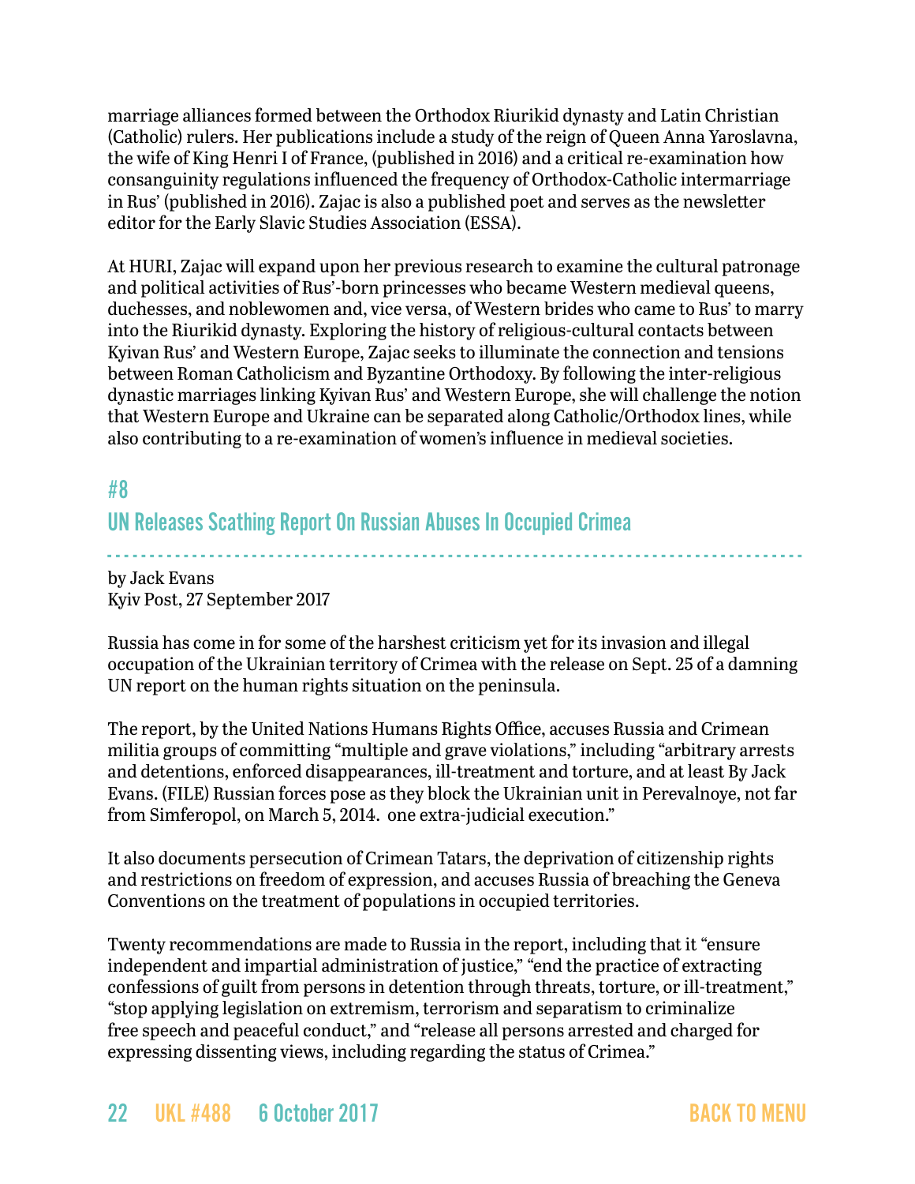marriage alliances formed between the Orthodox Riurikid dynasty and Latin Christian (Catholic) rulers. Her publications include a study of the reign of Queen Anna Yaroslavna, the wife of King Henri I of France, (published in 2016) and a critical re-examination how consanguinity regulations influenced the frequency of Orthodox-Catholic intermarriage in Rus' (published in 2016). Zajac is also a published poet and serves as the newsletter editor for the Early Slavic Studies Association (ESSA).

At HURI, Zajac will expand upon her previous research to examine the cultural patronage and political activities of Rus'-born princesses who became Western medieval queens, duchesses, and noblewomen and, vice versa, of Western brides who came to Rus' to marry into the Riurikid dynasty. Exploring the history of religious-cultural contacts between Kyivan Rus' and Western Europe, Zajac seeks to illuminate the connection and tensions between Roman Catholicism and Byzantine Orthodoxy. By following the inter-religious dynastic marriages linking Kyivan Rus' and Western Europe, she will challenge the notion that Western Europe and Ukraine can be separated along Catholic/Orthodox lines, while also contributing to a re-examination of women's influence in medieval societies.

## #8

## UN Releases Scathing Report On Russian Abuses In Occupied Crimea

by Jack Evans
Kyiv Post, 27 September 2017

Russia has come in for some of the harshest criticism yet for its invasion and illegal occupation of the Ukrainian territory of Crimea with the release on Sept. 25 of a damning UN report on the human rights situation on the peninsula.

The report, by the United Nations Humans Rights Office, accuses Russia and Crimean militia groups of committing "multiple and grave violations," including "arbitrary arrests and detentions, enforced disappearances, ill-treatment and torture, and at least By Jack Evans. (FILE) Russian forces pose as they block the Ukrainian unit in Perevalnoye, not far from Simferopol, on March 5, 2014. one extra-judicial execution."

It also documents persecution of Crimean Tatars, the deprivation of citizenship rights and restrictions on freedom of expression, and accuses Russia of breaching the Geneva Conventions on the treatment of populations in occupied territories.

Twenty recommendations are made to Russia in the report, including that it "ensure independent and impartial administration of justice," "end the practice of extracting confessions of guilt from persons in detention through threats, torture, or ill-treatment," "stop applying legislation on extremism, terrorism and separatism to criminalize free speech and peaceful conduct," and "release all persons arrested and charged for expressing dissenting views, including regarding the status of Crimea."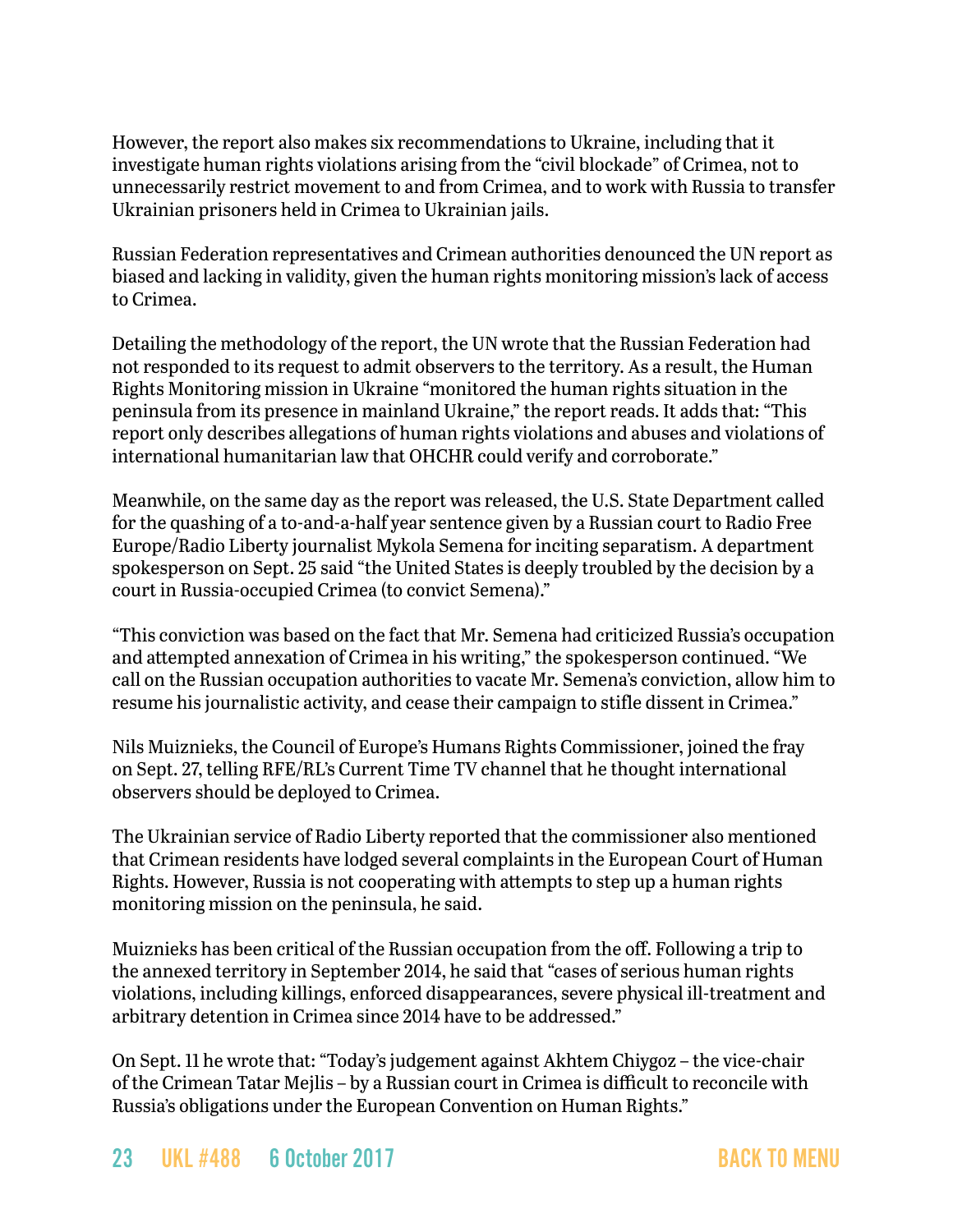However, the report also makes six recommendations to Ukraine, including that it investigate human rights violations arising from the "civil blockade" of Crimea, not to unnecessarily restrict movement to and from Crimea, and to work with Russia to transfer Ukrainian prisoners held in Crimea to Ukrainian jails.

Russian Federation representatives and Crimean authorities denounced the UN report as biased and lacking in validity, given the human rights monitoring mission's lack of access to Crimea.

Detailing the methodology of the report, the UN wrote that the Russian Federation had not responded to its request to admit observers to the territory. As a result, the Human Rights Monitoring mission in Ukraine "monitored the human rights situation in the peninsula from its presence in mainland Ukraine," the report reads. It adds that: "This report only describes allegations of human rights violations and abuses and violations of international humanitarian law that OHCHR could verify and corroborate."

Meanwhile, on the same day as the report was released, the U.S. State Department called for the quashing of a to-and-a-half year sentence given by a Russian court to Radio Free Europe/Radio Liberty journalist Mykola Semena for inciting separatism. A department spokesperson on Sept. 25 said "the United States is deeply troubled by the decision by a court in Russia-occupied Crimea (to convict Semena)."

"This conviction was based on the fact that Mr. Semena had criticized Russia's occupation and attempted annexation of Crimea in his writing," the spokesperson continued. "We call on the Russian occupation authorities to vacate Mr. Semena's conviction, allow him to resume his journalistic activity, and cease their campaign to stifle dissent in Crimea."

Nils Muiznieks, the Council of Europe's Humans Rights Commissioner, joined the fray on Sept. 27, telling RFE/RL's Current Time TV channel that he thought international observers should be deployed to Crimea.

The Ukrainian service of Radio Liberty reported that the commissioner also mentioned that Crimean residents have lodged several complaints in the European Court of Human Rights. However, Russia is not cooperating with attempts to step up a human rights monitoring mission on the peninsula, he said.

Muiznieks has been critical of the Russian occupation from the off. Following a trip to the annexed territory in September 2014, he said that "cases of serious human rights violations, including killings, enforced disappearances, severe physical ill-treatment and arbitrary detention in Crimea since 2014 have to be addressed."

On Sept. 11 he wrote that: "Today's judgement against Akhtem Chiygoz – the vice-chair of the Crimean Tatar Mejlis – by a Russian court in Crimea is difficult to reconcile with Russia's obligations under the European Convention on Human Rights."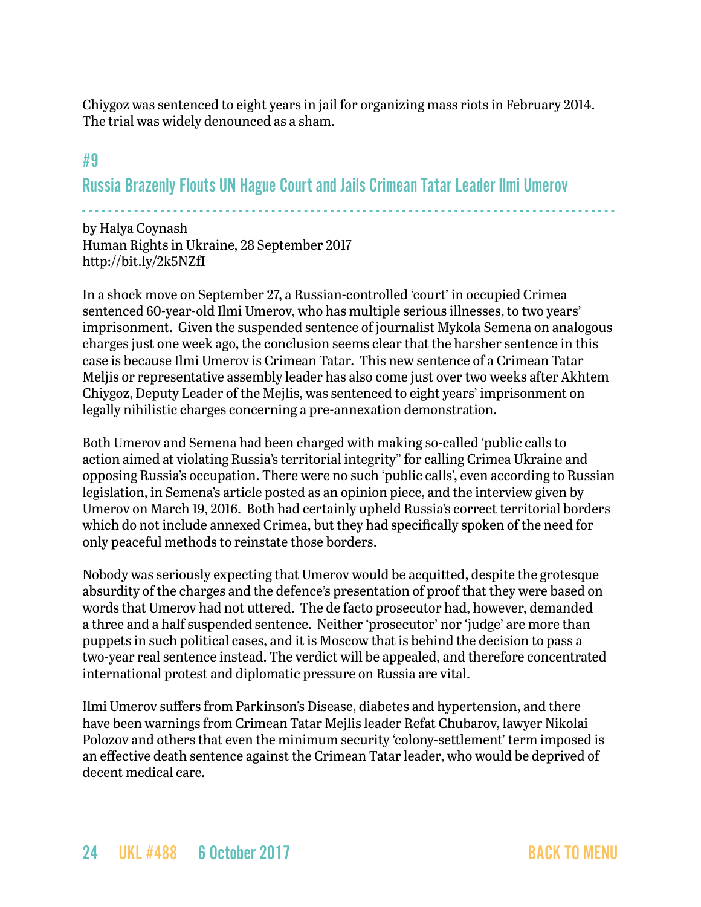Chiygoz was sentenced to eight years in jail for organizing mass riots in February 2014. The trial was widely denounced as a sham.

## #9

## Russia Brazenly Flouts UN Hague Court and Jails Crimean Tatar Leader Ilmi Umerov

by Halya Coynash
Human Rights in Ukraine, 28 September 2017
http://bit.ly/2k5NZfI

In a shock move on September 27, a Russian-controlled 'court' in occupied Crimea sentenced 60-year-old Ilmi Umerov, who has multiple serious illnesses, to two years' imprisonment. Given the suspended sentence of journalist Mykola Semena on analogous charges just one week ago, the conclusion seems clear that the harsher sentence in this case is because Ilmi Umerov is Crimean Tatar. This new sentence of a Crimean Tatar Meljis or representative assembly leader has also come just over two weeks after Akhtem Chiygoz, Deputy Leader of the Mejlis, was sentenced to eight years' imprisonment on legally nihilistic charges concerning a pre-annexation demonstration.

Both Umerov and Semena had been charged with making so-called 'public calls to action aimed at violating Russia's territorial integrity" for calling Crimea Ukraine and opposing Russia's occupation. There were no such 'public calls', even according to Russian legislation, in Semena's article posted as an opinion piece, and the interview given by Umerov on March 19, 2016. Both had certainly upheld Russia's correct territorial borders which do not include annexed Crimea, but they had specifically spoken of the need for only peaceful methods to reinstate those borders.

Nobody was seriously expecting that Umerov would be acquitted, despite the grotesque absurdity of the charges and the defence's presentation of proof that they were based on words that Umerov had not uttered. The de facto prosecutor had, however, demanded a three and a half suspended sentence. Neither 'prosecutor' nor 'judge' are more than puppets in such political cases, and it is Moscow that is behind the decision to pass a two-year real sentence instead. The verdict will be appealed, and therefore concentrated international protest and diplomatic pressure on Russia are vital.

Ilmi Umerov suffers from Parkinson's Disease, diabetes and hypertension, and there have been warnings from Crimean Tatar Mejlis leader Refat Chubarov, lawyer Nikolai Polozov and others that even the minimum security 'colony-settlement' term imposed is an effective death sentence against the Crimean Tatar leader, who would be deprived of decent medical care.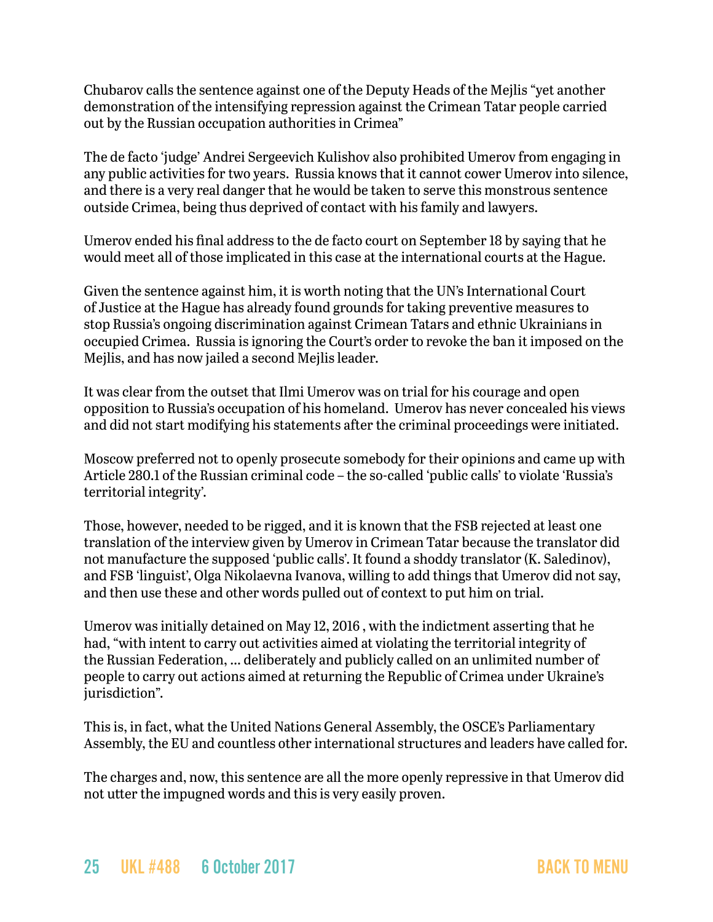Chubarov calls the sentence against one of the Deputy Heads of the Mejlis "yet another demonstration of the intensifying repression against the Crimean Tatar people carried out by the Russian occupation authorities in Crimea"

The de facto 'judge' Andrei Sergeevich Kulishov also prohibited Umerov from engaging in any public activities for two years. Russia knows that it cannot cower Umerov into silence, and there is a very real danger that he would be taken to serve this monstrous sentence outside Crimea, being thus deprived of contact with his family and lawyers.

Umerov ended his final address to the de facto court on September 18 by saying that he would meet all of those implicated in this case at the international courts at the Hague.

Given the sentence against him, it is worth noting that the UN's International Court of Justice at the Hague has already found grounds for taking preventive measures to stop Russia's ongoing discrimination against Crimean Tatars and ethnic Ukrainians in occupied Crimea. Russia is ignoring the Court's order to revoke the ban it imposed on the Mejlis, and has now jailed a second Mejlis leader.

It was clear from the outset that Ilmi Umerov was on trial for his courage and open opposition to Russia's occupation of his homeland. Umerov has never concealed his views and did not start modifying his statements after the criminal proceedings were initiated.

Moscow preferred not to openly prosecute somebody for their opinions and came up with Article 280.1 of the Russian criminal code – the so-called 'public calls' to violate 'Russia's territorial integrity'.

Those, however, needed to be rigged, and it is known that the FSB rejected at least one translation of the interview given by Umerov in Crimean Tatar because the translator did not manufacture the supposed 'public calls'. It found a shoddy translator (K. Saledinov), and FSB 'linguist', Olga Nikolaevna Ivanova, willing to add things that Umerov did not say, and then use these and other words pulled out of context to put him on trial.

Umerov was initially detained on May 12, 2016 , with the indictment asserting that he had, "with intent to carry out activities aimed at violating the territorial integrity of the Russian Federation, … deliberately and publicly called on an unlimited number of people to carry out actions aimed at returning the Republic of Crimea under Ukraine's jurisdiction".

This is, in fact, what the United Nations General Assembly, the OSCE's Parliamentary Assembly, the EU and countless other international structures and leaders have called for.

The charges and, now, this sentence are all the more openly repressive in that Umerov did not utter the impugned words and this is very easily proven.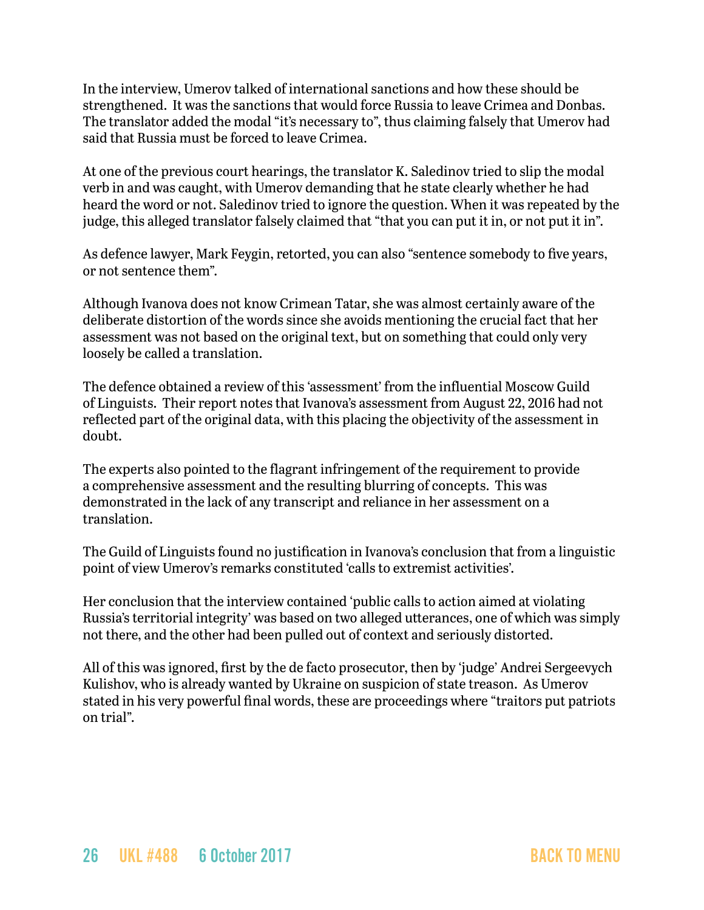In the interview, Umerov talked of international sanctions and how these should be strengthened. It was the sanctions that would force Russia to leave Crimea and Donbas. The translator added the modal "it's necessary to", thus claiming falsely that Umerov had said that Russia must be forced to leave Crimea.

At one of the previous court hearings, the translator K. Saledinov tried to slip the modal verb in and was caught, with Umerov demanding that he state clearly whether he had heard the word or not. Saledinov tried to ignore the question. When it was repeated by the judge, this alleged translator falsely claimed that "that you can put it in, or not put it in".

As defence lawyer, Mark Feygin, retorted, you can also "sentence somebody to five years, or not sentence them".

Although Ivanova does not know Crimean Tatar, she was almost certainly aware of the deliberate distortion of the words since she avoids mentioning the crucial fact that her assessment was not based on the original text, but on something that could only very loosely be called a translation.

The defence obtained a review of this 'assessment' from the influential Moscow Guild of Linguists. Their report notes that Ivanova's assessment from August 22, 2016 had not reflected part of the original data, with this placing the objectivity of the assessment in doubt.

The experts also pointed to the flagrant infringement of the requirement to provide a comprehensive assessment and the resulting blurring of concepts. This was demonstrated in the lack of any transcript and reliance in her assessment on a translation.

The Guild of Linguists found no justification in Ivanova's conclusion that from a linguistic point of view Umerov's remarks constituted 'calls to extremist activities'.

Her conclusion that the interview contained 'public calls to action aimed at violating Russia's territorial integrity' was based on two alleged utterances, one of which was simply not there, and the other had been pulled out of context and seriously distorted.

All of this was ignored, first by the de facto prosecutor, then by 'judge' Andrei Sergeevych Kulishov, who is already wanted by Ukraine on suspicion of state treason. As Umerov stated in his very powerful final words, these are proceedings where "traitors put patriots on trial".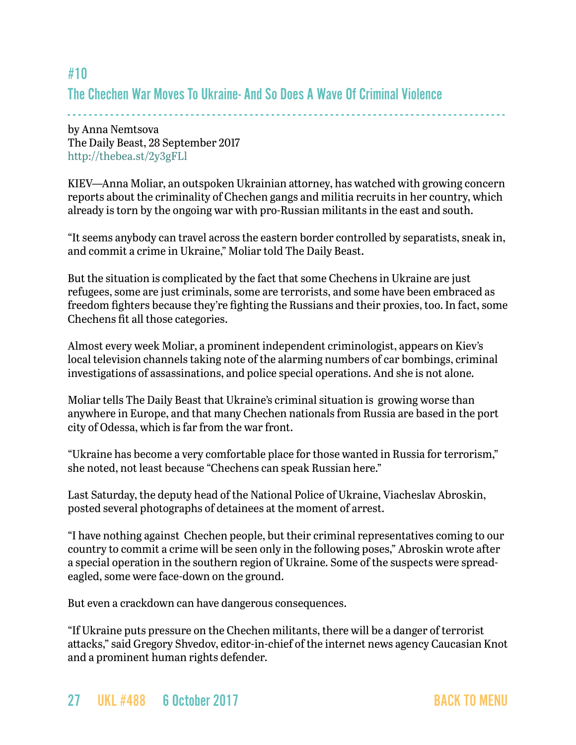## #10

## The Chechen War Moves To Ukraine- And So Does A Wave Of Criminal Violence

by Anna Nemtsova
The Daily Beast, 28 September 2017
http://thebea.st/2y3gFLl

KIEV—Anna Moliar, an outspoken Ukrainian attorney, has watched with growing concern reports about the criminality of Chechen gangs and militia recruits in her country, which already is torn by the ongoing war with pro-Russian militants in the east and south.

"It seems anybody can travel across the eastern border controlled by separatists, sneak in, and commit a crime in Ukraine," Moliar told The Daily Beast.

But the situation is complicated by the fact that some Chechens in Ukraine are just refugees, some are just criminals, some are terrorists, and some have been embraced as freedom fighters because they're fighting the Russians and their proxies, too. In fact, some Chechens fit all those categories.

Almost every week Moliar, a prominent independent criminologist, appears on Kiev's local television channels taking note of the alarming numbers of car bombings, criminal investigations of assassinations, and police special operations. And she is not alone.

Moliar tells The Daily Beast that Ukraine's criminal situation is growing worse than anywhere in Europe, and that many Chechen nationals from Russia are based in the port city of Odessa, which is far from the war front.

"Ukraine has become a very comfortable place for those wanted in Russia for terrorism," she noted, not least because "Chechens can speak Russian here."

Last Saturday, the deputy head of the National Police of Ukraine, Viacheslav Abroskin, posted several photographs of detainees at the moment of arrest.

"I have nothing against Chechen people, but their criminal representatives coming to our country to commit a crime will be seen only in the following poses," Abroskin wrote after a special operation in the southern region of Ukraine. Some of the suspects were spread-eagled, some were face-down on the ground.

But even a crackdown can have dangerous consequences.

"If Ukraine puts pressure on the Chechen militants, there will be a danger of terrorist attacks," said Gregory Shvedov, editor-in-chief of the internet news agency Caucasian Knot and a prominent human rights defender.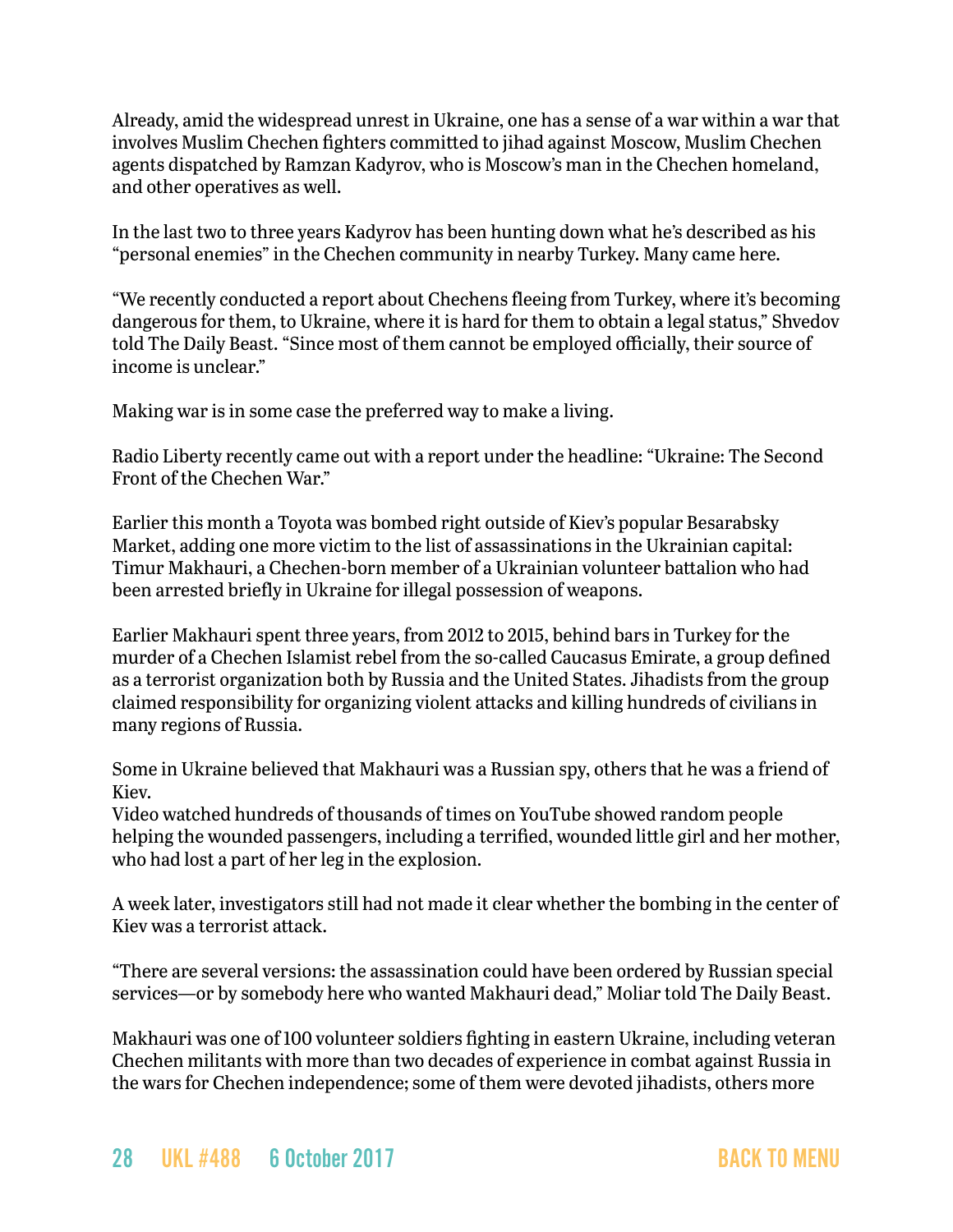Already, amid the widespread unrest in Ukraine, one has a sense of a war within a war that involves Muslim Chechen fighters committed to jihad against Moscow, Muslim Chechen agents dispatched by Ramzan Kadyrov, who is Moscow's man in the Chechen homeland, and other operatives as well.

In the last two to three years Kadyrov has been hunting down what he's described as his "personal enemies" in the Chechen community in nearby Turkey. Many came here.

"We recently conducted a report about Chechens fleeing from Turkey, where it's becoming dangerous for them, to Ukraine, where it is hard for them to obtain a legal status," Shvedov told The Daily Beast. "Since most of them cannot be employed officially, their source of income is unclear."

Making war is in some case the preferred way to make a living.

Radio Liberty recently came out with a report under the headline: "Ukraine: The Second Front of the Chechen War."

Earlier this month a Toyota was bombed right outside of Kiev's popular Besarabsky Market, adding one more victim to the list of assassinations in the Ukrainian capital: Timur Makhauri, a Chechen-born member of a Ukrainian volunteer battalion who had been arrested briefly in Ukraine for illegal possession of weapons.

Earlier Makhauri spent three years, from 2012 to 2015, behind bars in Turkey for the murder of a Chechen Islamist rebel from the so-called Caucasus Emirate, a group defined as a terrorist organization both by Russia and the United States. Jihadists from the group claimed responsibility for organizing violent attacks and killing hundreds of civilians in many regions of Russia.

Some in Ukraine believed that Makhauri was a Russian spy, others that he was a friend of Kiev.
Video watched hundreds of thousands of times on YouTube showed random people helping the wounded passengers, including a terrified, wounded little girl and her mother, who had lost a part of her leg in the explosion.

A week later, investigators still had not made it clear whether the bombing in the center of Kiev was a terrorist attack.

"There are several versions: the assassination could have been ordered by Russian special services—or by somebody here who wanted Makhauri dead," Moliar told The Daily Beast.

Makhauri was one of 100 volunteer soldiers fighting in eastern Ukraine, including veteran Chechen militants with more than two decades of experience in combat against Russia in the wars for Chechen independence; some of them were devoted jihadists, others more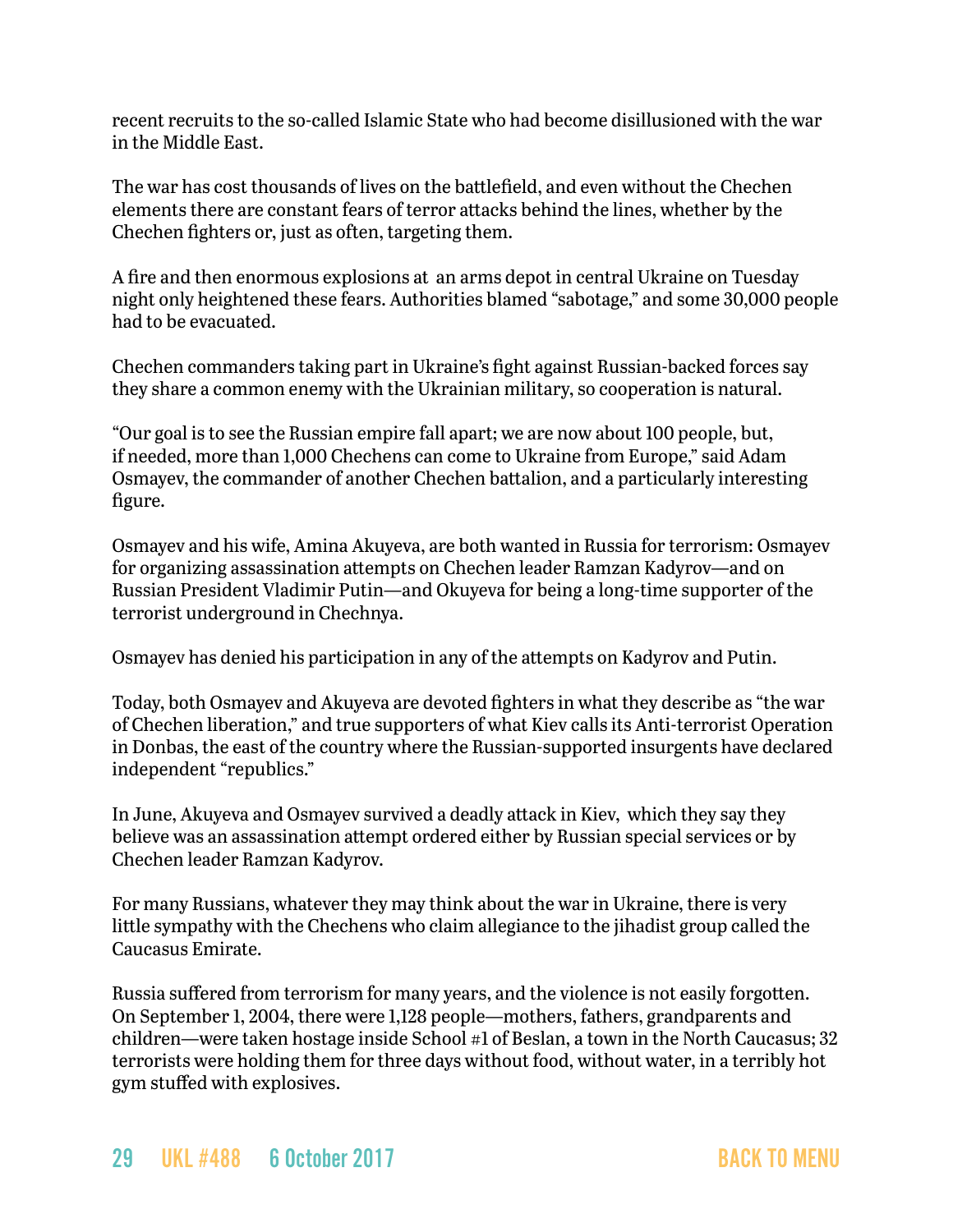recent recruits to the so-called Islamic State who had become disillusioned with the war in the Middle East.

The war has cost thousands of lives on the battlefield, and even without the Chechen elements there are constant fears of terror attacks behind the lines, whether by the Chechen fighters or, just as often, targeting them.

A fire and then enormous explosions at an arms depot in central Ukraine on Tuesday night only heightened these fears. Authorities blamed "sabotage," and some 30,000 people had to be evacuated.

Chechen commanders taking part in Ukraine's fight against Russian-backed forces say they share a common enemy with the Ukrainian military, so cooperation is natural.

"Our goal is to see the Russian empire fall apart; we are now about 100 people, but, if needed, more than 1,000 Chechens can come to Ukraine from Europe," said Adam Osmayev, the commander of another Chechen battalion, and a particularly interesting figure.

Osmayev and his wife, Amina Akuyeva, are both wanted in Russia for terrorism: Osmayev for organizing assassination attempts on Chechen leader Ramzan Kadyrov—and on Russian President Vladimir Putin—and Okuyeva for being a long-time supporter of the terrorist underground in Chechnya.

Osmayev has denied his participation in any of the attempts on Kadyrov and Putin.

Today, both Osmayev and Akuyeva are devoted fighters in what they describe as "the war of Chechen liberation," and true supporters of what Kiev calls its Anti-terrorist Operation in Donbas, the east of the country where the Russian-supported insurgents have declared independent "republics."

In June, Akuyeva and Osmayev survived a deadly attack in Kiev, which they say they believe was an assassination attempt ordered either by Russian special services or by Chechen leader Ramzan Kadyrov.

For many Russians, whatever they may think about the war in Ukraine, there is very little sympathy with the Chechens who claim allegiance to the jihadist group called the Caucasus Emirate.

Russia suffered from terrorism for many years, and the violence is not easily forgotten. On September 1, 2004, there were 1,128 people—mothers, fathers, grandparents and children—were taken hostage inside School #1 of Beslan, a town in the North Caucasus; 32 terrorists were holding them for three days without food, without water, in a terribly hot gym stuffed with explosives.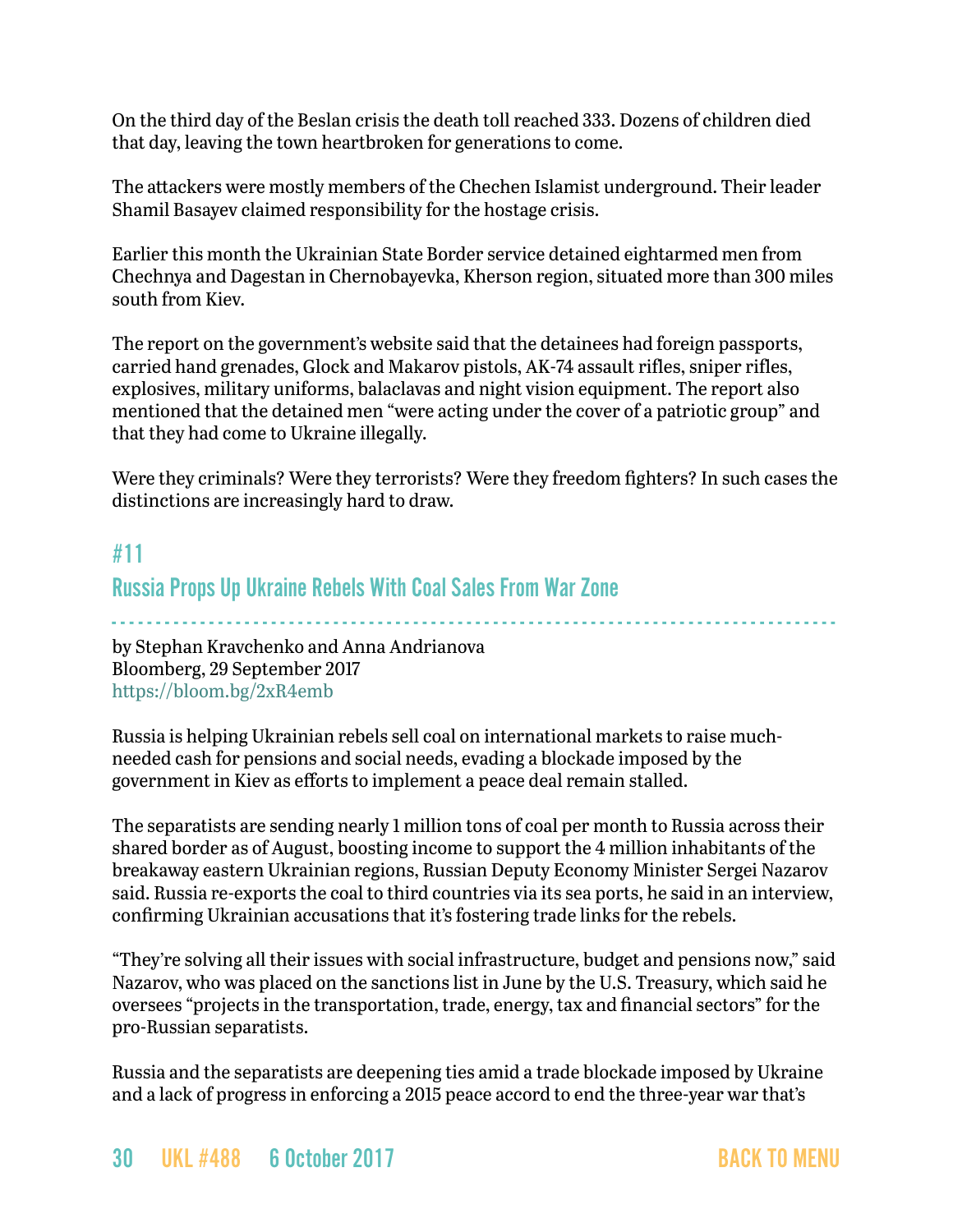On the third day of the Beslan crisis the death toll reached 333. Dozens of children died that day, leaving the town heartbroken for generations to come.

The attackers were mostly members of the Chechen Islamist underground. Their leader Shamil Basayev claimed responsibility for the hostage crisis.

Earlier this month the Ukrainian State Border service detained eightarmed men from Chechnya and Dagestan in Chernobayevka, Kherson region, situated more than 300 miles south from Kiev.

The report on the government's website said that the detainees had foreign passports, carried hand grenades, Glock and Makarov pistols, AK-74 assault rifles, sniper rifles, explosives, military uniforms, balaclavas and night vision equipment. The report also mentioned that the detained men "were acting under the cover of a patriotic group" and that they had come to Ukraine illegally.

Were they criminals? Were they terrorists? Were they freedom fighters? In such cases the distinctions are increasingly hard to draw.

## #11

## Russia Props Up Ukraine Rebels With Coal Sales From War Zone

by Stephan Kravchenko and Anna Andrianova
Bloomberg, 29 September 2017
https://bloom.bg/2xR4emb

Russia is helping Ukrainian rebels sell coal on international markets to raise much-needed cash for pensions and social needs, evading a blockade imposed by the government in Kiev as efforts to implement a peace deal remain stalled.

The separatists are sending nearly 1 million tons of coal per month to Russia across their shared border as of August, boosting income to support the 4 million inhabitants of the breakaway eastern Ukrainian regions, Russian Deputy Economy Minister Sergei Nazarov said. Russia re-exports the coal to third countries via its sea ports, he said in an interview, confirming Ukrainian accusations that it's fostering trade links for the rebels.

"They're solving all their issues with social infrastructure, budget and pensions now," said Nazarov, who was placed on the sanctions list in June by the U.S. Treasury, which said he oversees "projects in the transportation, trade, energy, tax and financial sectors" for the pro-Russian separatists.

Russia and the separatists are deepening ties amid a trade blockade imposed by Ukraine and a lack of progress in enforcing a 2015 peace accord to end the three-year war that's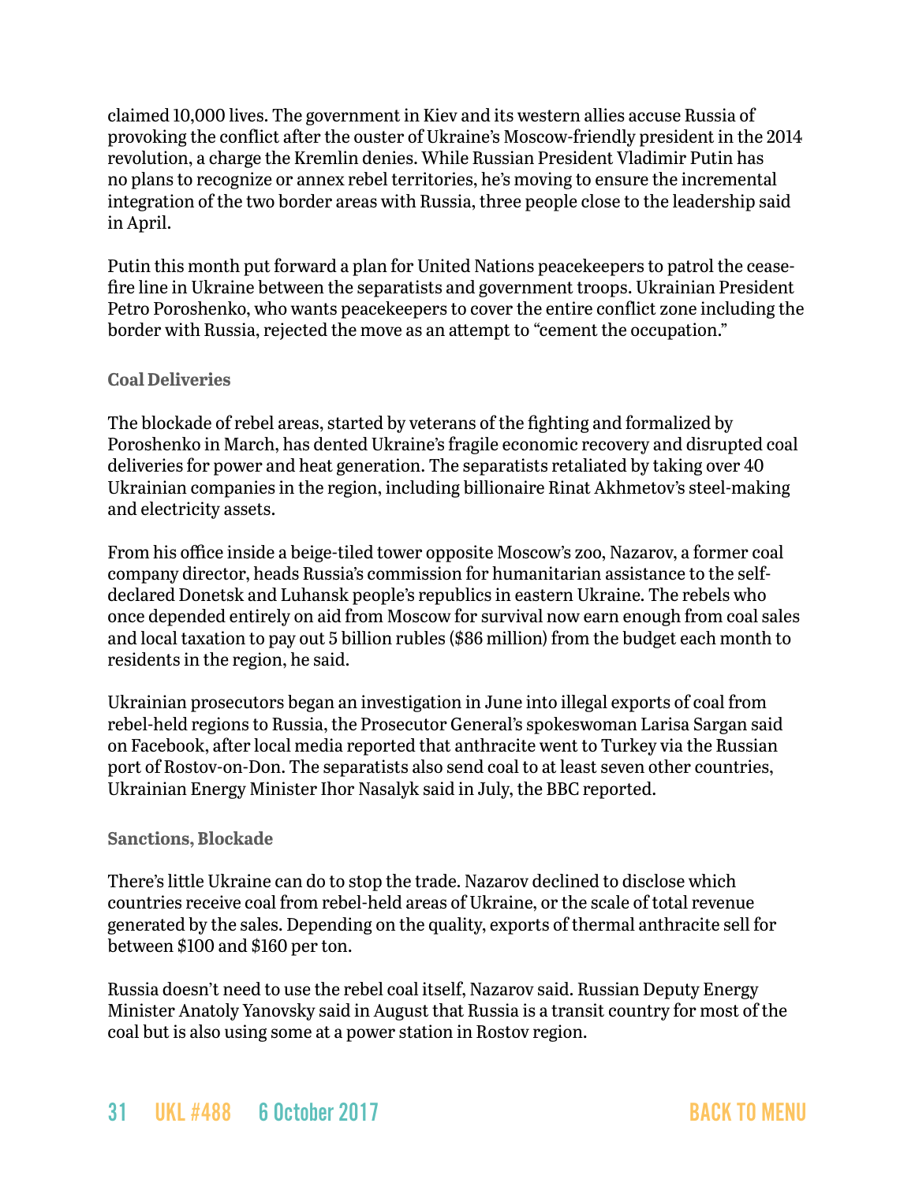claimed 10,000 lives. The government in Kiev and its western allies accuse Russia of provoking the conflict after the ouster of Ukraine's Moscow-friendly president in the 2014 revolution, a charge the Kremlin denies. While Russian President Vladimir Putin has no plans to recognize or annex rebel territories, he's moving to ensure the incremental integration of the two border areas with Russia, three people close to the leadership said in April.

Putin this month put forward a plan for United Nations peacekeepers to patrol the cease-fire line in Ukraine between the separatists and government troops. Ukrainian President Petro Poroshenko, who wants peacekeepers to cover the entire conflict zone including the border with Russia, rejected the move as an attempt to "cement the occupation."

### Coal Deliveries

The blockade of rebel areas, started by veterans of the fighting and formalized by Poroshenko in March, has dented Ukraine's fragile economic recovery and disrupted coal deliveries for power and heat generation. The separatists retaliated by taking over 40 Ukrainian companies in the region, including billionaire Rinat Akhmetov's steel-making and electricity assets.

From his office inside a beige-tiled tower opposite Moscow's zoo, Nazarov, a former coal company director, heads Russia's commission for humanitarian assistance to the self-declared Donetsk and Luhansk people's republics in eastern Ukraine. The rebels who once depended entirely on aid from Moscow for survival now earn enough from coal sales and local taxation to pay out 5 billion rubles ($86 million) from the budget each month to residents in the region, he said.

Ukrainian prosecutors began an investigation in June into illegal exports of coal from rebel-held regions to Russia, the Prosecutor General's spokeswoman Larisa Sargan said on Facebook, after local media reported that anthracite went to Turkey via the Russian port of Rostov-on-Don. The separatists also send coal to at least seven other countries, Ukrainian Energy Minister Ihor Nasalyk said in July, the BBC reported.

### Sanctions, Blockade

There's little Ukraine can do to stop the trade. Nazarov declined to disclose which countries receive coal from rebel-held areas of Ukraine, or the scale of total revenue generated by the sales. Depending on the quality, exports of thermal anthracite sell for between $100 and $160 per ton.

Russia doesn't need to use the rebel coal itself, Nazarov said. Russian Deputy Energy Minister Anatoly Yanovsky said in August that Russia is a transit country for most of the coal but is also using some at a power station in Rostov region.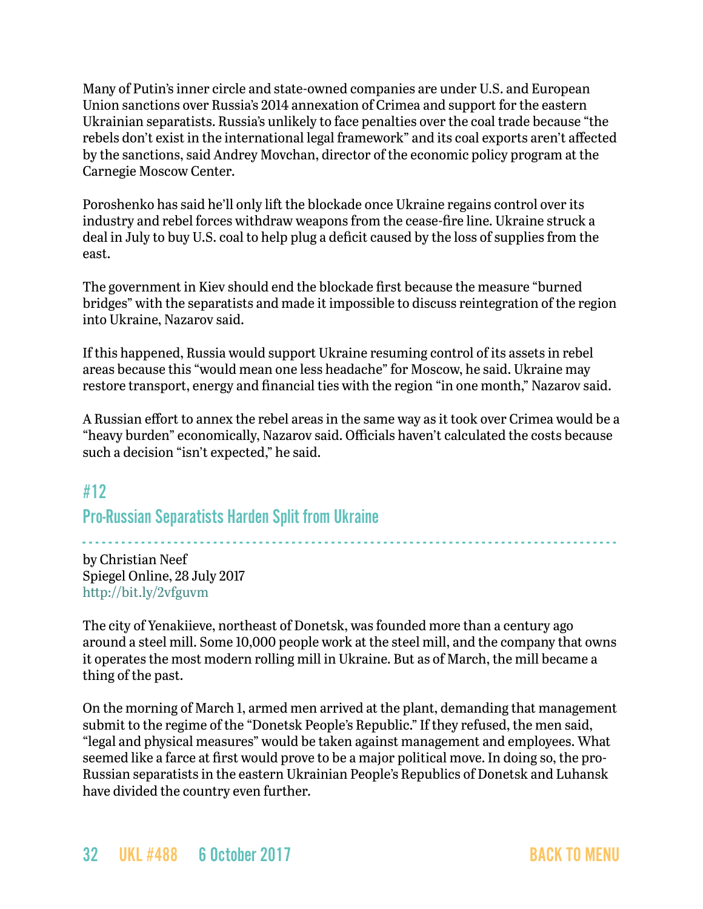Many of Putin's inner circle and state-owned companies are under U.S. and European Union sanctions over Russia's 2014 annexation of Crimea and support for the eastern Ukrainian separatists. Russia's unlikely to face penalties over the coal trade because "the rebels don't exist in the international legal framework" and its coal exports aren't affected by the sanctions, said Andrey Movchan, director of the economic policy program at the Carnegie Moscow Center.

Poroshenko has said he'll only lift the blockade once Ukraine regains control over its industry and rebel forces withdraw weapons from the cease-fire line. Ukraine struck a deal in July to buy U.S. coal to help plug a deficit caused by the loss of supplies from the east.

The government in Kiev should end the blockade first because the measure "burned bridges" with the separatists and made it impossible to discuss reintegration of the region into Ukraine, Nazarov said.

If this happened, Russia would support Ukraine resuming control of its assets in rebel areas because this "would mean one less headache" for Moscow, he said. Ukraine may restore transport, energy and financial ties with the region "in one month," Nazarov said.

A Russian effort to annex the rebel areas in the same way as it took over Crimea would be a "heavy burden" economically, Nazarov said. Officials haven't calculated the costs because such a decision "isn't expected," he said.

## #12

## Pro-Russian Separatists Harden Split from Ukraine

by Christian Neef
Spiegel Online, 28 July 2017
http://bit.ly/2vfguvm

The city of Yenakiieve, northeast of Donetsk, was founded more than a century ago around a steel mill. Some 10,000 people work at the steel mill, and the company that owns it operates the most modern rolling mill in Ukraine. But as of March, the mill became a thing of the past.

On the morning of March 1, armed men arrived at the plant, demanding that management submit to the regime of the "Donetsk People's Republic." If they refused, the men said, "legal and physical measures" would be taken against management and employees. What seemed like a farce at first would prove to be a major political move. In doing so, the pro-Russian separatists in the eastern Ukrainian People's Republics of Donetsk and Luhansk have divided the country even further.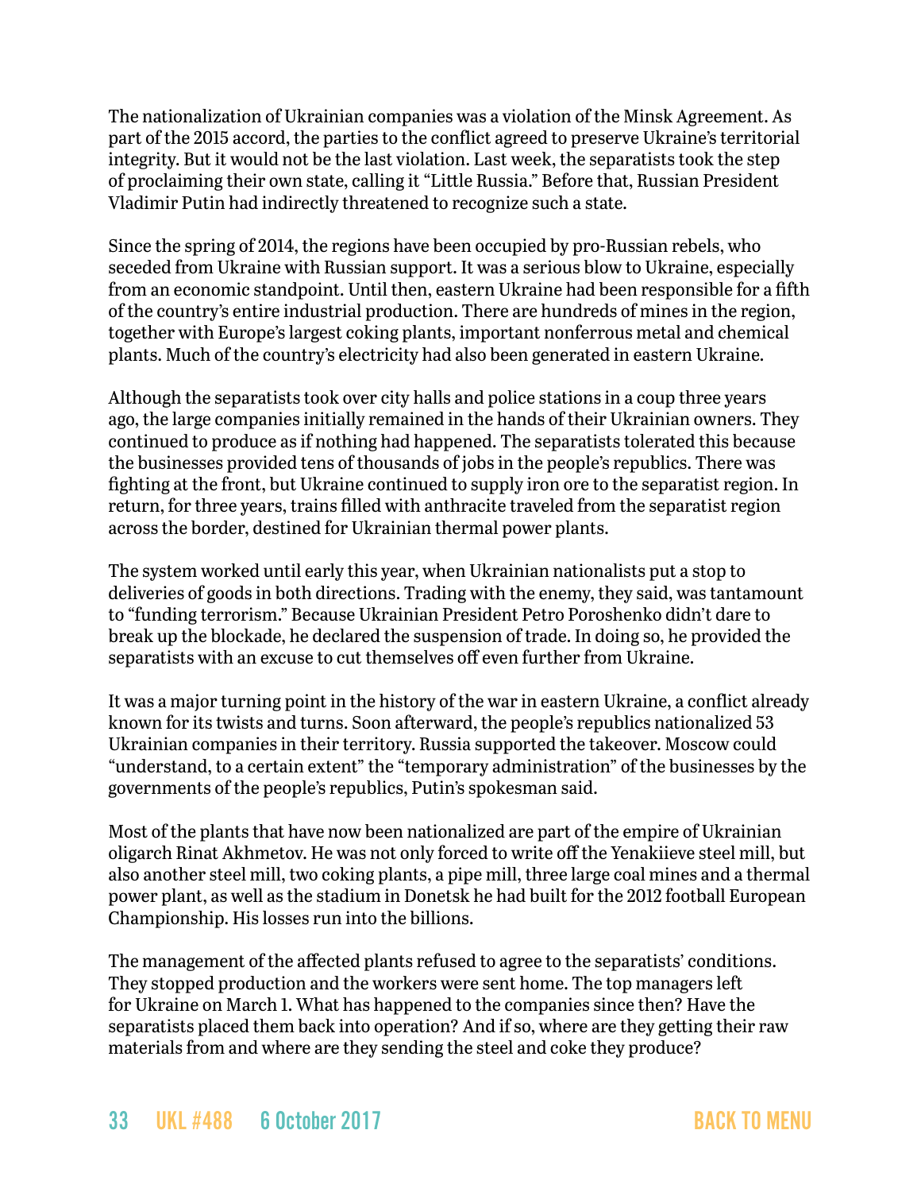The nationalization of Ukrainian companies was a violation of the Minsk Agreement. As part of the 2015 accord, the parties to the conflict agreed to preserve Ukraine's territorial integrity. But it would not be the last violation. Last week, the separatists took the step of proclaiming their own state, calling it "Little Russia." Before that, Russian President Vladimir Putin had indirectly threatened to recognize such a state.

Since the spring of 2014, the regions have been occupied by pro-Russian rebels, who seceded from Ukraine with Russian support. It was a serious blow to Ukraine, especially from an economic standpoint. Until then, eastern Ukraine had been responsible for a fifth of the country's entire industrial production. There are hundreds of mines in the region, together with Europe's largest coking plants, important nonferrous metal and chemical plants. Much of the country's electricity had also been generated in eastern Ukraine.

Although the separatists took over city halls and police stations in a coup three years ago, the large companies initially remained in the hands of their Ukrainian owners. They continued to produce as if nothing had happened. The separatists tolerated this because the businesses provided tens of thousands of jobs in the people's republics. There was fighting at the front, but Ukraine continued to supply iron ore to the separatist region. In return, for three years, trains filled with anthracite traveled from the separatist region across the border, destined for Ukrainian thermal power plants.

The system worked until early this year, when Ukrainian nationalists put a stop to deliveries of goods in both directions. Trading with the enemy, they said, was tantamount to "funding terrorism." Because Ukrainian President Petro Poroshenko didn't dare to break up the blockade, he declared the suspension of trade. In doing so, he provided the separatists with an excuse to cut themselves off even further from Ukraine.

It was a major turning point in the history of the war in eastern Ukraine, a conflict already known for its twists and turns. Soon afterward, the people's republics nationalized 53 Ukrainian companies in their territory. Russia supported the takeover. Moscow could "understand, to a certain extent" the "temporary administration" of the businesses by the governments of the people's republics, Putin's spokesman said.

Most of the plants that have now been nationalized are part of the empire of Ukrainian oligarch Rinat Akhmetov. He was not only forced to write off the Yenakiieve steel mill, but also another steel mill, two coking plants, a pipe mill, three large coal mines and a thermal power plant, as well as the stadium in Donetsk he had built for the 2012 football European Championship. His losses run into the billions.

The management of the affected plants refused to agree to the separatists' conditions. They stopped production and the workers were sent home. The top managers left for Ukraine on March 1. What has happened to the companies since then? Have the separatists placed them back into operation? And if so, where are they getting their raw materials from and where are they sending the steel and coke they produce?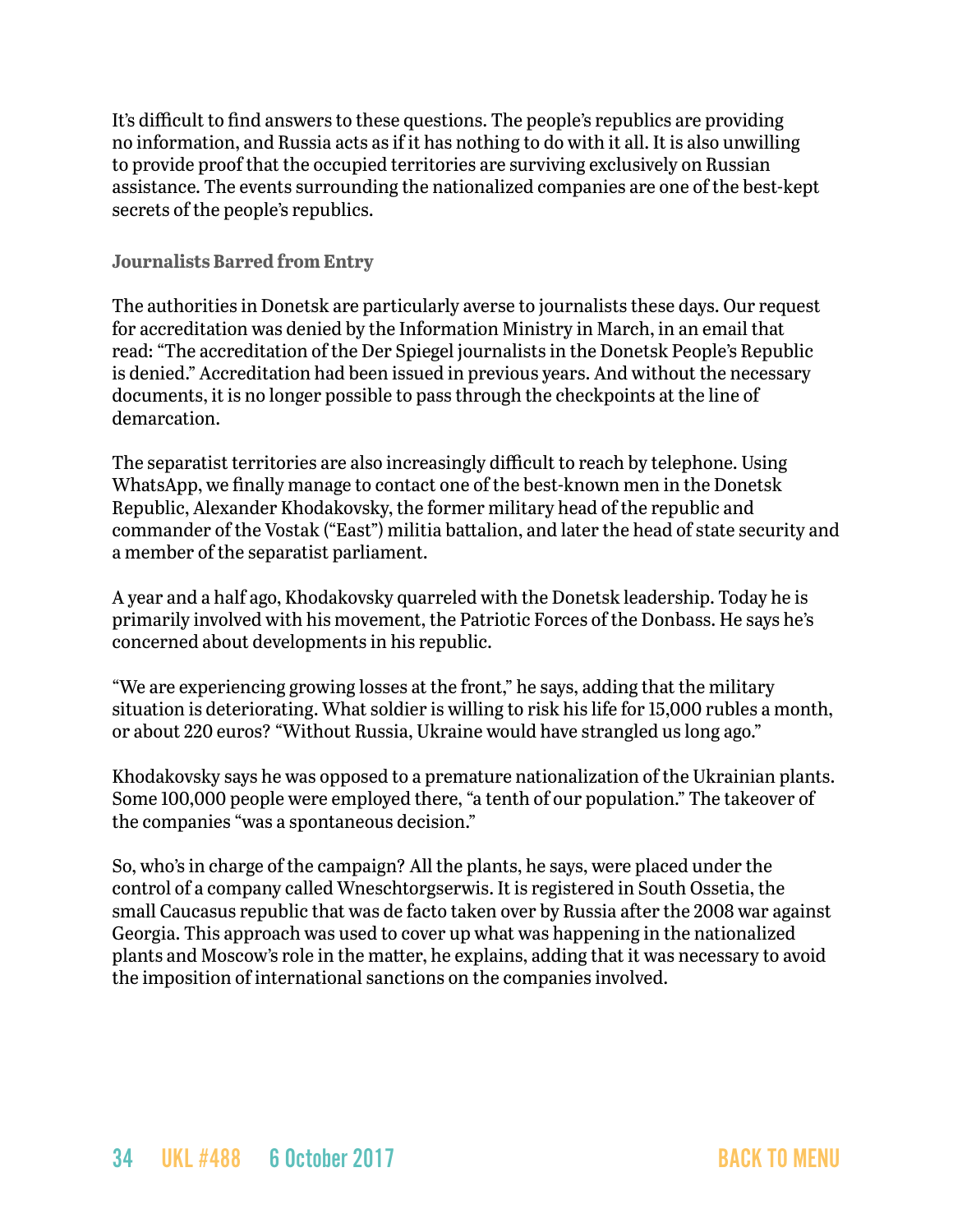It's difficult to find answers to these questions. The people's republics are providing no information, and Russia acts as if it has nothing to do with it all. It is also unwilling to provide proof that the occupied territories are surviving exclusively on Russian assistance. The events surrounding the nationalized companies are one of the best-kept secrets of the people's republics.

### Journalists Barred from Entry

The authorities in Donetsk are particularly averse to journalists these days. Our request for accreditation was denied by the Information Ministry in March, in an email that read: "The accreditation of the Der Spiegel journalists in the Donetsk People's Republic is denied." Accreditation had been issued in previous years. And without the necessary documents, it is no longer possible to pass through the checkpoints at the line of demarcation.

The separatist territories are also increasingly difficult to reach by telephone. Using WhatsApp, we finally manage to contact one of the best-known men in the Donetsk Republic, Alexander Khodakovsky, the former military head of the republic and commander of the Vostak ("East") militia battalion, and later the head of state security and a member of the separatist parliament.

A year and a half ago, Khodakovsky quarreled with the Donetsk leadership. Today he is primarily involved with his movement, the Patriotic Forces of the Donbass. He says he's concerned about developments in his republic.

"We are experiencing growing losses at the front," he says, adding that the military situation is deteriorating. What soldier is willing to risk his life for 15,000 rubles a month, or about 220 euros? "Without Russia, Ukraine would have strangled us long ago."

Khodakovsky says he was opposed to a premature nationalization of the Ukrainian plants. Some 100,000 people were employed there, "a tenth of our population." The takeover of the companies "was a spontaneous decision."

So, who's in charge of the campaign? All the plants, he says, were placed under the control of a company called Wneschtorgserwis. It is registered in South Ossetia, the small Caucasus republic that was de facto taken over by Russia after the 2008 war against Georgia. This approach was used to cover up what was happening in the nationalized plants and Moscow's role in the matter, he explains, adding that it was necessary to avoid the imposition of international sanctions on the companies involved.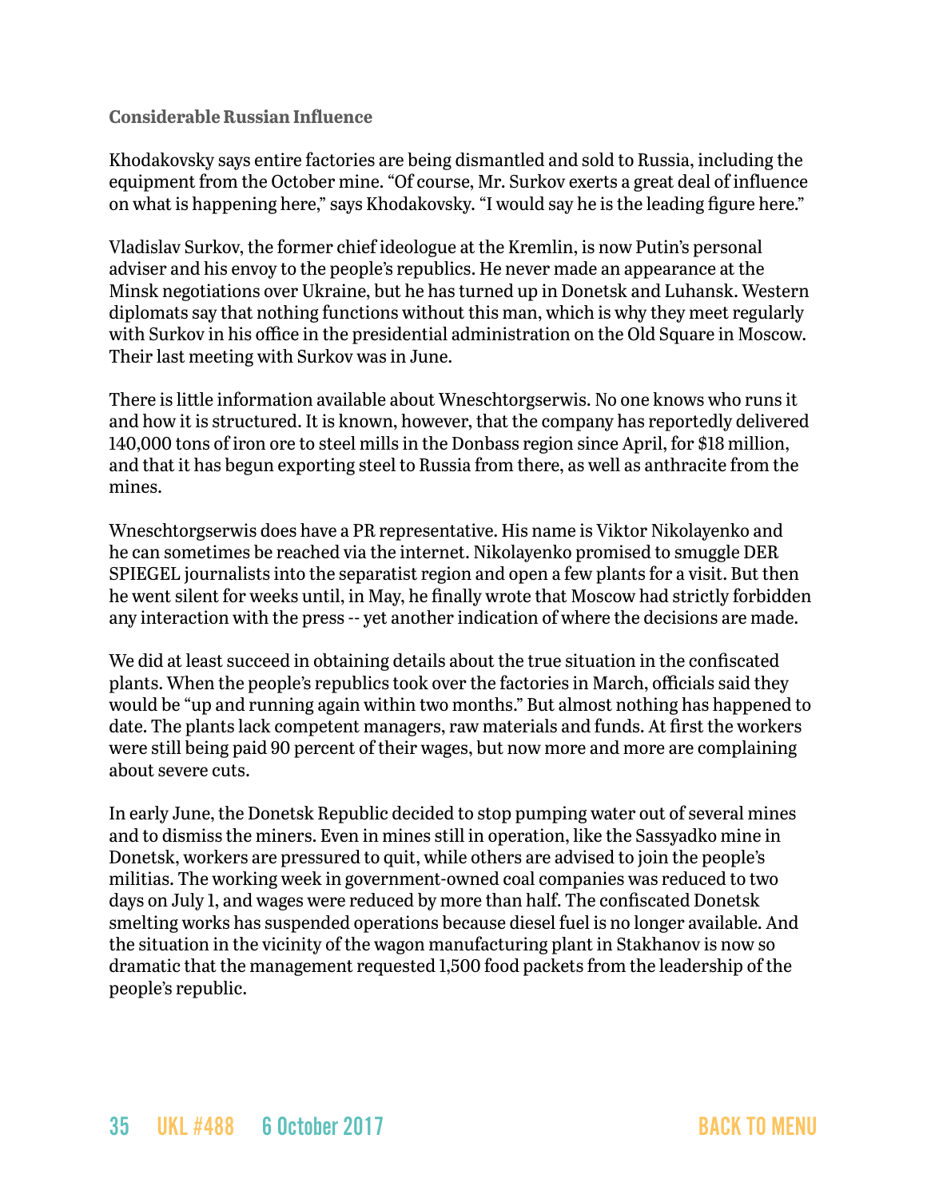### Considerable Russian Influence

Khodakovsky says entire factories are being dismantled and sold to Russia, including the equipment from the October mine. "Of course, Mr. Surkov exerts a great deal of influence on what is happening here," says Khodakovsky. "I would say he is the leading figure here."

Vladislav Surkov, the former chief ideologue at the Kremlin, is now Putin's personal adviser and his envoy to the people's republics. He never made an appearance at the Minsk negotiations over Ukraine, but he has turned up in Donetsk and Luhansk. Western diplomats say that nothing functions without this man, which is why they meet regularly with Surkov in his office in the presidential administration on the Old Square in Moscow. Their last meeting with Surkov was in June.

There is little information available about Wneschtorgserwis. No one knows who runs it and how it is structured. It is known, however, that the company has reportedly delivered 140,000 tons of iron ore to steel mills in the Donbass region since April, for $18 million, and that it has begun exporting steel to Russia from there, as well as anthracite from the mines.

Wneschtorgserwis does have a PR representative. His name is Viktor Nikolayenko and he can sometimes be reached via the internet. Nikolayenko promised to smuggle DER SPIEGEL journalists into the separatist region and open a few plants for a visit. But then he went silent for weeks until, in May, he finally wrote that Moscow had strictly forbidden any interaction with the press -- yet another indication of where the decisions are made.

We did at least succeed in obtaining details about the true situation in the confiscated plants. When the people's republics took over the factories in March, officials said they would be "up and running again within two months." But almost nothing has happened to date. The plants lack competent managers, raw materials and funds. At first the workers were still being paid 90 percent of their wages, but now more and more are complaining about severe cuts.

In early June, the Donetsk Republic decided to stop pumping water out of several mines and to dismiss the miners. Even in mines still in operation, like the Sassyadko mine in Donetsk, workers are pressured to quit, while others are advised to join the people's militias. The working week in government-owned coal companies was reduced to two days on July 1, and wages were reduced by more than half. The confiscated Donetsk smelting works has suspended operations because diesel fuel is no longer available. And the situation in the vicinity of the wagon manufacturing plant in Stakhanov is now so dramatic that the management requested 1,500 food packets from the leadership of the people's republic.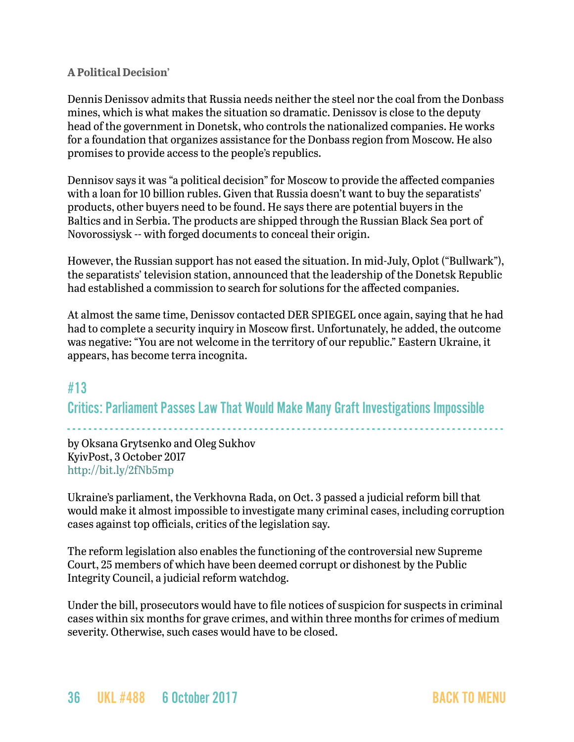### A Political Decision'

Dennis Denissov admits that Russia needs neither the steel nor the coal from the Donbass mines, which is what makes the situation so dramatic. Denissov is close to the deputy head of the government in Donetsk, who controls the nationalized companies. He works for a foundation that organizes assistance for the Donbass region from Moscow. He also promises to provide access to the people's republics.

Dennisov says it was "a political decision" for Moscow to provide the affected companies with a loan for 10 billion rubles. Given that Russia doesn't want to buy the separatists' products, other buyers need to be found. He says there are potential buyers in the Baltics and in Serbia. The products are shipped through the Russian Black Sea port of Novorossiysk -- with forged documents to conceal their origin.

However, the Russian support has not eased the situation. In mid-July, Oplot ("Bullwark"), the separatists' television station, announced that the leadership of the Donetsk Republic had established a commission to search for solutions for the affected companies.

At almost the same time, Denissov contacted DER SPIEGEL once again, saying that he had had to complete a security inquiry in Moscow first. Unfortunately, he added, the outcome was negative: "You are not welcome in the territory of our republic." Eastern Ukraine, it appears, has become terra incognita.

## #13
## Critics: Parliament Passes Law That Would Make Many Graft Investigations Impossible

by Oksana Grytsenko and Oleg Sukhov
KyivPost, 3 October 2017
http://bit.ly/2fNb5mp

Ukraine's parliament, the Verkhovna Rada, on Oct. 3 passed a judicial reform bill that would make it almost impossible to investigate many criminal cases, including corruption cases against top officials, critics of the legislation say.

The reform legislation also enables the functioning of the controversial new Supreme Court, 25 members of which have been deemed corrupt or dishonest by the Public Integrity Council, a judicial reform watchdog.

Under the bill, prosecutors would have to file notices of suspicion for suspects in criminal cases within six months for grave crimes, and within three months for crimes of medium severity. Otherwise, such cases would have to be closed.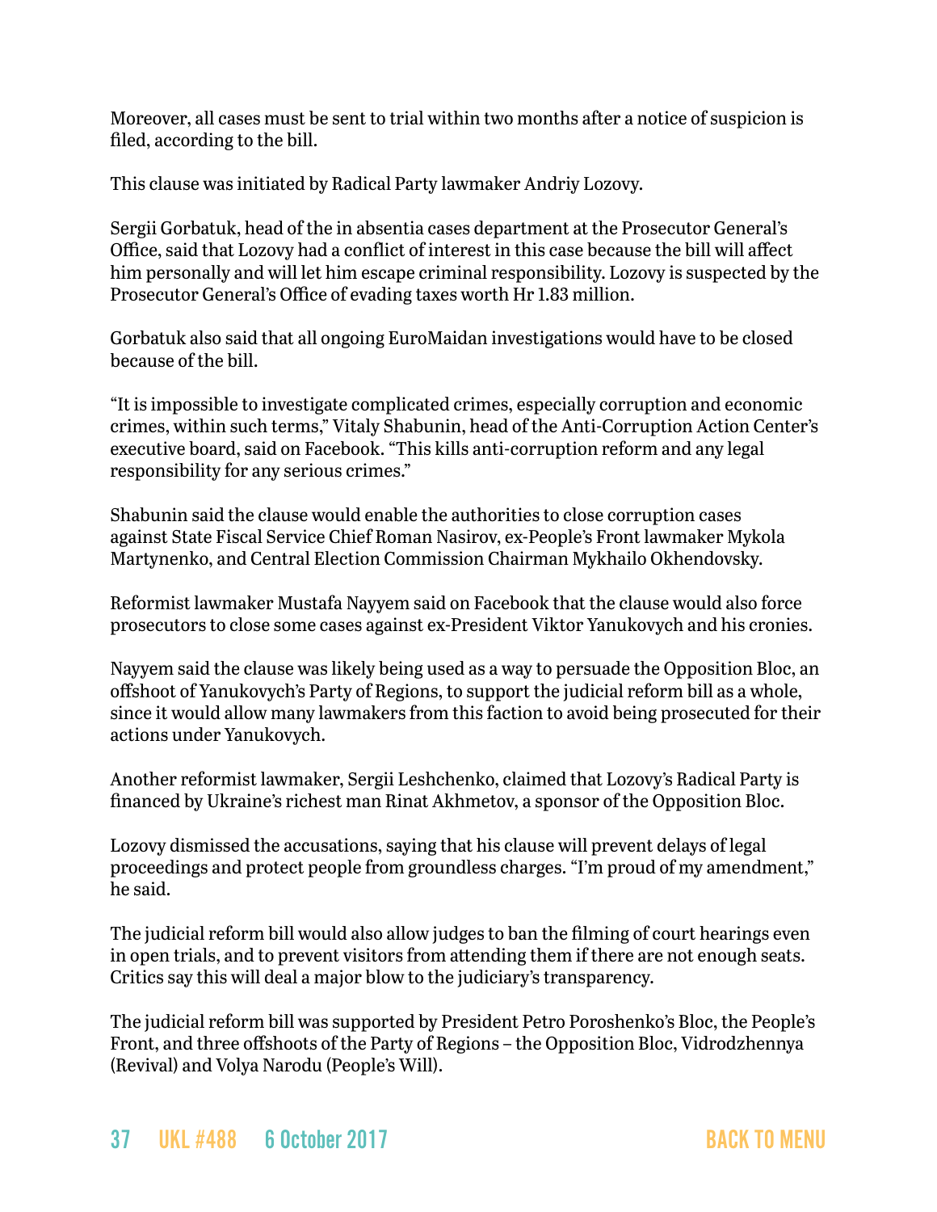Moreover, all cases must be sent to trial within two months after a notice of suspicion is filed, according to the bill.

This clause was initiated by Radical Party lawmaker Andriy Lozovy.

Sergii Gorbatuk, head of the in absentia cases department at the Prosecutor General's Office, said that Lozovy had a conflict of interest in this case because the bill will affect him personally and will let him escape criminal responsibility. Lozovy is suspected by the Prosecutor General's Office of evading taxes worth Hr 1.83 million.

Gorbatuk also said that all ongoing EuroMaidan investigations would have to be closed because of the bill.

"It is impossible to investigate complicated crimes, especially corruption and economic crimes, within such terms," Vitaly Shabunin, head of the Anti-Corruption Action Center's executive board, said on Facebook. "This kills anti-corruption reform and any legal responsibility for any serious crimes."

Shabunin said the clause would enable the authorities to close corruption cases against State Fiscal Service Chief Roman Nasirov, ex-People's Front lawmaker Mykola Martynenko, and Central Election Commission Chairman Mykhailo Okhendovsky.

Reformist lawmaker Mustafa Nayyem said on Facebook that the clause would also force prosecutors to close some cases against ex-President Viktor Yanukovych and his cronies.

Nayyem said the clause was likely being used as a way to persuade the Opposition Bloc, an offshoot of Yanukovych's Party of Regions, to support the judicial reform bill as a whole, since it would allow many lawmakers from this faction to avoid being prosecuted for their actions under Yanukovych.

Another reformist lawmaker, Sergii Leshchenko, claimed that Lozovy's Radical Party is financed by Ukraine's richest man Rinat Akhmetov, a sponsor of the Opposition Bloc.

Lozovy dismissed the accusations, saying that his clause will prevent delays of legal proceedings and protect people from groundless charges. "I'm proud of my amendment," he said.

The judicial reform bill would also allow judges to ban the filming of court hearings even in open trials, and to prevent visitors from attending them if there are not enough seats. Critics say this will deal a major blow to the judiciary's transparency.

The judicial reform bill was supported by President Petro Poroshenko's Bloc, the People's Front, and three offshoots of the Party of Regions – the Opposition Bloc, Vidrodzhennya (Revival) and Volya Narodu (People's Will).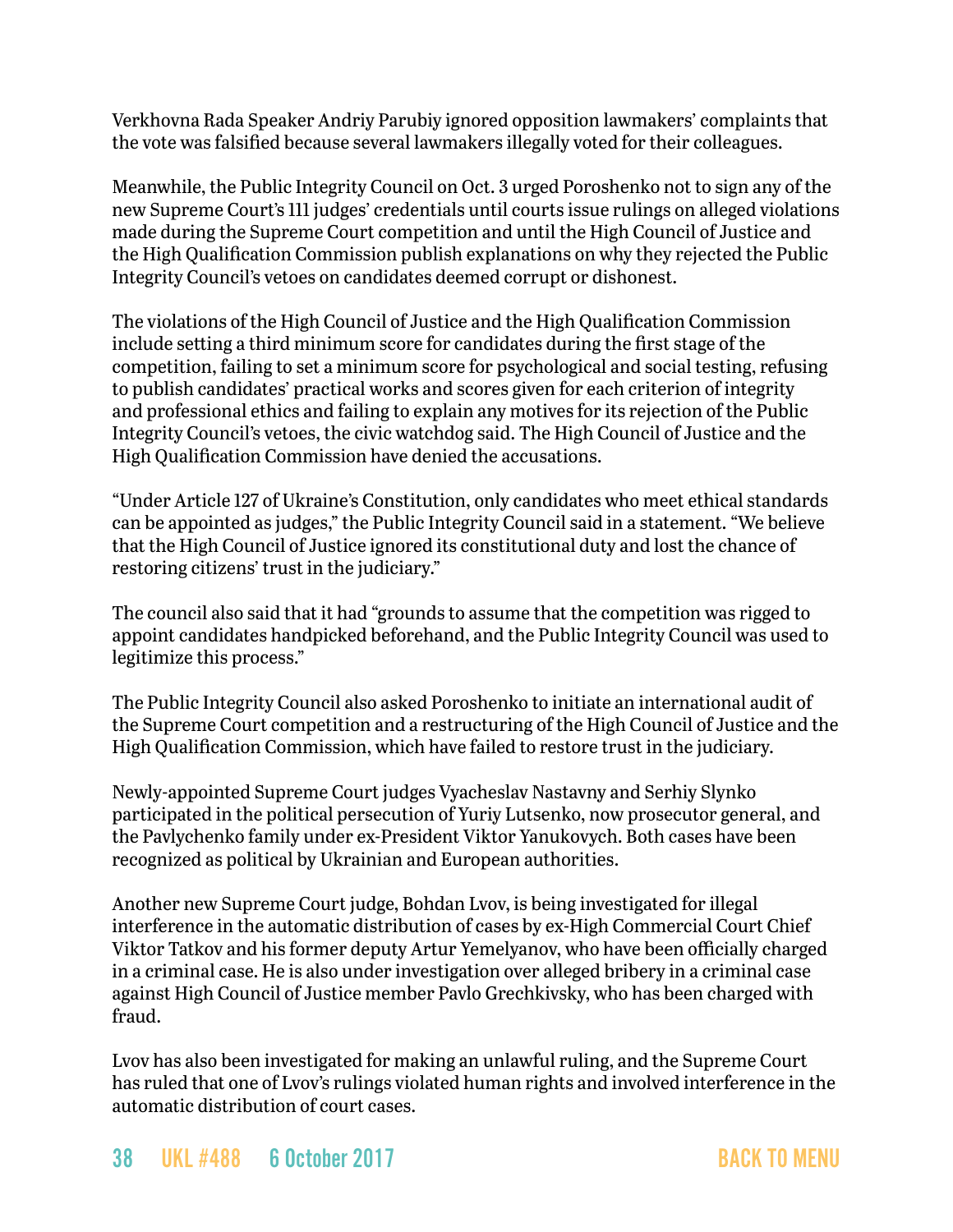Verkhovna Rada Speaker Andriy Parubiy ignored opposition lawmakers' complaints that the vote was falsified because several lawmakers illegally voted for their colleagues.

Meanwhile, the Public Integrity Council on Oct. 3 urged Poroshenko not to sign any of the new Supreme Court's 111 judges' credentials until courts issue rulings on alleged violations made during the Supreme Court competition and until the High Council of Justice and the High Qualification Commission publish explanations on why they rejected the Public Integrity Council's vetoes on candidates deemed corrupt or dishonest.

The violations of the High Council of Justice and the High Qualification Commission include setting a third minimum score for candidates during the first stage of the competition, failing to set a minimum score for psychological and social testing, refusing to publish candidates' practical works and scores given for each criterion of integrity and professional ethics and failing to explain any motives for its rejection of the Public Integrity Council's vetoes, the civic watchdog said. The High Council of Justice and the High Qualification Commission have denied the accusations.

"Under Article 127 of Ukraine's Constitution, only candidates who meet ethical standards can be appointed as judges," the Public Integrity Council said in a statement. "We believe that the High Council of Justice ignored its constitutional duty and lost the chance of restoring citizens' trust in the judiciary."

The council also said that it had "grounds to assume that the competition was rigged to appoint candidates handpicked beforehand, and the Public Integrity Council was used to legitimize this process."

The Public Integrity Council also asked Poroshenko to initiate an international audit of the Supreme Court competition and a restructuring of the High Council of Justice and the High Qualification Commission, which have failed to restore trust in the judiciary.

Newly-appointed Supreme Court judges Vyacheslav Nastavny and Serhiy Slynko participated in the political persecution of Yuriy Lutsenko, now prosecutor general, and the Pavlychenko family under ex-President Viktor Yanukovych. Both cases have been recognized as political by Ukrainian and European authorities.

Another new Supreme Court judge, Bohdan Lvov, is being investigated for illegal interference in the automatic distribution of cases by ex-High Commercial Court Chief Viktor Tatkov and his former deputy Artur Yemelyanov, who have been officially charged in a criminal case. He is also under investigation over alleged bribery in a criminal case against High Council of Justice member Pavlo Grechkivsky, who has been charged with fraud.

Lvov has also been investigated for making an unlawful ruling, and the Supreme Court has ruled that one of Lvov's rulings violated human rights and involved interference in the automatic distribution of court cases.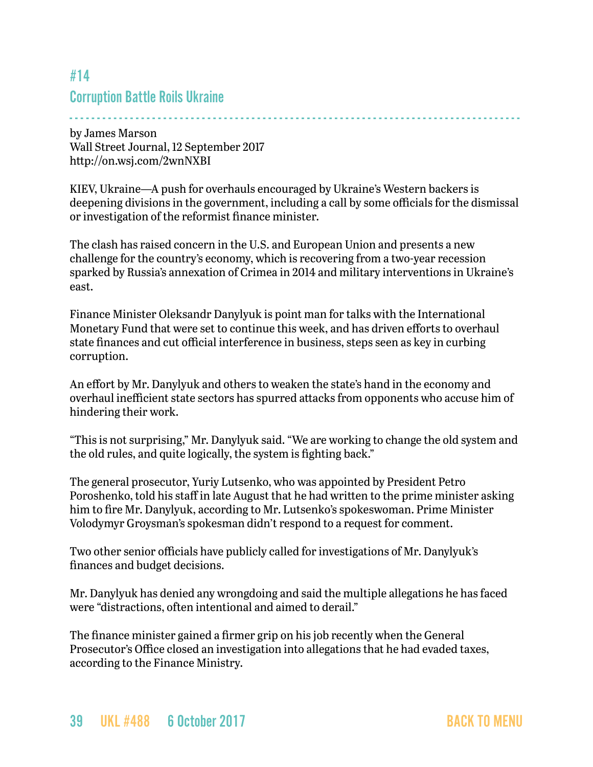## #14

## Corruption Battle Roils Ukraine

by James Marson
Wall Street Journal, 12 September 2017
http://on.wsj.com/2wnNXBI

KIEV, Ukraine—A push for overhauls encouraged by Ukraine's Western backers is deepening divisions in the government, including a call by some officials for the dismissal or investigation of the reformist finance minister.

The clash has raised concern in the U.S. and European Union and presents a new challenge for the country's economy, which is recovering from a two-year recession sparked by Russia's annexation of Crimea in 2014 and military interventions in Ukraine's east.

Finance Minister Oleksandr Danylyuk is point man for talks with the International Monetary Fund that were set to continue this week, and has driven efforts to overhaul state finances and cut official interference in business, steps seen as key in curbing corruption.

An effort by Mr. Danylyuk and others to weaken the state's hand in the economy and overhaul inefficient state sectors has spurred attacks from opponents who accuse him of hindering their work.

"This is not surprising," Mr. Danylyuk said. "We are working to change the old system and the old rules, and quite logically, the system is fighting back."

The general prosecutor, Yuriy Lutsenko, who was appointed by President Petro Poroshenko, told his staff in late August that he had written to the prime minister asking him to fire Mr. Danylyuk, according to Mr. Lutsenko's spokeswoman. Prime Minister Volodymyr Groysman's spokesman didn't respond to a request for comment.

Two other senior officials have publicly called for investigations of Mr. Danylyuk's finances and budget decisions.

Mr. Danylyuk has denied any wrongdoing and said the multiple allegations he has faced were "distractions, often intentional and aimed to derail."

The finance minister gained a firmer grip on his job recently when the General Prosecutor's Office closed an investigation into allegations that he had evaded taxes, according to the Finance Ministry.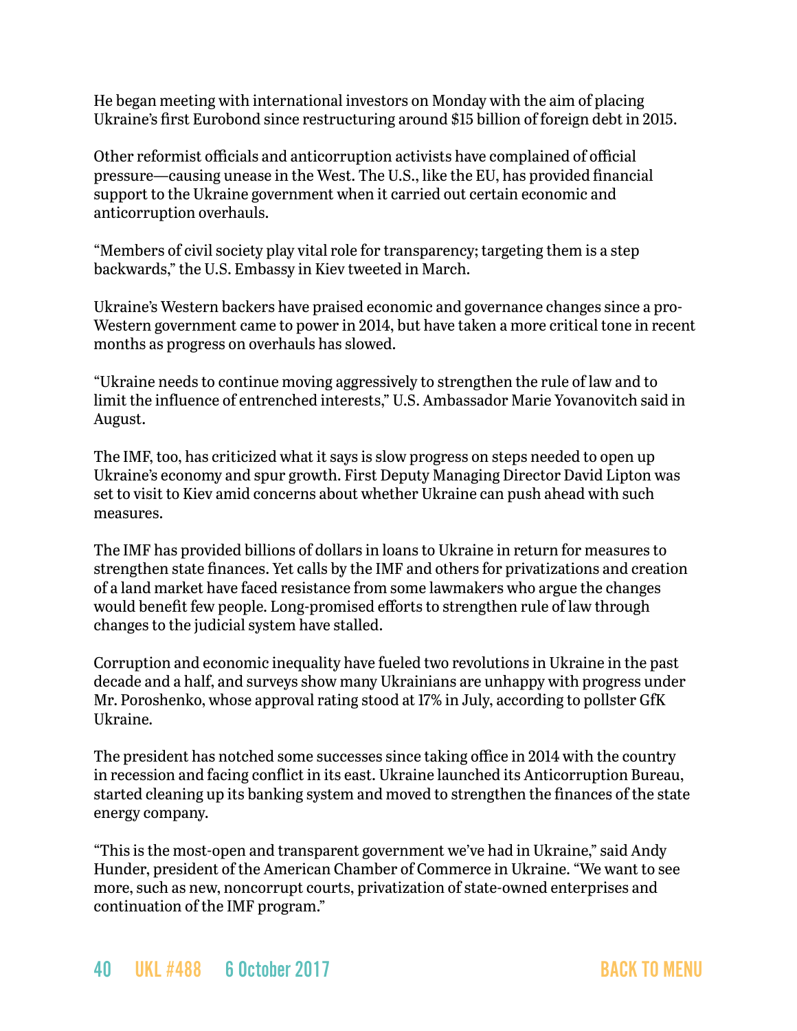He began meeting with international investors on Monday with the aim of placing Ukraine's first Eurobond since restructuring around $15 billion of foreign debt in 2015.

Other reformist officials and anticorruption activists have complained of official pressure—causing unease in the West. The U.S., like the EU, has provided financial support to the Ukraine government when it carried out certain economic and anticorruption overhauls.

"Members of civil society play vital role for transparency; targeting them is a step backwards," the U.S. Embassy in Kiev tweeted in March.

Ukraine's Western backers have praised economic and governance changes since a pro-Western government came to power in 2014, but have taken a more critical tone in recent months as progress on overhauls has slowed.

"Ukraine needs to continue moving aggressively to strengthen the rule of law and to limit the influence of entrenched interests," U.S. Ambassador Marie Yovanovitch said in August.

The IMF, too, has criticized what it says is slow progress on steps needed to open up Ukraine's economy and spur growth. First Deputy Managing Director David Lipton was set to visit to Kiev amid concerns about whether Ukraine can push ahead with such measures.

The IMF has provided billions of dollars in loans to Ukraine in return for measures to strengthen state finances. Yet calls by the IMF and others for privatizations and creation of a land market have faced resistance from some lawmakers who argue the changes would benefit few people. Long-promised efforts to strengthen rule of law through changes to the judicial system have stalled.

Corruption and economic inequality have fueled two revolutions in Ukraine in the past decade and a half, and surveys show many Ukrainians are unhappy with progress under Mr. Poroshenko, whose approval rating stood at 17% in July, according to pollster GfK Ukraine.

The president has notched some successes since taking office in 2014 with the country in recession and facing conflict in its east. Ukraine launched its Anticorruption Bureau, started cleaning up its banking system and moved to strengthen the finances of the state energy company.

"This is the most-open and transparent government we've had in Ukraine," said Andy Hunder, president of the American Chamber of Commerce in Ukraine. "We want to see more, such as new, noncorrupt courts, privatization of state-owned enterprises and continuation of the IMF program."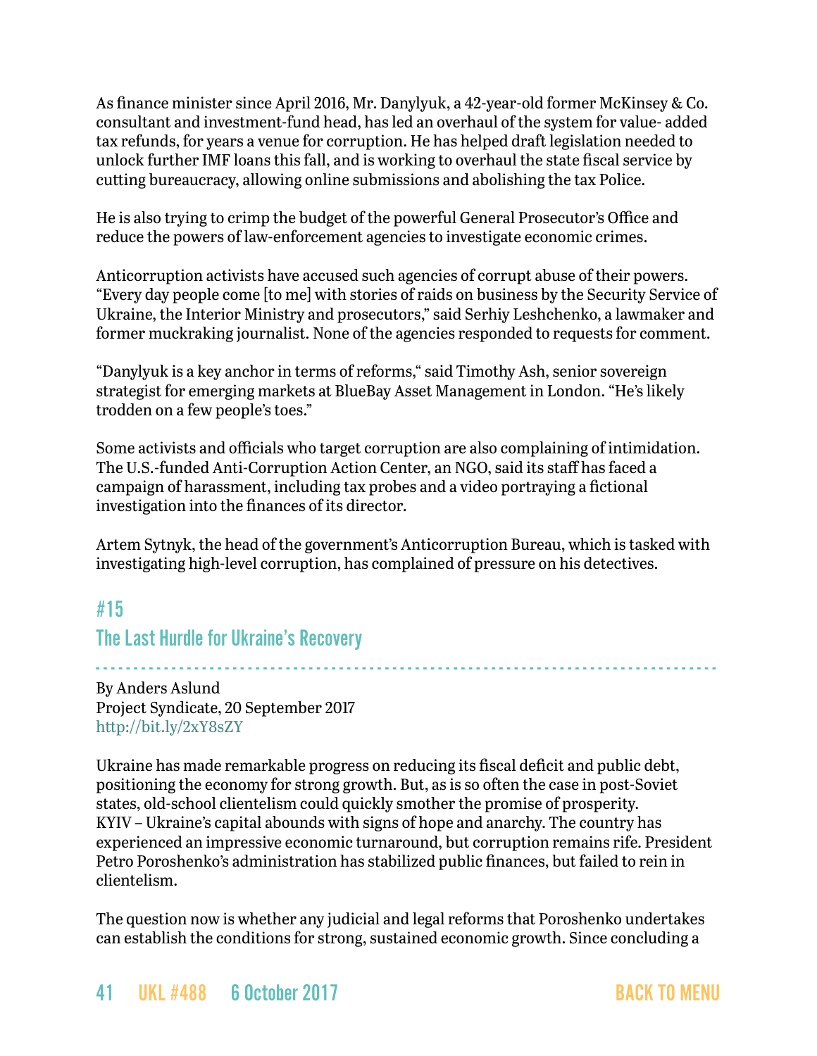As finance minister since April 2016, Mr. Danylyuk, a 42-year-old former McKinsey & Co. consultant and investment-fund head, has led an overhaul of the system for value- added tax refunds, for years a venue for corruption. He has helped draft legislation needed to unlock further IMF loans this fall, and is working to overhaul the state fiscal service by cutting bureaucracy, allowing online submissions and abolishing the tax Police.

He is also trying to crimp the budget of the powerful General Prosecutor's Office and reduce the powers of law-enforcement agencies to investigate economic crimes.

Anticorruption activists have accused such agencies of corrupt abuse of their powers. "Every day people come [to me] with stories of raids on business by the Security Service of Ukraine, the Interior Ministry and prosecutors," said Serhiy Leshchenko, a lawmaker and former muckraking journalist. None of the agencies responded to requests for comment.

"Danylyuk is a key anchor in terms of reforms," said Timothy Ash, senior sovereign strategist for emerging markets at BlueBay Asset Management in London. "He's likely trodden on a few people's toes."

Some activists and officials who target corruption are also complaining of intimidation. The U.S.-funded Anti-Corruption Action Center, an NGO, said its staff has faced a campaign of harassment, including tax probes and a video portraying a fictional investigation into the finances of its director.

Artem Sytnyk, the head of the government's Anticorruption Bureau, which is tasked with investigating high-level corruption, has complained of pressure on his detectives.

## #15
## The Last Hurdle for Ukraine's Recovery

By Anders Aslund
Project Syndicate, 20 September 2017
http://bit.ly/2xY8sZY

Ukraine has made remarkable progress on reducing its fiscal deficit and public debt, positioning the economy for strong growth. But, as is so often the case in post-Soviet states, old-school clientelism could quickly smother the promise of prosperity.
KYIV – Ukraine's capital abounds with signs of hope and anarchy. The country has experienced an impressive economic turnaround, but corruption remains rife. President Petro Poroshenko's administration has stabilized public finances, but failed to rein in clientelism.

The question now is whether any judicial and legal reforms that Poroshenko undertakes can establish the conditions for strong, sustained economic growth. Since concluding a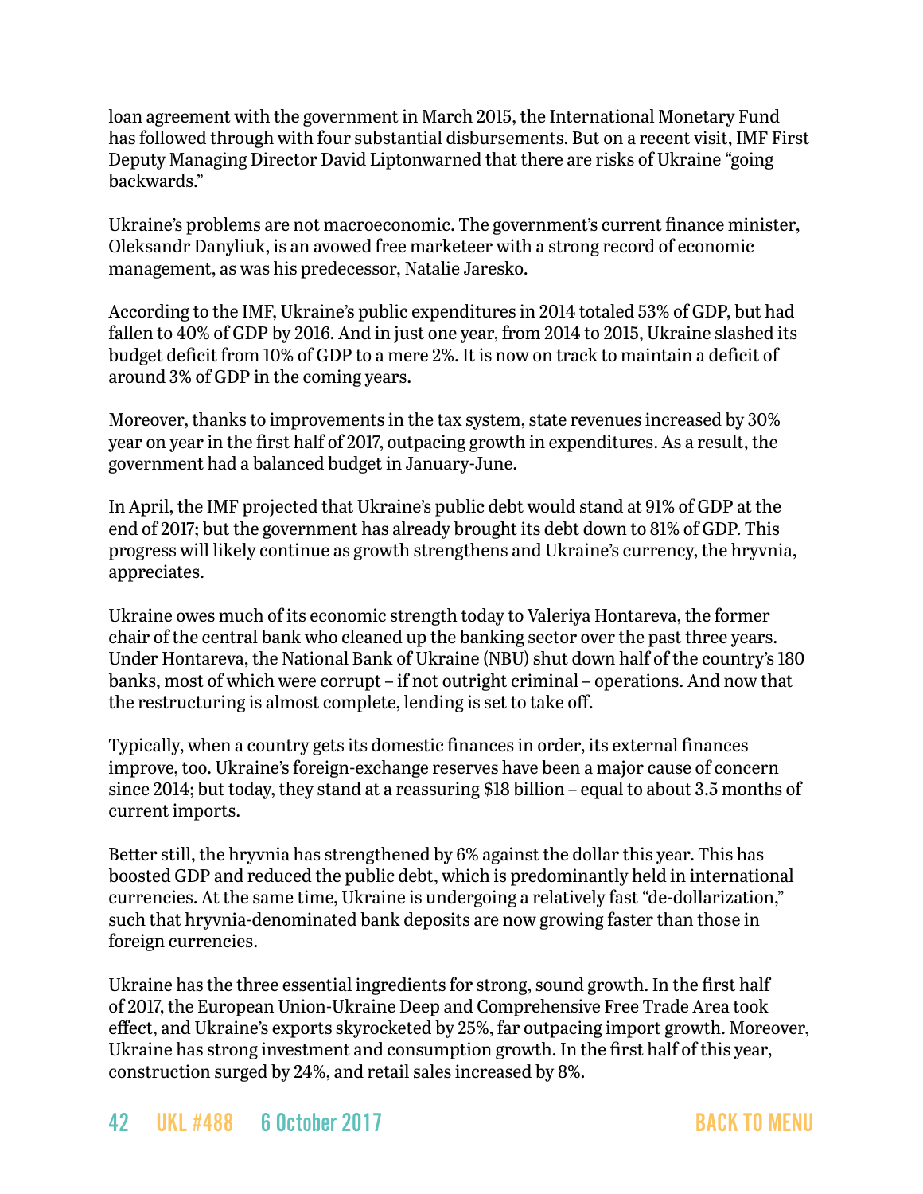loan agreement with the government in March 2015, the International Monetary Fund has followed through with four substantial disbursements. But on a recent visit, IMF First Deputy Managing Director David Liptonwarned that there are risks of Ukraine "going backwards."

Ukraine's problems are not macroeconomic. The government's current finance minister, Oleksandr Danyliuk, is an avowed free marketeer with a strong record of economic management, as was his predecessor, Natalie Jaresko.

According to the IMF, Ukraine's public expenditures in 2014 totaled 53% of GDP, but had fallen to 40% of GDP by 2016. And in just one year, from 2014 to 2015, Ukraine slashed its budget deficit from 10% of GDP to a mere 2%. It is now on track to maintain a deficit of around 3% of GDP in the coming years.

Moreover, thanks to improvements in the tax system, state revenues increased by 30% year on year in the first half of 2017, outpacing growth in expenditures. As a result, the government had a balanced budget in January-June.

In April, the IMF projected that Ukraine's public debt would stand at 91% of GDP at the end of 2017; but the government has already brought its debt down to 81% of GDP. This progress will likely continue as growth strengthens and Ukraine's currency, the hryvnia, appreciates.

Ukraine owes much of its economic strength today to Valeriya Hontareva, the former chair of the central bank who cleaned up the banking sector over the past three years. Under Hontareva, the National Bank of Ukraine (NBU) shut down half of the country's 180 banks, most of which were corrupt – if not outright criminal – operations. And now that the restructuring is almost complete, lending is set to take off.

Typically, when a country gets its domestic finances in order, its external finances improve, too. Ukraine's foreign-exchange reserves have been a major cause of concern since 2014; but today, they stand at a reassuring $18 billion – equal to about 3.5 months of current imports.

Better still, the hryvnia has strengthened by 6% against the dollar this year. This has boosted GDP and reduced the public debt, which is predominantly held in international currencies. At the same time, Ukraine is undergoing a relatively fast "de-dollarization," such that hryvnia-denominated bank deposits are now growing faster than those in foreign currencies.

Ukraine has the three essential ingredients for strong, sound growth. In the first half of 2017, the European Union-Ukraine Deep and Comprehensive Free Trade Area took effect, and Ukraine's exports skyrocketed by 25%, far outpacing import growth. Moreover, Ukraine has strong investment and consumption growth. In the first half of this year, construction surged by 24%, and retail sales increased by 8%.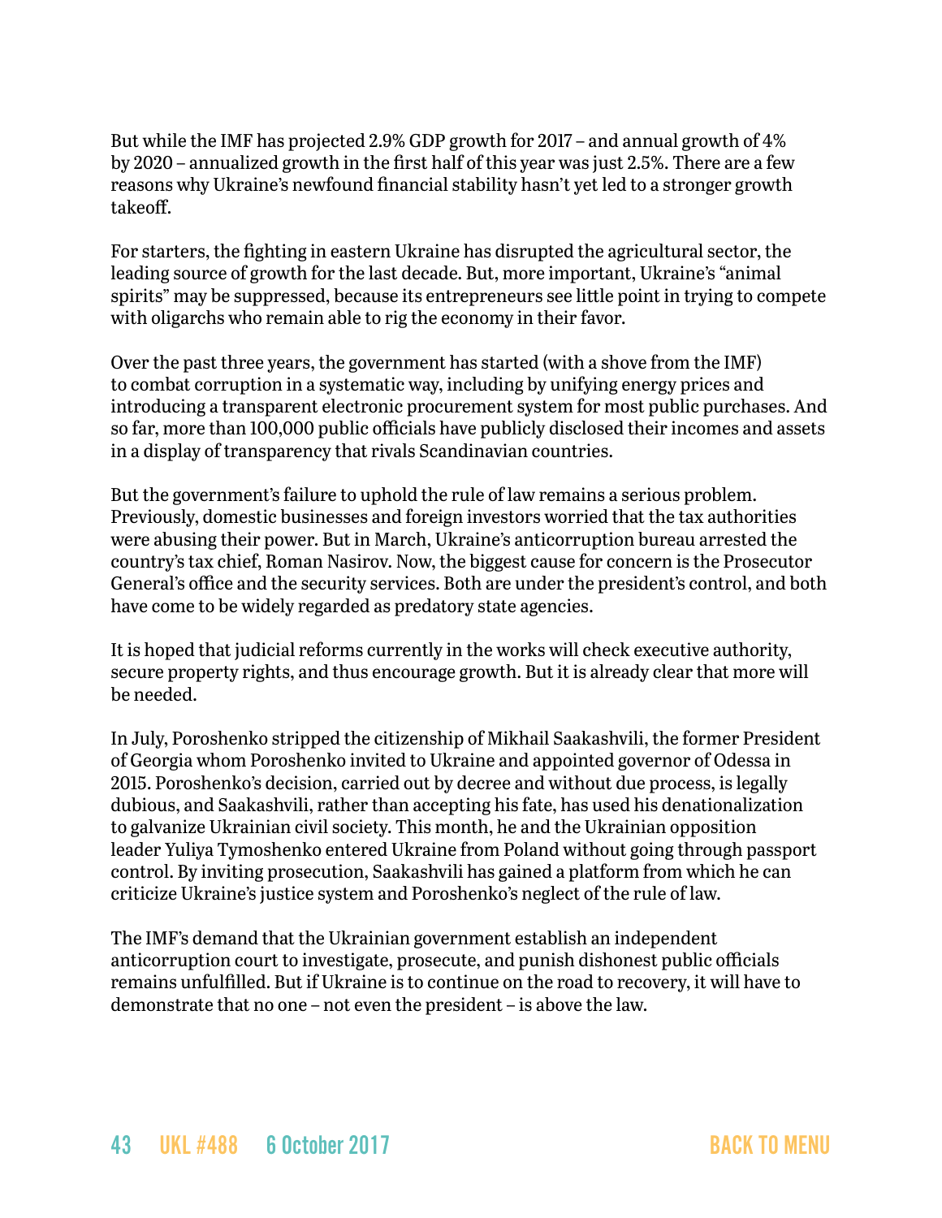But while the IMF has projected 2.9% GDP growth for 2017 – and annual growth of 4% by 2020 – annualized growth in the first half of this year was just 2.5%. There are a few reasons why Ukraine's newfound financial stability hasn't yet led to a stronger growth takeoff.

For starters, the fighting in eastern Ukraine has disrupted the agricultural sector, the leading source of growth for the last decade. But, more important, Ukraine's "animal spirits" may be suppressed, because its entrepreneurs see little point in trying to compete with oligarchs who remain able to rig the economy in their favor.

Over the past three years, the government has started (with a shove from the IMF) to combat corruption in a systematic way, including by unifying energy prices and introducing a transparent electronic procurement system for most public purchases. And so far, more than 100,000 public officials have publicly disclosed their incomes and assets in a display of transparency that rivals Scandinavian countries.

But the government's failure to uphold the rule of law remains a serious problem. Previously, domestic businesses and foreign investors worried that the tax authorities were abusing their power. But in March, Ukraine's anticorruption bureau arrested the country's tax chief, Roman Nasirov. Now, the biggest cause for concern is the Prosecutor General's office and the security services. Both are under the president's control, and both have come to be widely regarded as predatory state agencies.

It is hoped that judicial reforms currently in the works will check executive authority, secure property rights, and thus encourage growth. But it is already clear that more will be needed.

In July, Poroshenko stripped the citizenship of Mikhail Saakashvili, the former President of Georgia whom Poroshenko invited to Ukraine and appointed governor of Odessa in 2015. Poroshenko's decision, carried out by decree and without due process, is legally dubious, and Saakashvili, rather than accepting his fate, has used his denationalization to galvanize Ukrainian civil society. This month, he and the Ukrainian opposition leader Yuliya Tymoshenko entered Ukraine from Poland without going through passport control. By inviting prosecution, Saakashvili has gained a platform from which he can criticize Ukraine's justice system and Poroshenko's neglect of the rule of law.

The IMF's demand that the Ukrainian government establish an independent anticorruption court to investigate, prosecute, and punish dishonest public officials remains unfulfilled. But if Ukraine is to continue on the road to recovery, it will have to demonstrate that no one – not even the president – is above the law.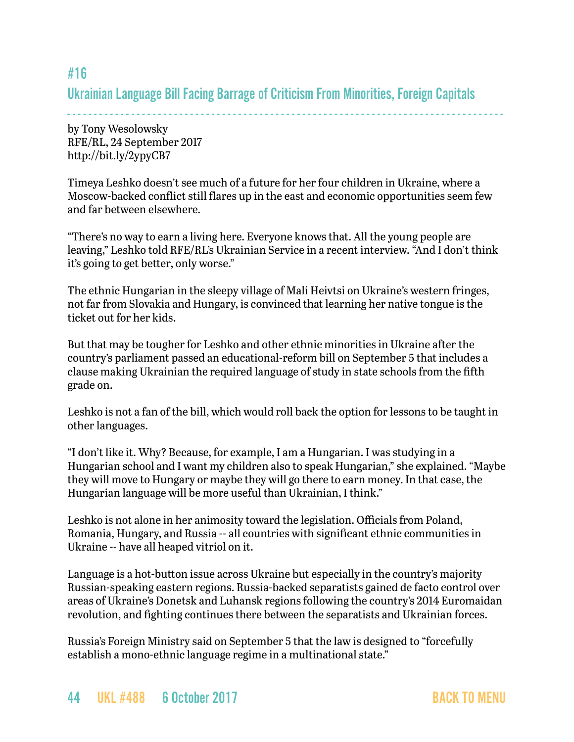## #16

## Ukrainian Language Bill Facing Barrage of Criticism From Minorities, Foreign Capitals

by Tony Wesolowsky
RFE/RL, 24 September 2017
http://bit.ly/2ypyCB7

Timeya Leshko doesn't see much of a future for her four children in Ukraine, where a Moscow-backed conflict still flares up in the east and economic opportunities seem few and far between elsewhere.

"There's no way to earn a living here. Everyone knows that. All the young people are leaving," Leshko told RFE/RL's Ukrainian Service in a recent interview. "And I don't think it's going to get better, only worse."

The ethnic Hungarian in the sleepy village of Mali Heivtsi on Ukraine's western fringes, not far from Slovakia and Hungary, is convinced that learning her native tongue is the ticket out for her kids.

But that may be tougher for Leshko and other ethnic minorities in Ukraine after the country's parliament passed an educational-reform bill on September 5 that includes a clause making Ukrainian the required language of study in state schools from the fifth grade on.

Leshko is not a fan of the bill, which would roll back the option for lessons to be taught in other languages.

"I don't like it. Why? Because, for example, I am a Hungarian. I was studying in a Hungarian school and I want my children also to speak Hungarian," she explained. "Maybe they will move to Hungary or maybe they will go there to earn money. In that case, the Hungarian language will be more useful than Ukrainian, I think."

Leshko is not alone in her animosity toward the legislation. Officials from Poland, Romania, Hungary, and Russia -- all countries with significant ethnic communities in Ukraine -- have all heaped vitriol on it.

Language is a hot-button issue across Ukraine but especially in the country's majority Russian-speaking eastern regions. Russia-backed separatists gained de facto control over areas of Ukraine's Donetsk and Luhansk regions following the country's 2014 Euromaidan revolution, and fighting continues there between the separatists and Ukrainian forces.

Russia's Foreign Ministry said on September 5 that the law is designed to "forcefully establish a mono-ethnic language regime in a multinational state."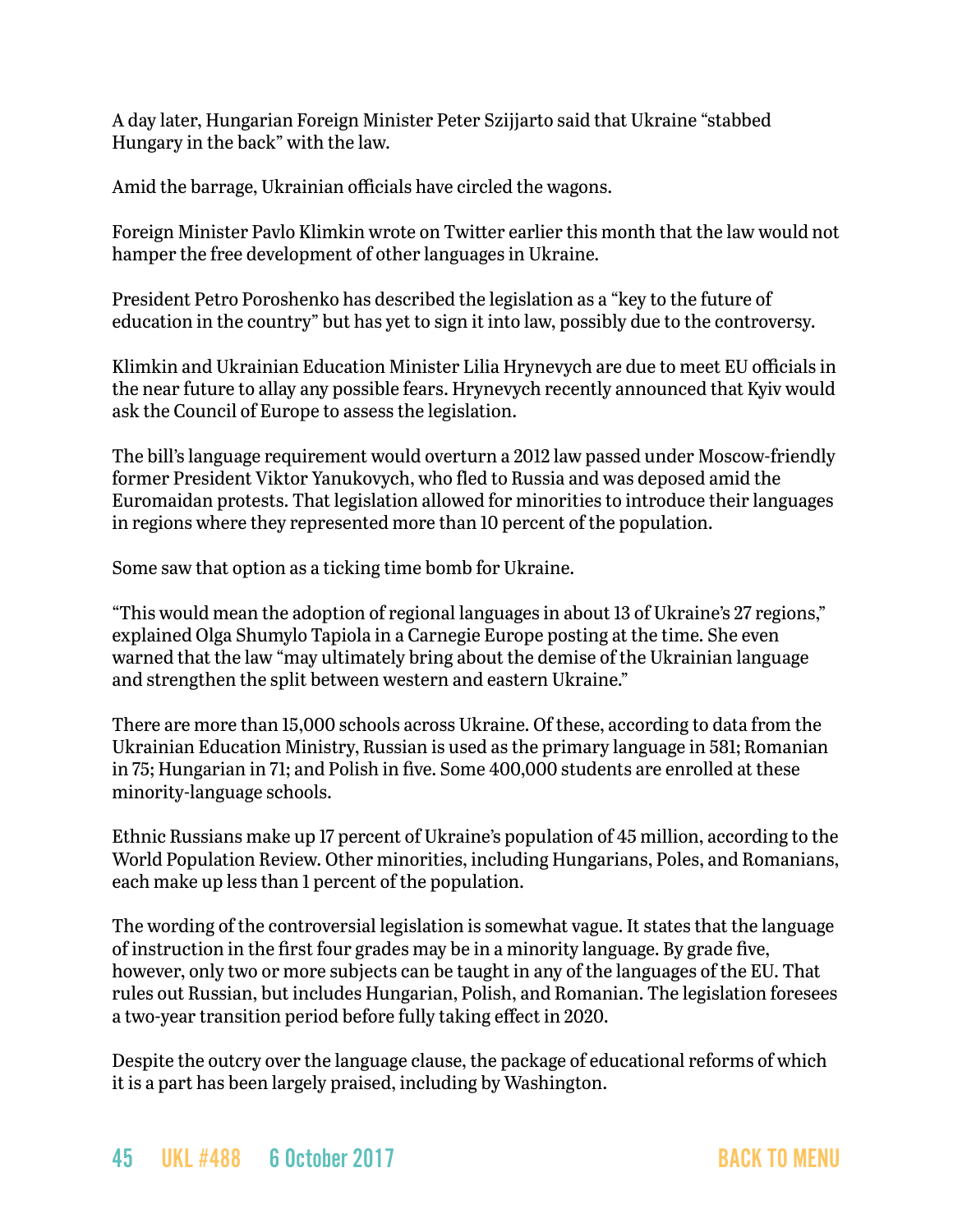A day later, Hungarian Foreign Minister Peter Szijjarto said that Ukraine "stabbed Hungary in the back" with the law.

Amid the barrage, Ukrainian officials have circled the wagons.

Foreign Minister Pavlo Klimkin wrote on Twitter earlier this month that the law would not hamper the free development of other languages in Ukraine.

President Petro Poroshenko has described the legislation as a "key to the future of education in the country" but has yet to sign it into law, possibly due to the controversy.

Klimkin and Ukrainian Education Minister Lilia Hrynevych are due to meet EU officials in the near future to allay any possible fears. Hrynevych recently announced that Kyiv would ask the Council of Europe to assess the legislation.

The bill's language requirement would overturn a 2012 law passed under Moscow-friendly former President Viktor Yanukovych, who fled to Russia and was deposed amid the Euromaidan protests. That legislation allowed for minorities to introduce their languages in regions where they represented more than 10 percent of the population.

Some saw that option as a ticking time bomb for Ukraine.

"This would mean the adoption of regional languages in about 13 of Ukraine's 27 regions," explained Olga Shumylo Tapiola in a Carnegie Europe posting at the time. She even warned that the law "may ultimately bring about the demise of the Ukrainian language and strengthen the split between western and eastern Ukraine."

There are more than 15,000 schools across Ukraine. Of these, according to data from the Ukrainian Education Ministry, Russian is used as the primary language in 581; Romanian in 75; Hungarian in 71; and Polish in five. Some 400,000 students are enrolled at these minority-language schools.

Ethnic Russians make up 17 percent of Ukraine's population of 45 million, according to the World Population Review. Other minorities, including Hungarians, Poles, and Romanians, each make up less than 1 percent of the population.

The wording of the controversial legislation is somewhat vague. It states that the language of instruction in the first four grades may be in a minority language. By grade five, however, only two or more subjects can be taught in any of the languages of the EU. That rules out Russian, but includes Hungarian, Polish, and Romanian. The legislation foresees a two-year transition period before fully taking effect in 2020.

Despite the outcry over the language clause, the package of educational reforms of which it is a part has been largely praised, including by Washington.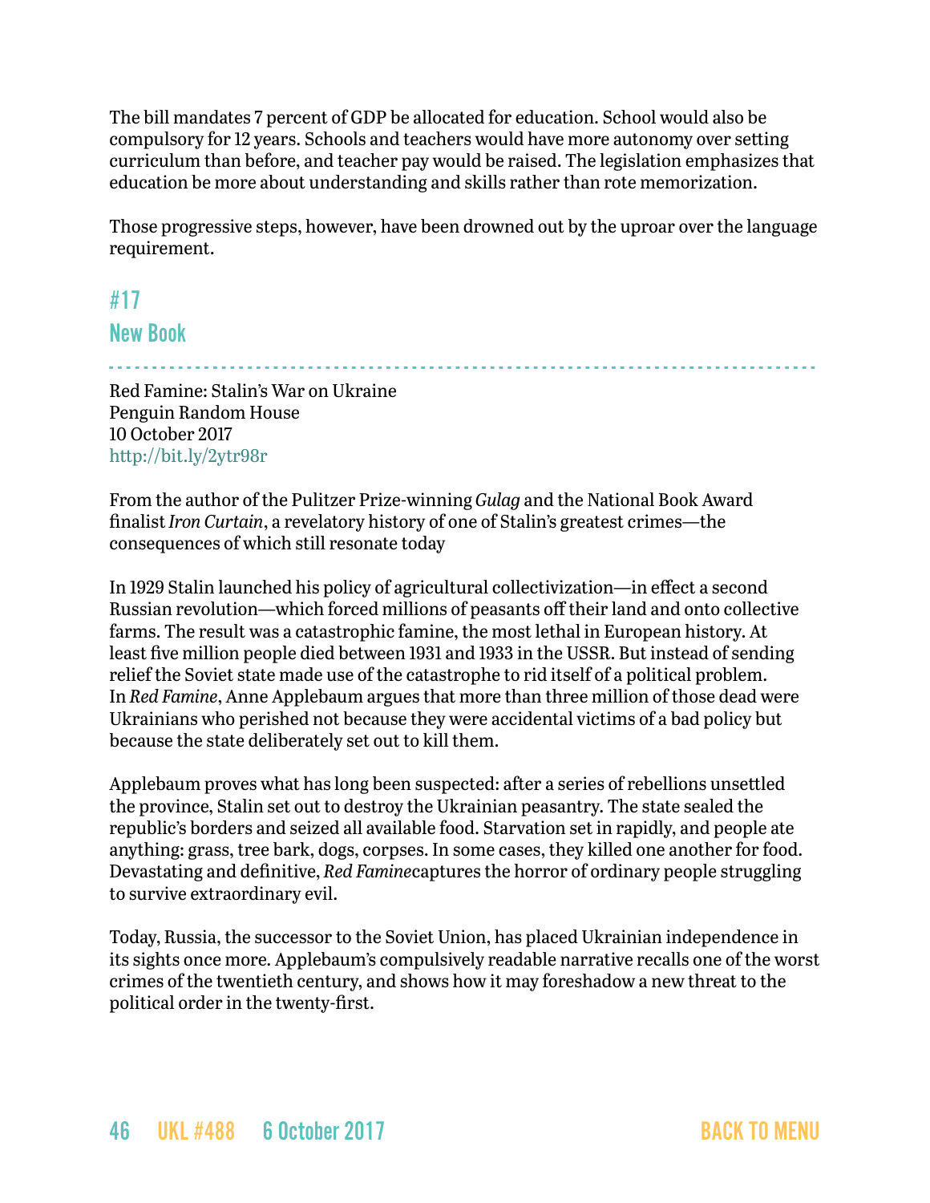The bill mandates 7 percent of GDP be allocated for education. School would also be compulsory for 12 years. Schools and teachers would have more autonomy over setting curriculum than before, and teacher pay would be raised. The legislation emphasizes that education be more about understanding and skills rather than rote memorization.

Those progressive steps, however, have been drowned out by the uproar over the language requirement.

## #17

## New Book

Red Famine: Stalin's War on Ukraine
Penguin Random House
10 October 2017
http://bit.ly/2ytr98r

From the author of the Pulitzer Prize-winning *Gulag* and the National Book Award finalist *Iron Curtain*, a revelatory history of one of Stalin's greatest crimes—the consequences of which still resonate today

In 1929 Stalin launched his policy of agricultural collectivization—in effect a second Russian revolution—which forced millions of peasants off their land and onto collective farms. The result was a catastrophic famine, the most lethal in European history. At least five million people died between 1931 and 1933 in the USSR. But instead of sending relief the Soviet state made use of the catastrophe to rid itself of a political problem. In *Red Famine*, Anne Applebaum argues that more than three million of those dead were Ukrainians who perished not because they were accidental victims of a bad policy but because the state deliberately set out to kill them.

Applebaum proves what has long been suspected: after a series of rebellions unsettled the province, Stalin set out to destroy the Ukrainian peasantry. The state sealed the republic's borders and seized all available food. Starvation set in rapidly, and people ate anything: grass, tree bark, dogs, corpses. In some cases, they killed one another for food. Devastating and definitive, *Red Famine*captures the horror of ordinary people struggling to survive extraordinary evil.

Today, Russia, the successor to the Soviet Union, has placed Ukrainian independence in its sights once more. Applebaum's compulsively readable narrative recalls one of the worst crimes of the twentieth century, and shows how it may foreshadow a new threat to the political order in the twenty-first.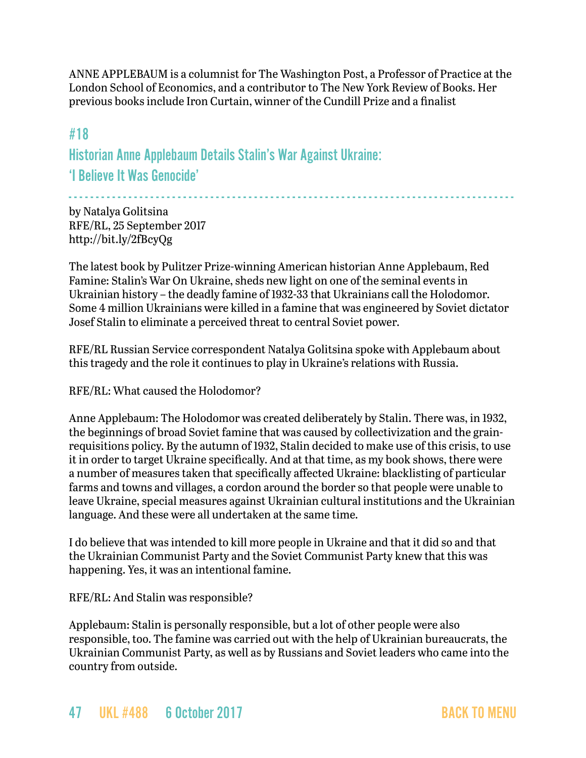ANNE APPLEBAUM is a columnist for The Washington Post, a Professor of Practice at the London School of Economics, and a contributor to The New York Review of Books. Her previous books include Iron Curtain, winner of the Cundill Prize and a finalist

## #18

## Historian Anne Applebaum Details Stalin's War Against Ukraine: 'I Believe It Was Genocide'

by Natalya Golitsina
RFE/RL, 25 September 2017
http://bit.ly/2fBcyQg

The latest book by Pulitzer Prize-winning American historian Anne Applebaum, Red Famine: Stalin's War On Ukraine, sheds new light on one of the seminal events in Ukrainian history – the deadly famine of 1932-33 that Ukrainians call the Holodomor. Some 4 million Ukrainians were killed in a famine that was engineered by Soviet dictator Josef Stalin to eliminate a perceived threat to central Soviet power.

RFE/RL Russian Service correspondent Natalya Golitsina spoke with Applebaum about this tragedy and the role it continues to play in Ukraine's relations with Russia.

RFE/RL: What caused the Holodomor?

Anne Applebaum: The Holodomor was created deliberately by Stalin. There was, in 1932, the beginnings of broad Soviet famine that was caused by collectivization and the grain-requisitions policy. By the autumn of 1932, Stalin decided to make use of this crisis, to use it in order to target Ukraine specifically. And at that time, as my book shows, there were a number of measures taken that specifically affected Ukraine: blacklisting of particular farms and towns and villages, a cordon around the border so that people were unable to leave Ukraine, special measures against Ukrainian cultural institutions and the Ukrainian language. And these were all undertaken at the same time.

I do believe that was intended to kill more people in Ukraine and that it did so and that the Ukrainian Communist Party and the Soviet Communist Party knew that this was happening. Yes, it was an intentional famine.

RFE/RL: And Stalin was responsible?

Applebaum: Stalin is personally responsible, but a lot of other people were also responsible, too. The famine was carried out with the help of Ukrainian bureaucrats, the Ukrainian Communist Party, as well as by Russians and Soviet leaders who came into the country from outside.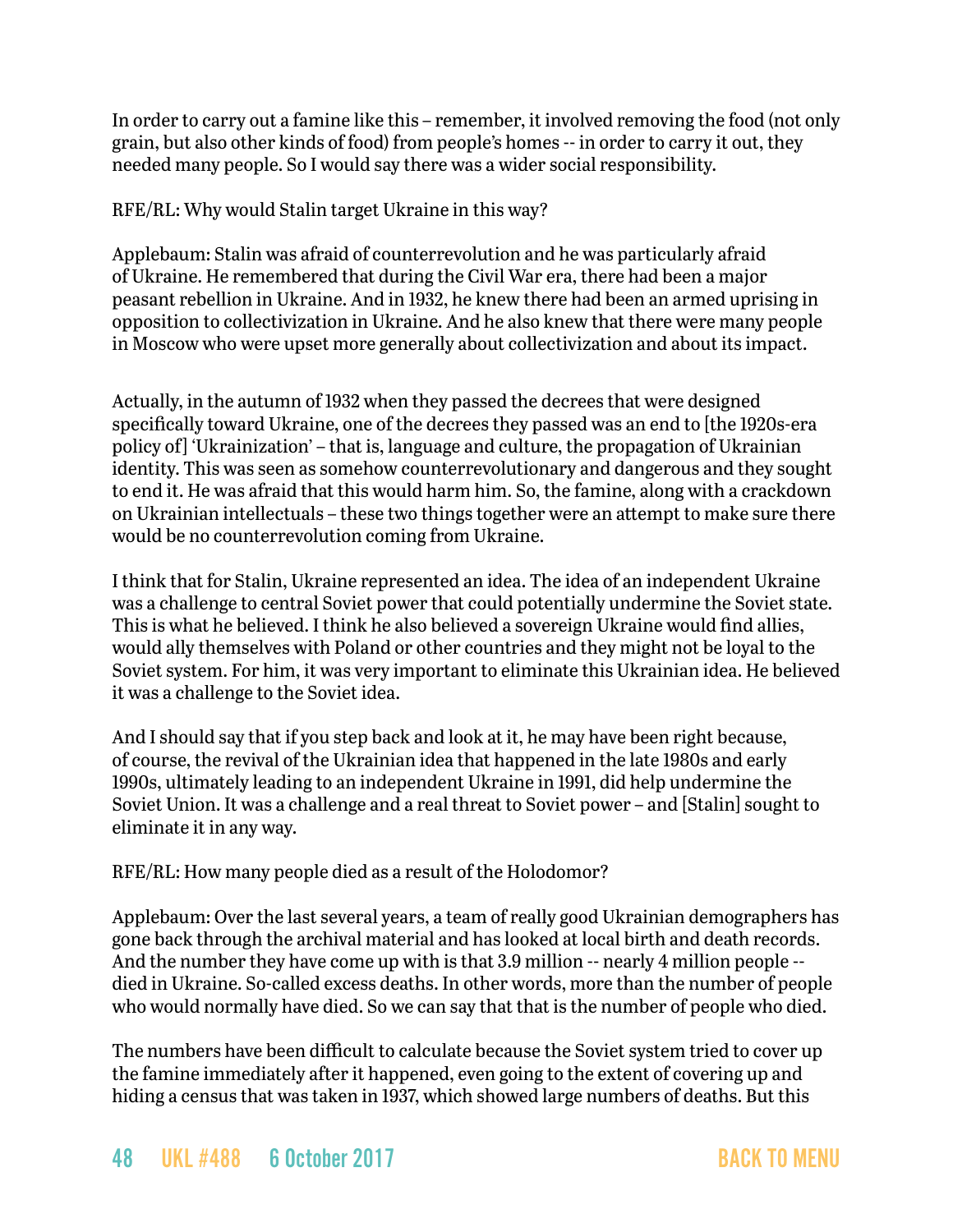In order to carry out a famine like this – remember, it involved removing the food (not only grain, but also other kinds of food) from people's homes -- in order to carry it out, they needed many people. So I would say there was a wider social responsibility.

RFE/RL: Why would Stalin target Ukraine in this way?

Applebaum: Stalin was afraid of counterrevolution and he was particularly afraid of Ukraine. He remembered that during the Civil War era, there had been a major peasant rebellion in Ukraine. And in 1932, he knew there had been an armed uprising in opposition to collectivization in Ukraine. And he also knew that there were many people in Moscow who were upset more generally about collectivization and about its impact.

Actually, in the autumn of 1932 when they passed the decrees that were designed specifically toward Ukraine, one of the decrees they passed was an end to [the 1920s-era policy of] 'Ukrainization' – that is, language and culture, the propagation of Ukrainian identity. This was seen as somehow counterrevolutionary and dangerous and they sought to end it. He was afraid that this would harm him. So, the famine, along with a crackdown on Ukrainian intellectuals – these two things together were an attempt to make sure there would be no counterrevolution coming from Ukraine.

I think that for Stalin, Ukraine represented an idea. The idea of an independent Ukraine was a challenge to central Soviet power that could potentially undermine the Soviet state. This is what he believed. I think he also believed a sovereign Ukraine would find allies, would ally themselves with Poland or other countries and they might not be loyal to the Soviet system. For him, it was very important to eliminate this Ukrainian idea. He believed it was a challenge to the Soviet idea.

And I should say that if you step back and look at it, he may have been right because, of course, the revival of the Ukrainian idea that happened in the late 1980s and early 1990s, ultimately leading to an independent Ukraine in 1991, did help undermine the Soviet Union. It was a challenge and a real threat to Soviet power – and [Stalin] sought to eliminate it in any way.

RFE/RL: How many people died as a result of the Holodomor?

Applebaum: Over the last several years, a team of really good Ukrainian demographers has gone back through the archival material and has looked at local birth and death records. And the number they have come up with is that 3.9 million -- nearly 4 million people -- died in Ukraine. So-called excess deaths. In other words, more than the number of people who would normally have died. So we can say that that is the number of people who died.

The numbers have been difficult to calculate because the Soviet system tried to cover up the famine immediately after it happened, even going to the extent of covering up and hiding a census that was taken in 1937, which showed large numbers of deaths. But this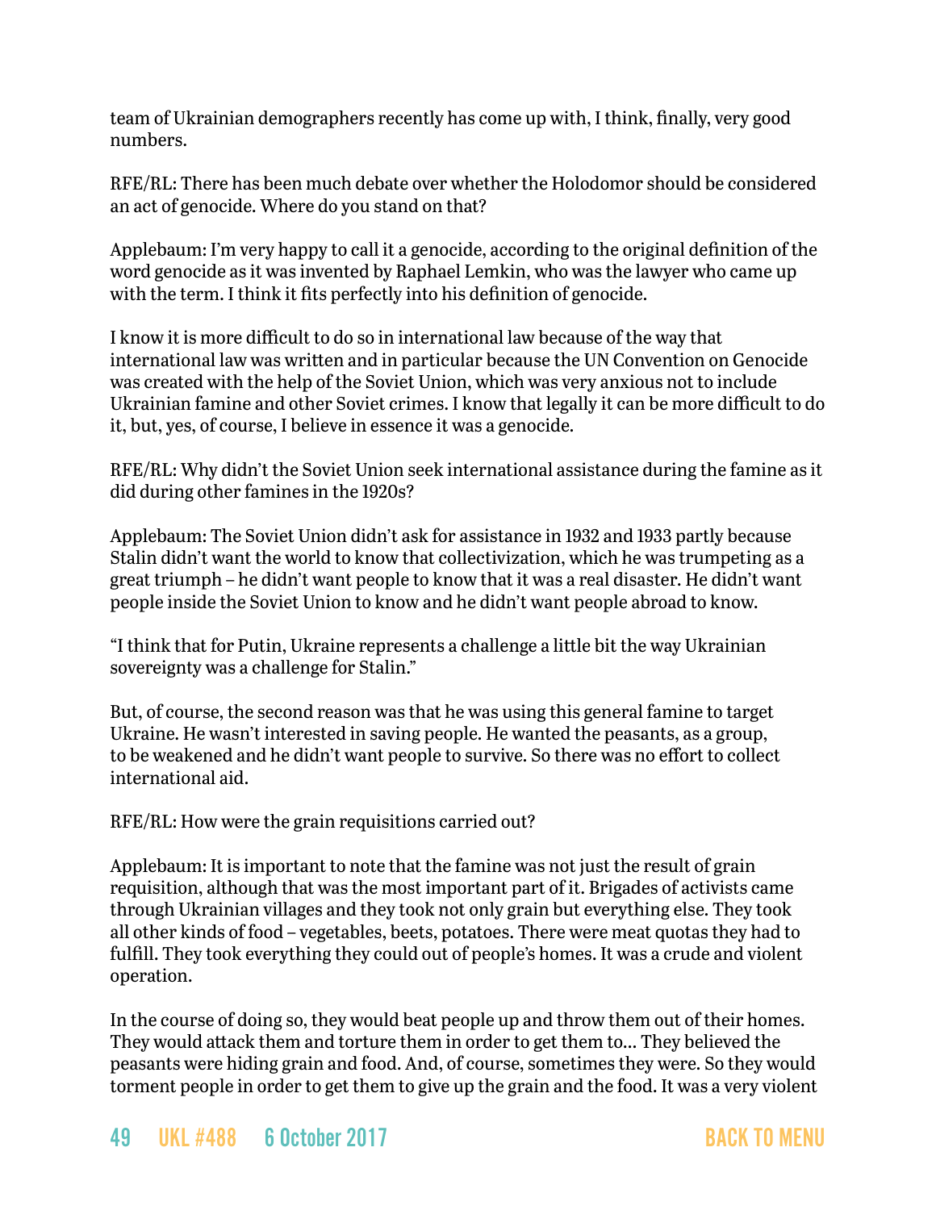team of Ukrainian demographers recently has come up with, I think, finally, very good numbers.

RFE/RL: There has been much debate over whether the Holodomor should be considered an act of genocide. Where do you stand on that?

Applebaum: I'm very happy to call it a genocide, according to the original definition of the word genocide as it was invented by Raphael Lemkin, who was the lawyer who came up with the term. I think it fits perfectly into his definition of genocide.

I know it is more difficult to do so in international law because of the way that international law was written and in particular because the UN Convention on Genocide was created with the help of the Soviet Union, which was very anxious not to include Ukrainian famine and other Soviet crimes. I know that legally it can be more difficult to do it, but, yes, of course, I believe in essence it was a genocide.

RFE/RL: Why didn't the Soviet Union seek international assistance during the famine as it did during other famines in the 1920s?

Applebaum: The Soviet Union didn't ask for assistance in 1932 and 1933 partly because Stalin didn't want the world to know that collectivization, which he was trumpeting as a great triumph – he didn't want people to know that it was a real disaster. He didn't want people inside the Soviet Union to know and he didn't want people abroad to know.

"I think that for Putin, Ukraine represents a challenge a little bit the way Ukrainian sovereignty was a challenge for Stalin."

But, of course, the second reason was that he was using this general famine to target Ukraine. He wasn't interested in saving people. He wanted the peasants, as a group, to be weakened and he didn't want people to survive. So there was no effort to collect international aid.

RFE/RL: How were the grain requisitions carried out?

Applebaum: It is important to note that the famine was not just the result of grain requisition, although that was the most important part of it. Brigades of activists came through Ukrainian villages and they took not only grain but everything else. They took all other kinds of food – vegetables, beets, potatoes. There were meat quotas they had to fulfill. They took everything they could out of people's homes. It was a crude and violent operation.

In the course of doing so, they would beat people up and throw them out of their homes. They would attack them and torture them in order to get them to... They believed the peasants were hiding grain and food. And, of course, sometimes they were. So they would torment people in order to get them to give up the grain and the food. It was a very violent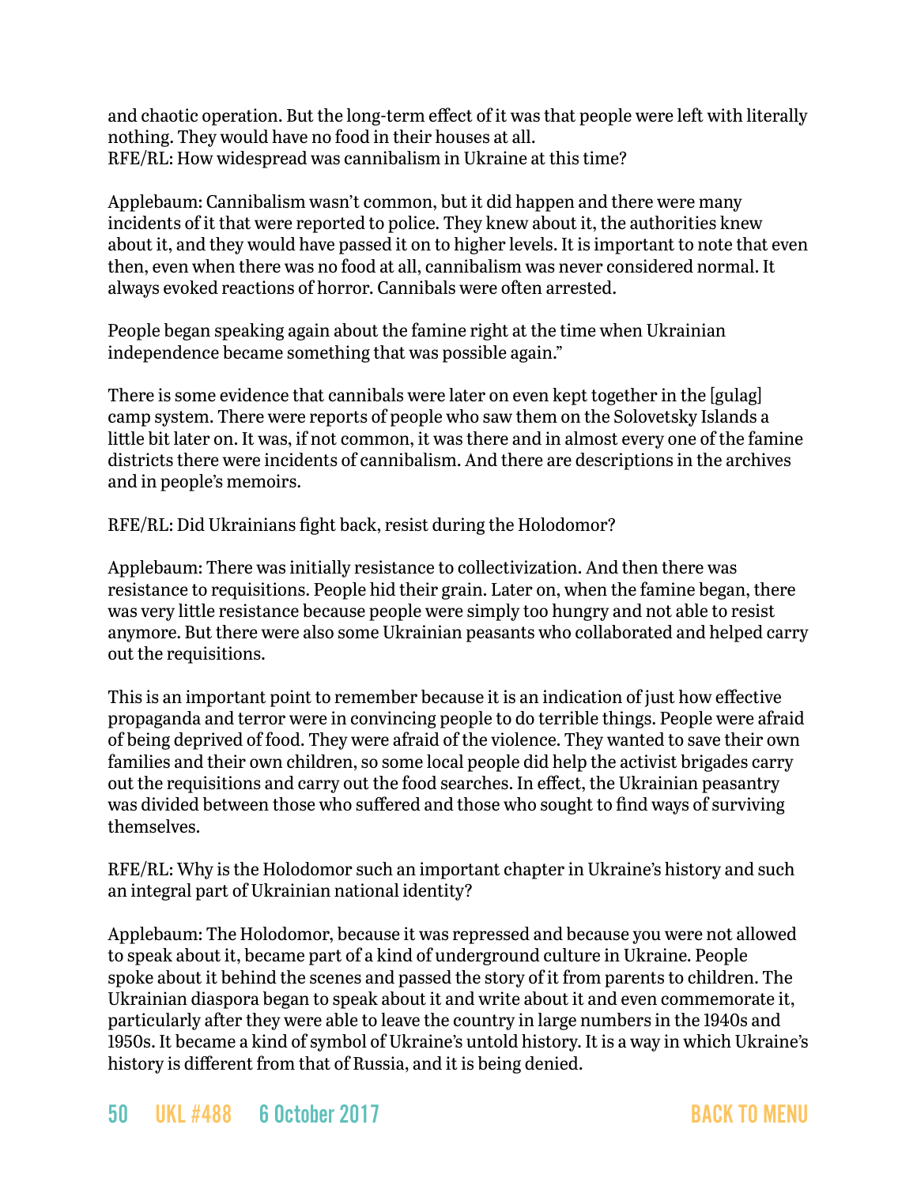and chaotic operation. But the long-term effect of it was that people were left with literally nothing. They would have no food in their houses at all.
RFE/RL: How widespread was cannibalism in Ukraine at this time?

Applebaum: Cannibalism wasn't common, but it did happen and there were many incidents of it that were reported to police. They knew about it, the authorities knew about it, and they would have passed it on to higher levels. It is important to note that even then, even when there was no food at all, cannibalism was never considered normal. It always evoked reactions of horror. Cannibals were often arrested.

People began speaking again about the famine right at the time when Ukrainian independence became something that was possible again."

There is some evidence that cannibals were later on even kept together in the [gulag] camp system. There were reports of people who saw them on the Solovetsky Islands a little bit later on. It was, if not common, it was there and in almost every one of the famine districts there were incidents of cannibalism. And there are descriptions in the archives and in people's memoirs.

RFE/RL: Did Ukrainians fight back, resist during the Holodomor?

Applebaum: There was initially resistance to collectivization. And then there was resistance to requisitions. People hid their grain. Later on, when the famine began, there was very little resistance because people were simply too hungry and not able to resist anymore. But there were also some Ukrainian peasants who collaborated and helped carry out the requisitions.

This is an important point to remember because it is an indication of just how effective propaganda and terror were in convincing people to do terrible things. People were afraid of being deprived of food. They were afraid of the violence. They wanted to save their own families and their own children, so some local people did help the activist brigades carry out the requisitions and carry out the food searches. In effect, the Ukrainian peasantry was divided between those who suffered and those who sought to find ways of surviving themselves.

RFE/RL: Why is the Holodomor such an important chapter in Ukraine's history and such an integral part of Ukrainian national identity?

Applebaum: The Holodomor, because it was repressed and because you were not allowed to speak about it, became part of a kind of underground culture in Ukraine. People spoke about it behind the scenes and passed the story of it from parents to children. The Ukrainian diaspora began to speak about it and write about it and even commemorate it, particularly after they were able to leave the country in large numbers in the 1940s and 1950s. It became a kind of symbol of Ukraine's untold history. It is a way in which Ukraine's history is different from that of Russia, and it is being denied.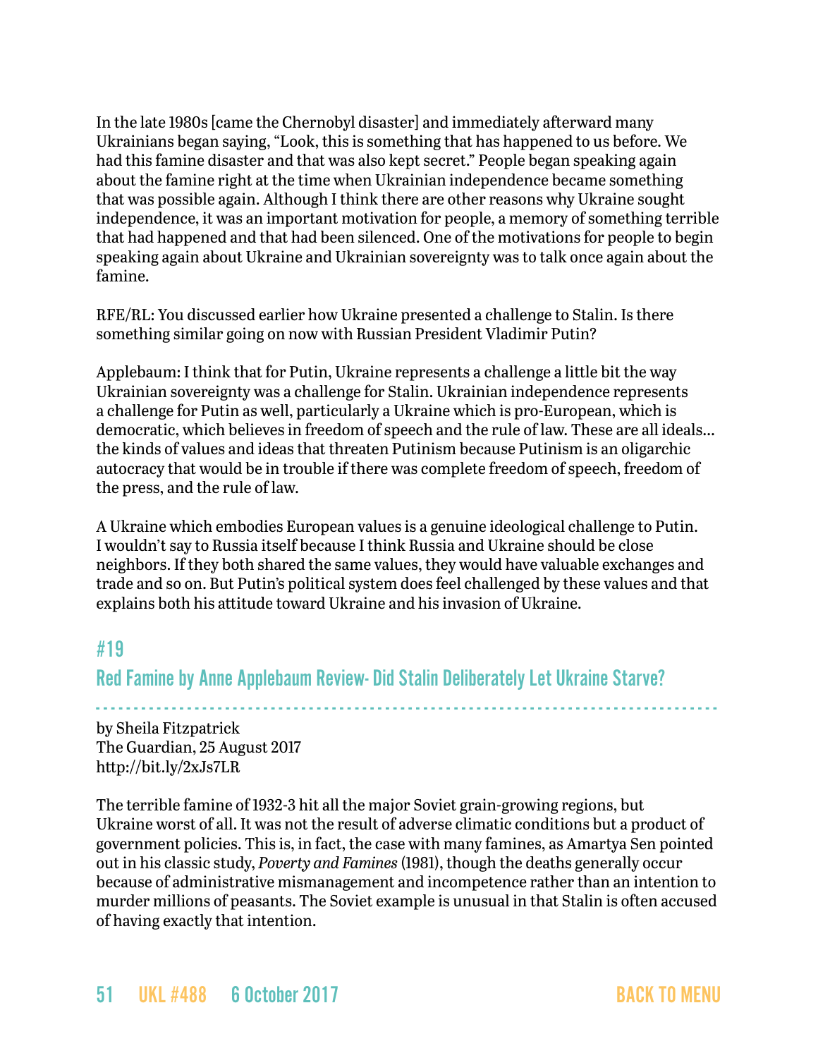In the late 1980s [came the Chernobyl disaster] and immediately afterward many Ukrainians began saying, "Look, this is something that has happened to us before. We had this famine disaster and that was also kept secret." People began speaking again about the famine right at the time when Ukrainian independence became something that was possible again. Although I think there are other reasons why Ukraine sought independence, it was an important motivation for people, a memory of something terrible that had happened and that had been silenced. One of the motivations for people to begin speaking again about Ukraine and Ukrainian sovereignty was to talk once again about the famine.

RFE/RL: You discussed earlier how Ukraine presented a challenge to Stalin. Is there something similar going on now with Russian President Vladimir Putin?

Applebaum: I think that for Putin, Ukraine represents a challenge a little bit the way Ukrainian sovereignty was a challenge for Stalin. Ukrainian independence represents a challenge for Putin as well, particularly a Ukraine which is pro-European, which is democratic, which believes in freedom of speech and the rule of law. These are all ideals… the kinds of values and ideas that threaten Putinism because Putinism is an oligarchic autocracy that would be in trouble if there was complete freedom of speech, freedom of the press, and the rule of law.

A Ukraine which embodies European values is a genuine ideological challenge to Putin. I wouldn't say to Russia itself because I think Russia and Ukraine should be close neighbors. If they both shared the same values, they would have valuable exchanges and trade and so on. But Putin's political system does feel challenged by these values and that explains both his attitude toward Ukraine and his invasion of Ukraine.

## #19

## Red Famine by Anne Applebaum Review- Did Stalin Deliberately Let Ukraine Starve?

by Sheila Fitzpatrick
The Guardian, 25 August 2017
http://bit.ly/2xJs7LR

The terrible famine of 1932-3 hit all the major Soviet grain-growing regions, but Ukraine worst of all. It was not the result of adverse climatic conditions but a product of government policies. This is, in fact, the case with many famines, as Amartya Sen pointed out in his classic study, *Poverty and Famines* (1981), though the deaths generally occur because of administrative mismanagement and incompetence rather than an intention to murder millions of peasants. The Soviet example is unusual in that Stalin is often accused of having exactly that intention.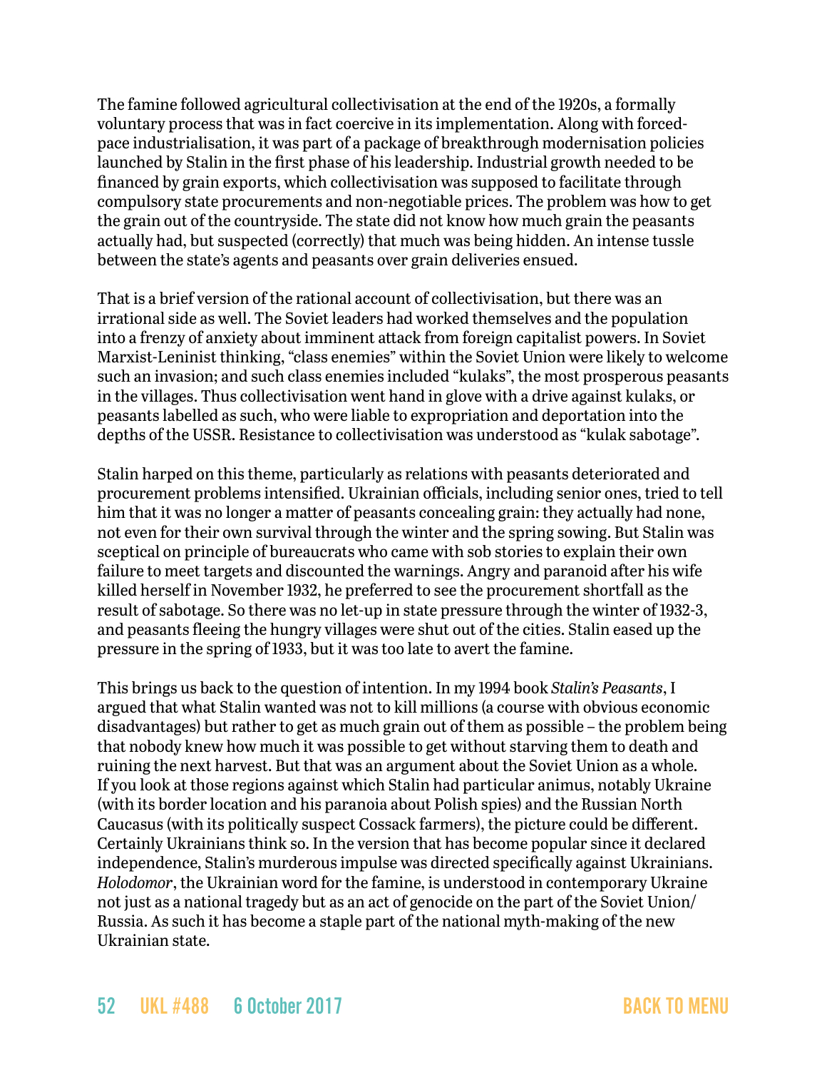The famine followed agricultural collectivisation at the end of the 1920s, a formally voluntary process that was in fact coercive in its implementation. Along with forced-pace industrialisation, it was part of a package of breakthrough modernisation policies launched by Stalin in the first phase of his leadership. Industrial growth needed to be financed by grain exports, which collectivisation was supposed to facilitate through compulsory state procurements and non-negotiable prices. The problem was how to get the grain out of the countryside. The state did not know how much grain the peasants actually had, but suspected (correctly) that much was being hidden. An intense tussle between the state's agents and peasants over grain deliveries ensued.

That is a brief version of the rational account of collectivisation, but there was an irrational side as well. The Soviet leaders had worked themselves and the population into a frenzy of anxiety about imminent attack from foreign capitalist powers. In Soviet Marxist-Leninist thinking, "class enemies" within the Soviet Union were likely to welcome such an invasion; and such class enemies included "kulaks", the most prosperous peasants in the villages. Thus collectivisation went hand in glove with a drive against kulaks, or peasants labelled as such, who were liable to expropriation and deportation into the depths of the USSR. Resistance to collectivisation was understood as "kulak sabotage".

Stalin harped on this theme, particularly as relations with peasants deteriorated and procurement problems intensified. Ukrainian officials, including senior ones, tried to tell him that it was no longer a matter of peasants concealing grain: they actually had none, not even for their own survival through the winter and the spring sowing. But Stalin was sceptical on principle of bureaucrats who came with sob stories to explain their own failure to meet targets and discounted the warnings. Angry and paranoid after his wife killed herself in November 1932, he preferred to see the procurement shortfall as the result of sabotage. So there was no let-up in state pressure through the winter of 1932-3, and peasants fleeing the hungry villages were shut out of the cities. Stalin eased up the pressure in the spring of 1933, but it was too late to avert the famine.

This brings us back to the question of intention. In my 1994 book *Stalin's Peasants*, I argued that what Stalin wanted was not to kill millions (a course with obvious economic disadvantages) but rather to get as much grain out of them as possible – the problem being that nobody knew how much it was possible to get without starving them to death and ruining the next harvest. But that was an argument about the Soviet Union as a whole. If you look at those regions against which Stalin had particular animus, notably Ukraine (with its border location and his paranoia about Polish spies) and the Russian North Caucasus (with its politically suspect Cossack farmers), the picture could be different. Certainly Ukrainians think so. In the version that has become popular since it declared independence, Stalin's murderous impulse was directed specifically against Ukrainians. *Holodomor*, the Ukrainian word for the famine, is understood in contemporary Ukraine not just as a national tragedy but as an act of genocide on the part of the Soviet Union/Russia. As such it has become a staple part of the national myth-making of the new Ukrainian state.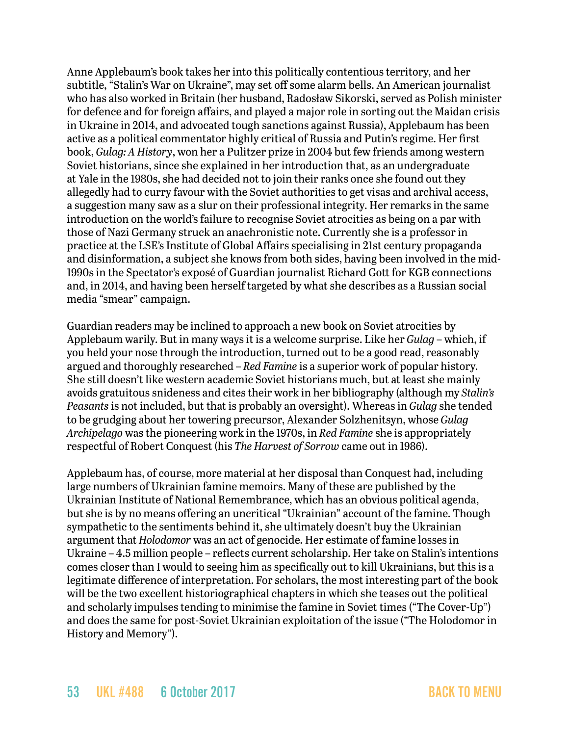Anne Applebaum's book takes her into this politically contentious territory, and her subtitle, "Stalin's War on Ukraine", may set off some alarm bells. An American journalist who has also worked in Britain (her husband, Radosław Sikorski, served as Polish minister for defence and for foreign affairs, and played a major role in sorting out the Maidan crisis in Ukraine in 2014, and advocated tough sanctions against Russia), Applebaum has been active as a political commentator highly critical of Russia and Putin's regime. Her first book, *Gulag: A History*, won her a Pulitzer prize in 2004 but few friends among western Soviet historians, since she explained in her introduction that, as an undergraduate at Yale in the 1980s, she had decided not to join their ranks once she found out they allegedly had to curry favour with the Soviet authorities to get visas and archival access, a suggestion many saw as a slur on their professional integrity. Her remarks in the same introduction on the world's failure to recognise Soviet atrocities as being on a par with those of Nazi Germany struck an anachronistic note. Currently she is a professor in practice at the LSE's Institute of Global Affairs specialising in 21st century propaganda and disinformation, a subject she knows from both sides, having been involved in the mid-1990s in the Spectator's exposé of Guardian journalist Richard Gott for KGB connections and, in 2014, and having been herself targeted by what she describes as a Russian social media "smear" campaign.

Guardian readers may be inclined to approach a new book on Soviet atrocities by Applebaum warily. But in many ways it is a welcome surprise. Like her *Gulag* – which, if you held your nose through the introduction, turned out to be a good read, reasonably argued and thoroughly researched – *Red Famine* is a superior work of popular history. She still doesn't like western academic Soviet historians much, but at least she mainly avoids gratuitous snideness and cites their work in her bibliography (although my *Stalin's Peasants* is not included, but that is probably an oversight). Whereas in *Gulag* she tended to be grudging about her towering precursor, Alexander Solzhenitsyn, whose *Gulag Archipelago* was the pioneering work in the 1970s, in *Red Famine* she is appropriately respectful of Robert Conquest (his *The Harvest of Sorrow* came out in 1986).

Applebaum has, of course, more material at her disposal than Conquest had, including large numbers of Ukrainian famine memoirs. Many of these are published by the Ukrainian Institute of National Remembrance, which has an obvious political agenda, but she is by no means offering an uncritical "Ukrainian" account of the famine. Though sympathetic to the sentiments behind it, she ultimately doesn't buy the Ukrainian argument that *Holodomor* was an act of genocide. Her estimate of famine losses in Ukraine – 4.5 million people – reflects current scholarship. Her take on Stalin's intentions comes closer than I would to seeing him as specifically out to kill Ukrainians, but this is a legitimate difference of interpretation. For scholars, the most interesting part of the book will be the two excellent historiographical chapters in which she teases out the political and scholarly impulses tending to minimise the famine in Soviet times ("The Cover-Up") and does the same for post-Soviet Ukrainian exploitation of the issue ("The Holodomor in History and Memory").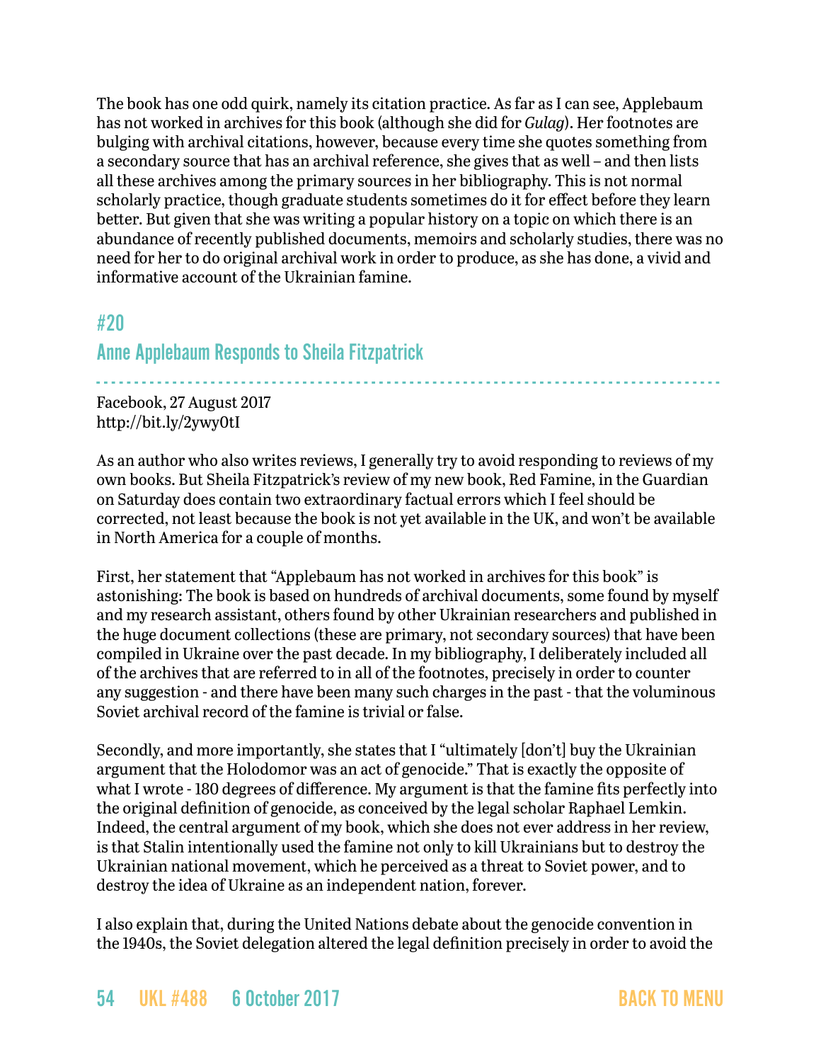The book has one odd quirk, namely its citation practice. As far as I can see, Applebaum has not worked in archives for this book (although she did for *Gulag*). Her footnotes are bulging with archival citations, however, because every time she quotes something from a secondary source that has an archival reference, she gives that as well – and then lists all these archives among the primary sources in her bibliography. This is not normal scholarly practice, though graduate students sometimes do it for effect before they learn better. But given that she was writing a popular history on a topic on which there is an abundance of recently published documents, memoirs and scholarly studies, there was no need for her to do original archival work in order to produce, as she has done, a vivid and informative account of the Ukrainian famine.

## #20

## Anne Applebaum Responds to Sheila Fitzpatrick

Facebook, 27 August 2017
http://bit.ly/2ywy0tI

As an author who also writes reviews, I generally try to avoid responding to reviews of my own books. But Sheila Fitzpatrick's review of my new book, Red Famine, in the Guardian on Saturday does contain two extraordinary factual errors which I feel should be corrected, not least because the book is not yet available in the UK, and won't be available in North America for a couple of months.

First, her statement that "Applebaum has not worked in archives for this book" is astonishing: The book is based on hundreds of archival documents, some found by myself and my research assistant, others found by other Ukrainian researchers and published in the huge document collections (these are primary, not secondary sources) that have been compiled in Ukraine over the past decade. In my bibliography, I deliberately included all of the archives that are referred to in all of the footnotes, precisely in order to counter any suggestion - and there have been many such charges in the past - that the voluminous Soviet archival record of the famine is trivial or false.

Secondly, and more importantly, she states that I "ultimately [don't] buy the Ukrainian argument that the Holodomor was an act of genocide." That is exactly the opposite of what I wrote - 180 degrees of difference. My argument is that the famine fits perfectly into the original definition of genocide, as conceived by the legal scholar Raphael Lemkin. Indeed, the central argument of my book, which she does not ever address in her review, is that Stalin intentionally used the famine not only to kill Ukrainians but to destroy the Ukrainian national movement, which he perceived as a threat to Soviet power, and to destroy the idea of Ukraine as an independent nation, forever.

I also explain that, during the United Nations debate about the genocide convention in the 1940s, the Soviet delegation altered the legal definition precisely in order to avoid the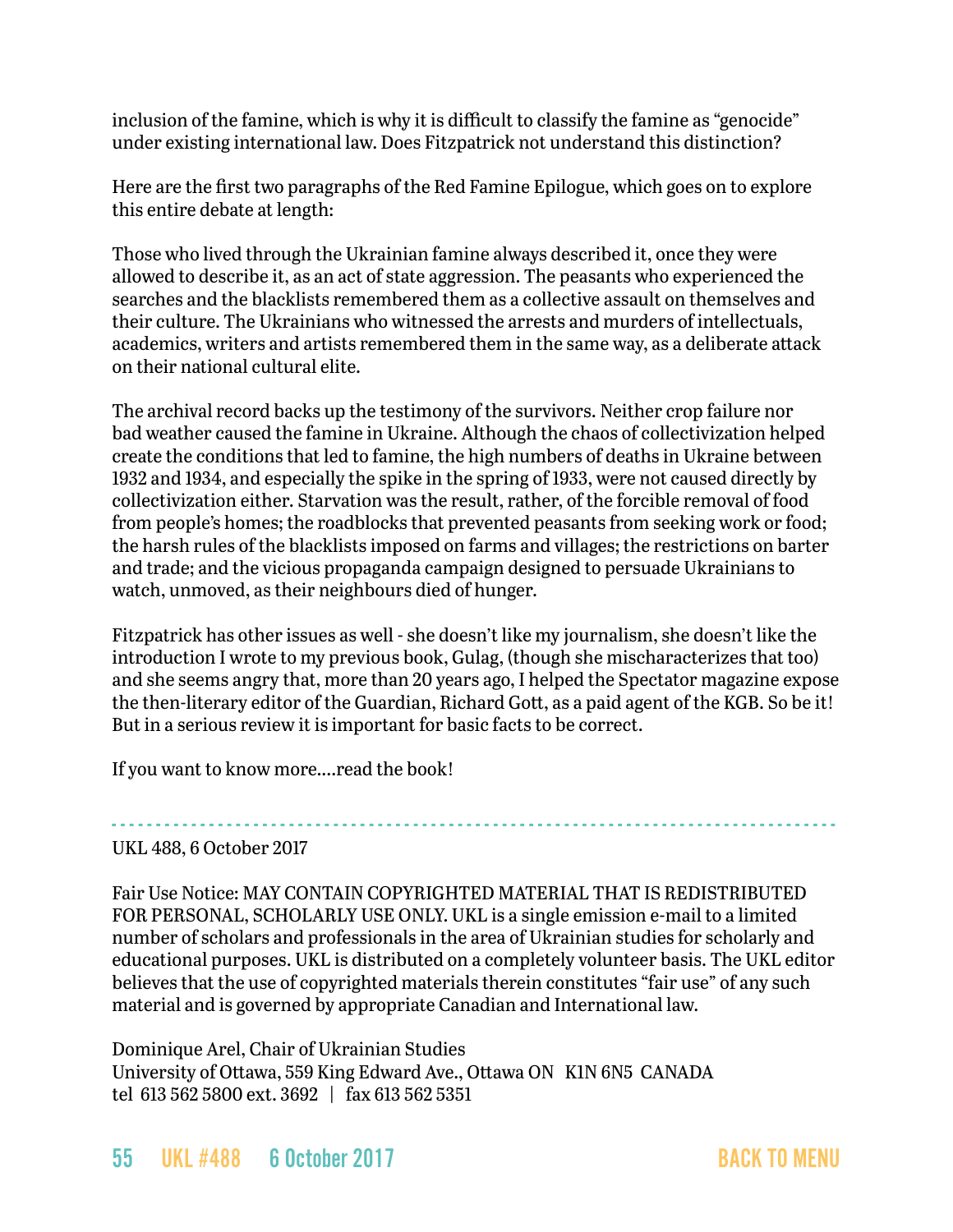inclusion of the famine, which is why it is difficult to classify the famine as "genocide" under existing international law. Does Fitzpatrick not understand this distinction?

Here are the first two paragraphs of the Red Famine Epilogue, which goes on to explore this entire debate at length:

Those who lived through the Ukrainian famine always described it, once they were allowed to describe it, as an act of state aggression. The peasants who experienced the searches and the blacklists remembered them as a collective assault on themselves and their culture. The Ukrainians who witnessed the arrests and murders of intellectuals, academics, writers and artists remembered them in the same way, as a deliberate attack on their national cultural elite.

The archival record backs up the testimony of the survivors. Neither crop failure nor bad weather caused the famine in Ukraine. Although the chaos of collectivization helped create the conditions that led to famine, the high numbers of deaths in Ukraine between 1932 and 1934, and especially the spike in the spring of 1933, were not caused directly by collectivization either. Starvation was the result, rather, of the forcible removal of food from people's homes; the roadblocks that prevented peasants from seeking work or food; the harsh rules of the blacklists imposed on farms and villages; the restrictions on barter and trade; and the vicious propaganda campaign designed to persuade Ukrainians to watch, unmoved, as their neighbours died of hunger.

Fitzpatrick has other issues as well - she doesn't like my journalism, she doesn't like the introduction I wrote to my previous book, Gulag, (though she mischaracterizes that too) and she seems angry that, more than 20 years ago, I helped the Spectator magazine expose the then-literary editor of the Guardian, Richard Gott, as a paid agent of the KGB. So be it! But in a serious review it is important for basic facts to be correct.

If you want to know more....read the book!

---

UKL 488, 6 October 2017

Fair Use Notice: MAY CONTAIN COPYRIGHTED MATERIAL THAT IS REDISTRIBUTED FOR PERSONAL, SCHOLARLY USE ONLY. UKL is a single emission e-mail to a limited number of scholars and professionals in the area of Ukrainian studies for scholarly and educational purposes. UKL is distributed on a completely volunteer basis. The UKL editor believes that the use of copyrighted materials therein constitutes "fair use" of any such material and is governed by appropriate Canadian and International law.

Dominique Arel, Chair of Ukrainian Studies
University of Ottawa, 559 King Edward Ave., Ottawa ON K1N 6N5 CANADA
tel 613 562 5800 ext. 3692 | fax 613 562 5351